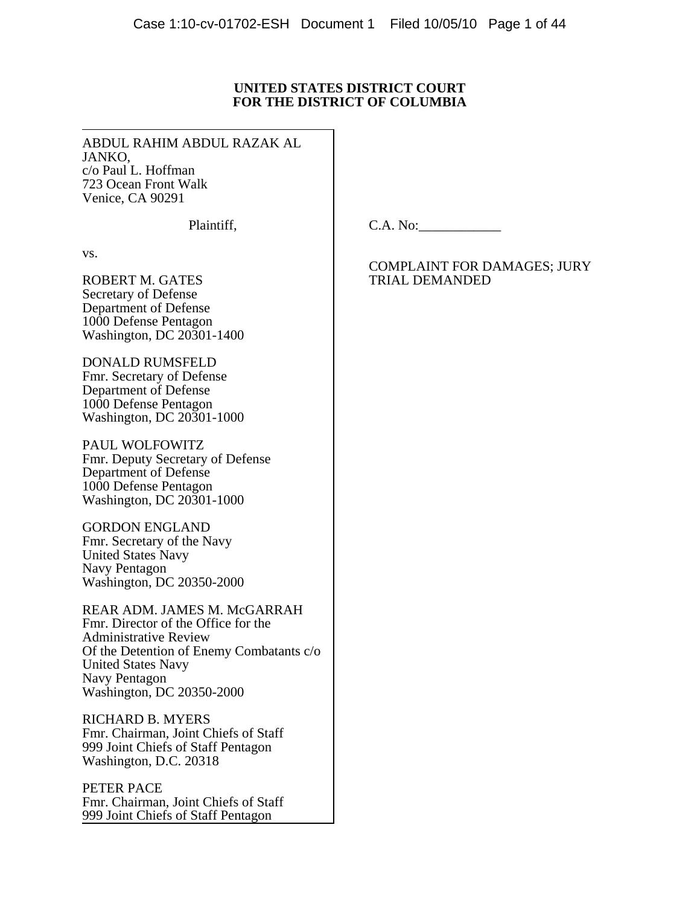**UNITED STATES DISTRICT COURT**
**FOR THE DISTRICT OF COLUMBIA**

ABDUL RAHIM ABDUL RAZAK AL JANKO,
c/o Paul L. Hoffman
723 Ocean Front Walk
Venice, CA 90291

Plaintiff,

vs.

ROBERT M. GATES
Secretary of Defense
Department of Defense
1000 Defense Pentagon
Washington, DC 20301-1400

DONALD RUMSFELD
Fmr. Secretary of Defense
Department of Defense
1000 Defense Pentagon
Washington, DC 20301-1000

PAUL WOLFOWITZ
Fmr. Deputy Secretary of Defense
Department of Defense
1000 Defense Pentagon
Washington, DC 20301-1000

GORDON ENGLAND
Fmr. Secretary of the Navy
United States Navy
Navy Pentagon
Washington, DC 20350-2000

REAR ADM. JAMES M. McGARRAH
Fmr. Director of the Office for the Administrative Review
Of the Detention of Enemy Combatants c/o
United States Navy
Navy Pentagon
Washington, DC 20350-2000

RICHARD B. MYERS
Fmr. Chairman, Joint Chiefs of Staff
999 Joint Chiefs of Staff Pentagon
Washington, D.C. 20318

PETER PACE
Fmr. Chairman, Joint Chiefs of Staff
999 Joint Chiefs of Staff Pentagon

C.A. No:____________

COMPLAINT FOR DAMAGES; JURY TRIAL DEMANDED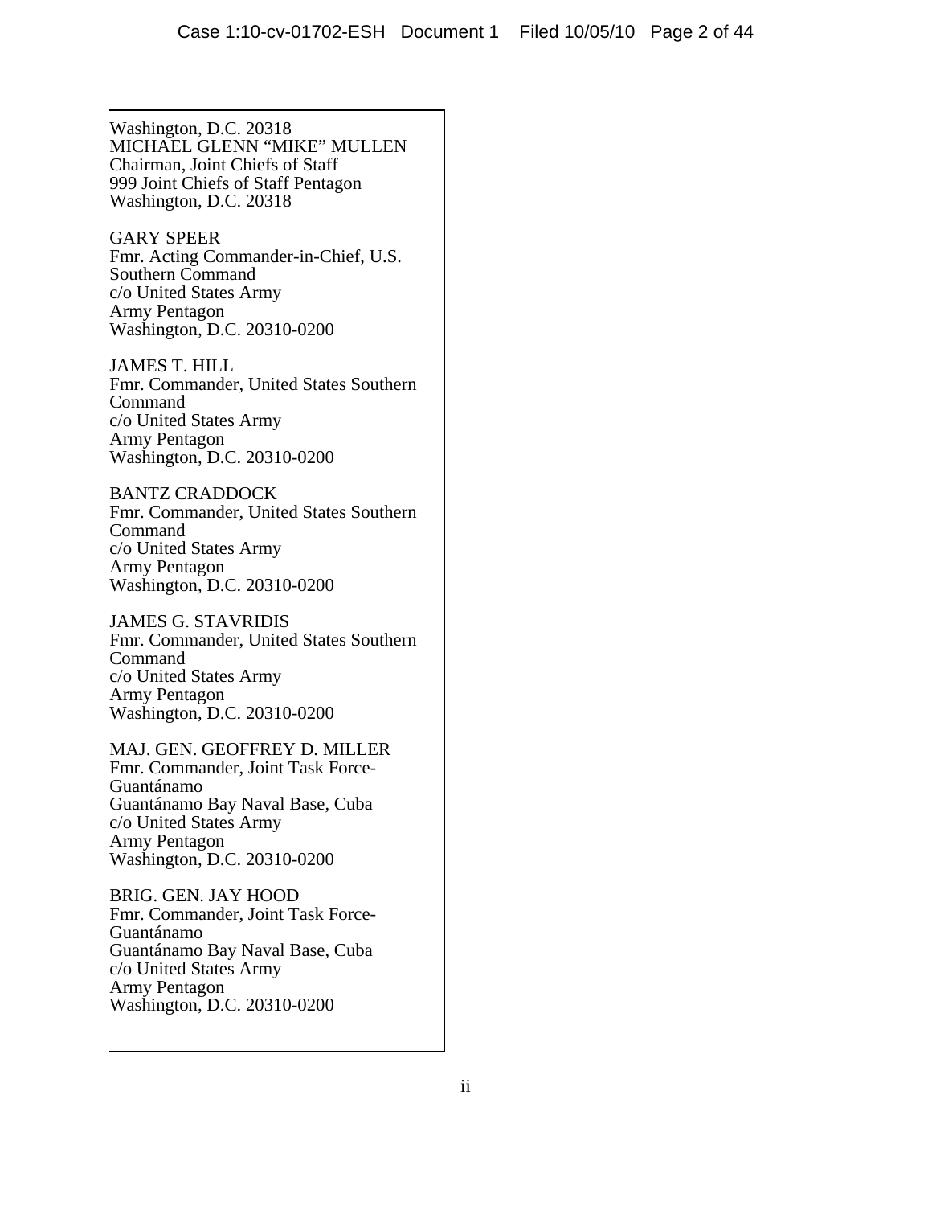Washington, D.C. 20318
MICHAEL GLENN "MIKE" MULLEN
Chairman, Joint Chiefs of Staff
999 Joint Chiefs of Staff Pentagon
Washington, D.C. 20318

GARY SPEER
Fmr. Acting Commander-in-Chief, U.S.
Southern Command
c/o United States Army
Army Pentagon
Washington, D.C. 20310-0200

JAMES T. HILL
Fmr. Commander, United States Southern
Command
c/o United States Army
Army Pentagon
Washington, D.C. 20310-0200

BANTZ CRADDOCK
Fmr. Commander, United States Southern
Command
c/o United States Army
Army Pentagon
Washington, D.C. 20310-0200

JAMES G. STAVRIDIS
Fmr. Commander, United States Southern
Command
c/o United States Army
Army Pentagon
Washington, D.C. 20310-0200

MAJ. GEN. GEOFFREY D. MILLER
Fmr. Commander, Joint Task Force-
Guantánamo
Guantánamo Bay Naval Base, Cuba
c/o United States Army
Army Pentagon
Washington, D.C. 20310-0200

BRIG. GEN. JAY HOOD
Fmr. Commander, Joint Task Force-
Guantánamo
Guantánamo Bay Naval Base, Cuba
c/o United States Army
Army Pentagon
Washington, D.C. 20310-0200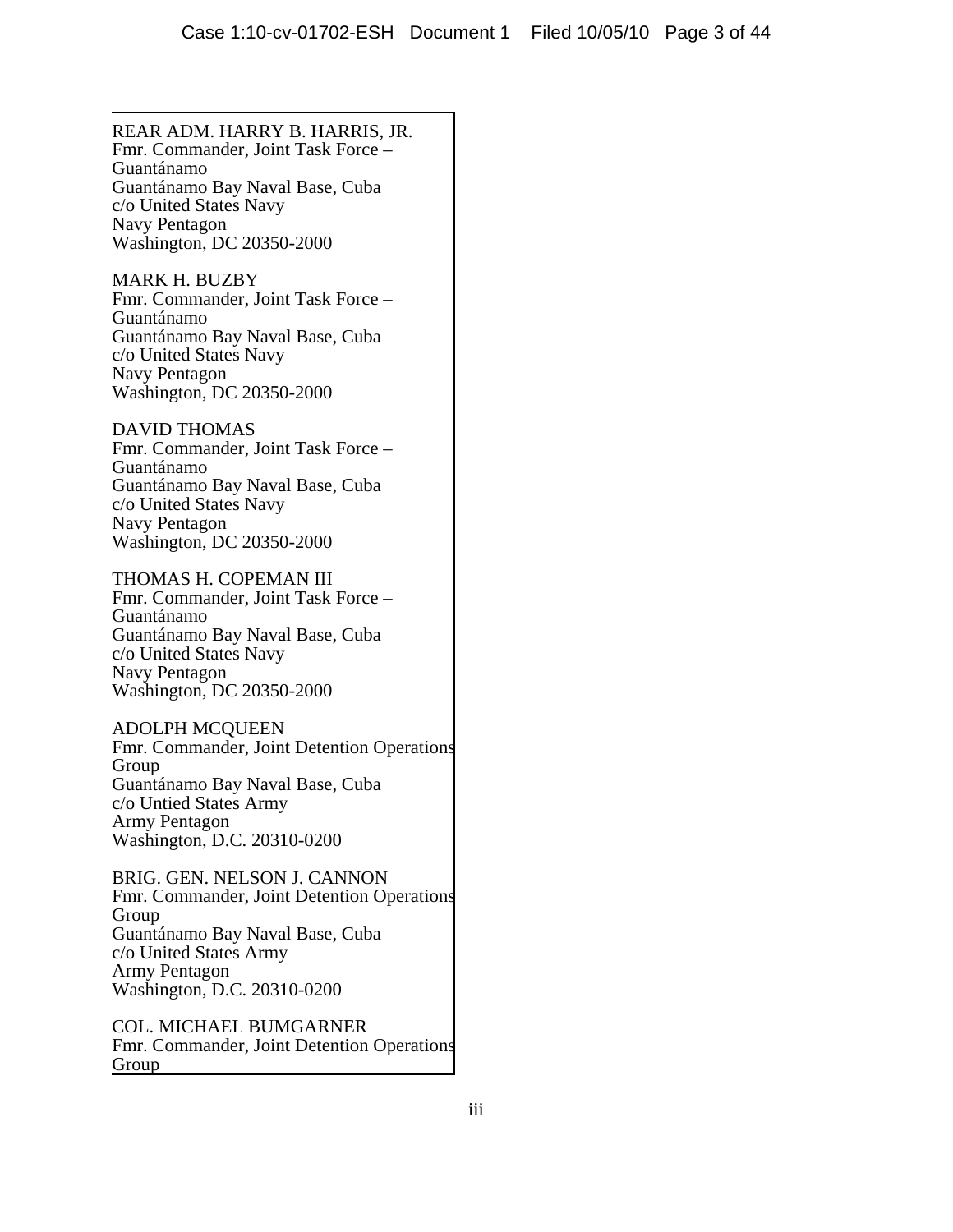REAR ADM. HARRY B. HARRIS, JR.
Fmr. Commander, Joint Task Force – Guantánamo
Guantánamo Bay Naval Base, Cuba
c/o United States Navy
Navy Pentagon
Washington, DC 20350-2000

MARK H. BUZBY
Fmr. Commander, Joint Task Force – Guantánamo
Guantánamo Bay Naval Base, Cuba
c/o United States Navy
Navy Pentagon
Washington, DC 20350-2000

DAVID THOMAS
Fmr. Commander, Joint Task Force – Guantánamo
Guantánamo Bay Naval Base, Cuba
c/o United States Navy
Navy Pentagon
Washington, DC 20350-2000

THOMAS H. COPEMAN III
Fmr. Commander, Joint Task Force – Guantánamo
Guantánamo Bay Naval Base, Cuba
c/o United States Navy
Navy Pentagon
Washington, DC 20350-2000

ADOLPH MCQUEEN
Fmr. Commander, Joint Detention Operations Group
Guantánamo Bay Naval Base, Cuba
c/o Untied States Army
Army Pentagon
Washington, D.C. 20310-0200

BRIG. GEN. NELSON J. CANNON
Fmr. Commander, Joint Detention Operations Group
Guantánamo Bay Naval Base, Cuba
c/o United States Army
Army Pentagon
Washington, D.C. 20310-0200

COL. MICHAEL BUMGARNER
Fmr. Commander, Joint Detention Operations Group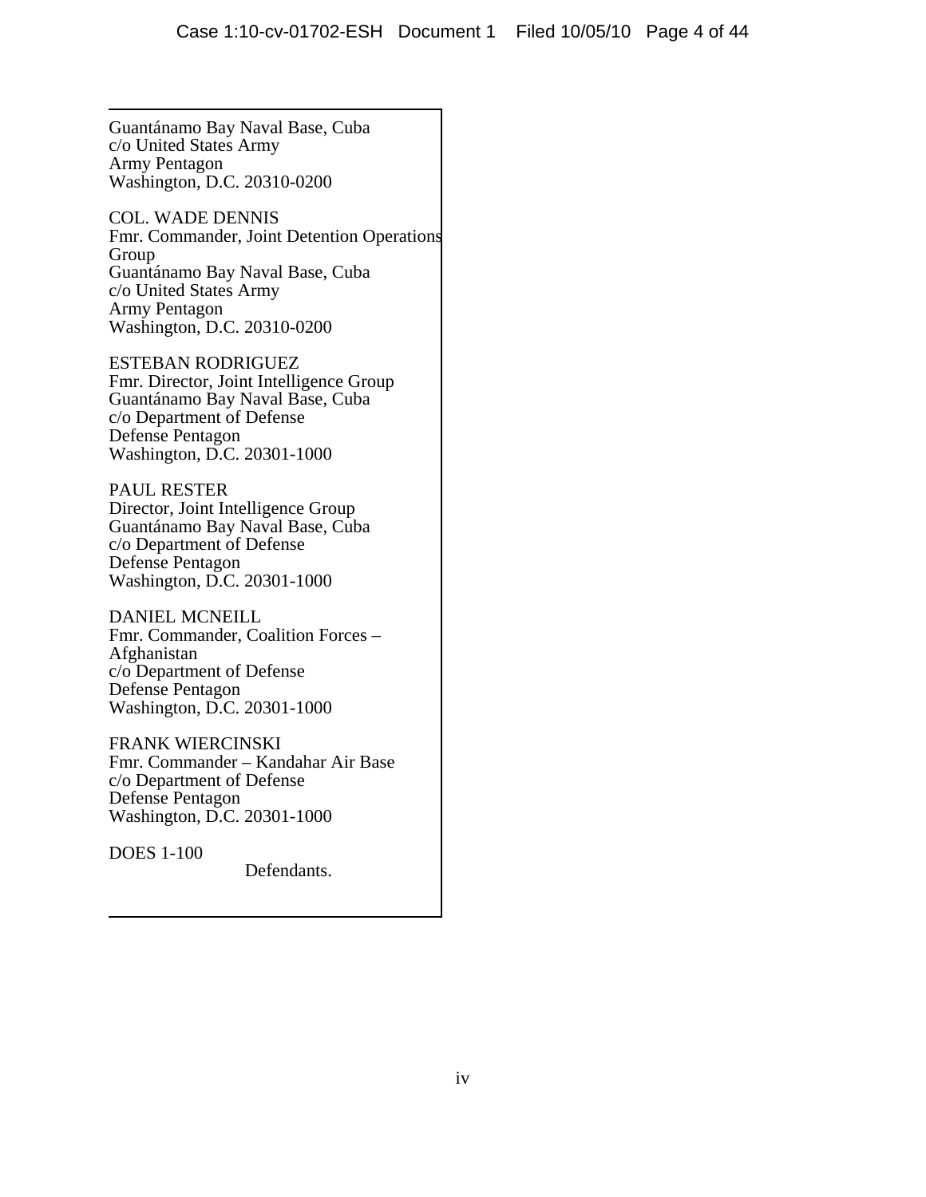Guantánamo Bay Naval Base, Cuba
c/o United States Army
Army Pentagon
Washington, D.C. 20310-0200

COL. WADE DENNIS
Fmr. Commander, Joint Detention Operations Group
Guantánamo Bay Naval Base, Cuba
c/o United States Army
Army Pentagon
Washington, D.C. 20310-0200

ESTEBAN RODRIGUEZ
Fmr. Director, Joint Intelligence Group
Guantánamo Bay Naval Base, Cuba
c/o Department of Defense
Defense Pentagon
Washington, D.C. 20301-1000

PAUL RESTER
Director, Joint Intelligence Group
Guantánamo Bay Naval Base, Cuba
c/o Department of Defense
Defense Pentagon
Washington, D.C. 20301-1000

DANIEL MCNEILL
Fmr. Commander, Coalition Forces – Afghanistan
c/o Department of Defense
Defense Pentagon
Washington, D.C. 20301-1000

FRANK WIERCINSKI
Fmr. Commander – Kandahar Air Base
c/o Department of Defense
Defense Pentagon
Washington, D.C. 20301-1000

DOES 1-100

Defendants.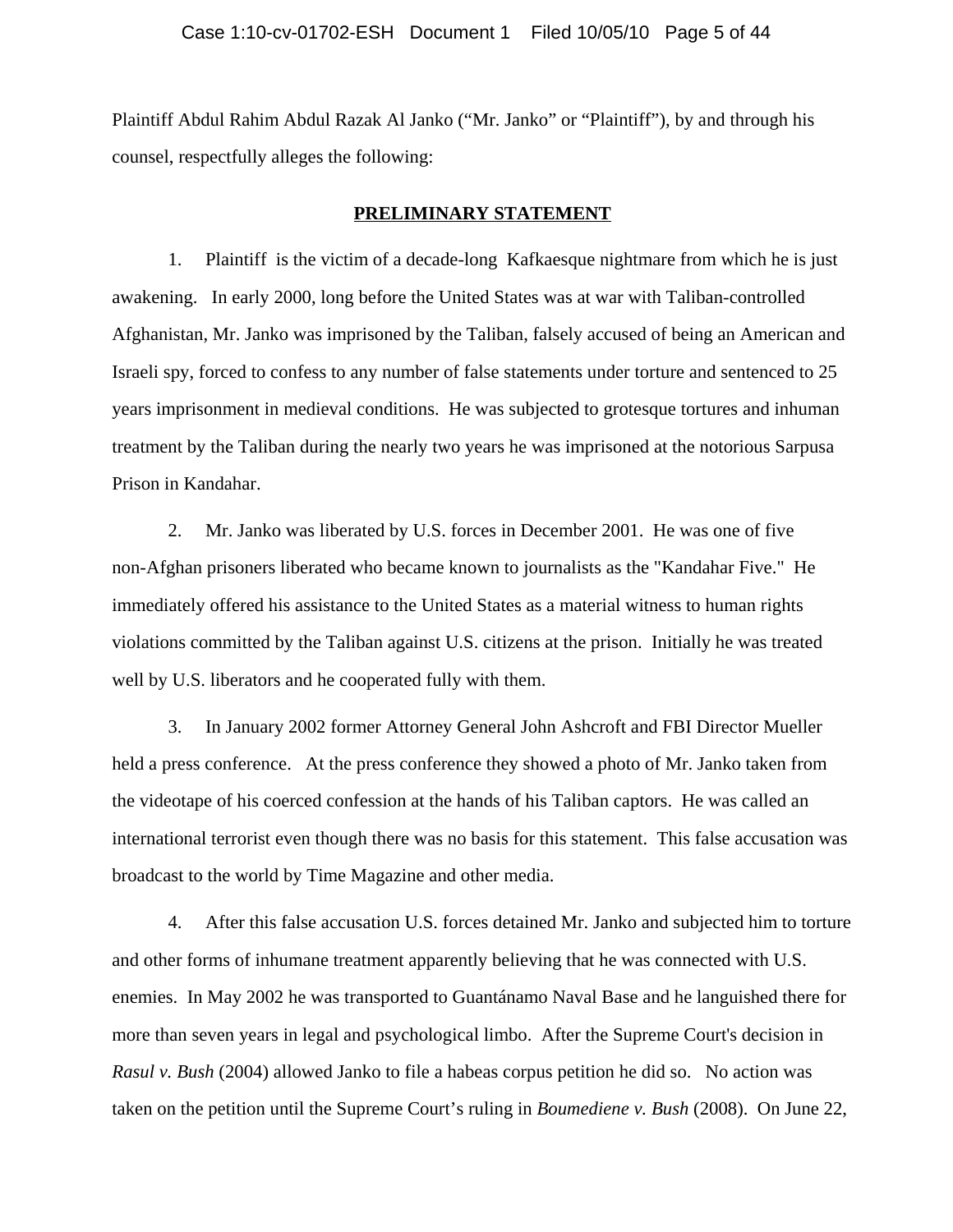Plaintiff Abdul Rahim Abdul Razak Al Janko ("Mr. Janko" or "Plaintiff"), by and through his counsel, respectfully alleges the following:

## PRELIMINARY STATEMENT

1. Plaintiff is the victim of a decade-long Kafkaesque nightmare from which he is just awakening. In early 2000, long before the United States was at war with Taliban-controlled Afghanistan, Mr. Janko was imprisoned by the Taliban, falsely accused of being an American and Israeli spy, forced to confess to any number of false statements under torture and sentenced to 25 years imprisonment in medieval conditions. He was subjected to grotesque tortures and inhuman treatment by the Taliban during the nearly two years he was imprisoned at the notorious Sarpusa Prison in Kandahar.

2. Mr. Janko was liberated by U.S. forces in December 2001. He was one of five non-Afghan prisoners liberated who became known to journalists as the "Kandahar Five." He immediately offered his assistance to the United States as a material witness to human rights violations committed by the Taliban against U.S. citizens at the prison. Initially he was treated well by U.S. liberators and he cooperated fully with them.

3. In January 2002 former Attorney General John Ashcroft and FBI Director Mueller held a press conference. At the press conference they showed a photo of Mr. Janko taken from the videotape of his coerced confession at the hands of his Taliban captors. He was called an international terrorist even though there was no basis for this statement. This false accusation was broadcast to the world by Time Magazine and other media.

4. After this false accusation U.S. forces detained Mr. Janko and subjected him to torture and other forms of inhumane treatment apparently believing that he was connected with U.S. enemies. In May 2002 he was transported to Guantánamo Naval Base and he languished there for more than seven years in legal and psychological limbo. After the Supreme Court's decision in *Rasul v. Bush* (2004) allowed Janko to file a habeas corpus petition he did so. No action was taken on the petition until the Supreme Court's ruling in *Boumediene v. Bush* (2008). On June 22,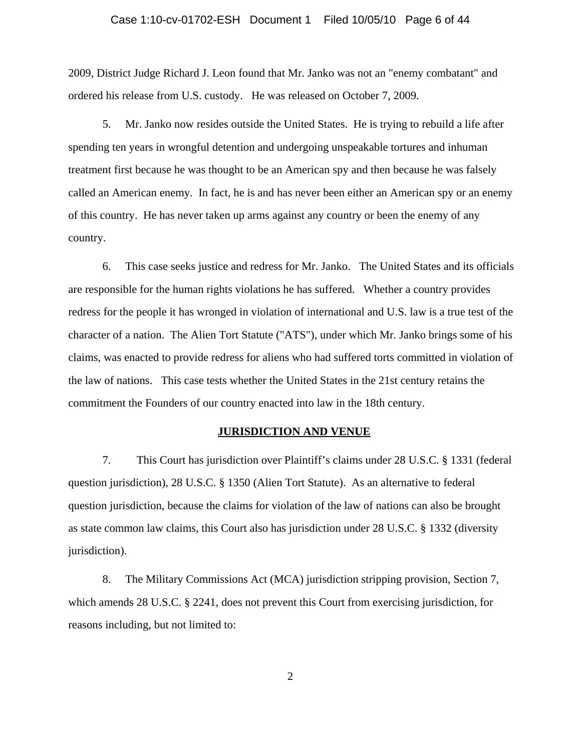2009, District Judge Richard J. Leon found that Mr. Janko was not an "enemy combatant" and ordered his release from U.S. custody. He was released on October 7, 2009.

5. Mr. Janko now resides outside the United States. He is trying to rebuild a life after spending ten years in wrongful detention and undergoing unspeakable tortures and inhuman treatment first because he was thought to be an American spy and then because he was falsely called an American enemy. In fact, he is and has never been either an American spy or an enemy of this country. He has never taken up arms against any country or been the enemy of any country.

6. This case seeks justice and redress for Mr. Janko. The United States and its officials are responsible for the human rights violations he has suffered. Whether a country provides redress for the people it has wronged in violation of international and U.S. law is a true test of the character of a nation. The Alien Tort Statute ("ATS"), under which Mr. Janko brings some of his claims, was enacted to provide redress for aliens who had suffered torts committed in violation of the law of nations. This case tests whether the United States in the 21st century retains the commitment the Founders of our country enacted into law in the 18th century.

## JURISDICTION AND VENUE

7. This Court has jurisdiction over Plaintiff's claims under 28 U.S.C. § 1331 (federal question jurisdiction), 28 U.S.C. § 1350 (Alien Tort Statute). As an alternative to federal question jurisdiction, because the claims for violation of the law of nations can also be brought as state common law claims, this Court also has jurisdiction under 28 U.S.C. § 1332 (diversity jurisdiction).

8. The Military Commissions Act (MCA) jurisdiction stripping provision, Section 7, which amends 28 U.S.C. § 2241, does not prevent this Court from exercising jurisdiction, for reasons including, but not limited to: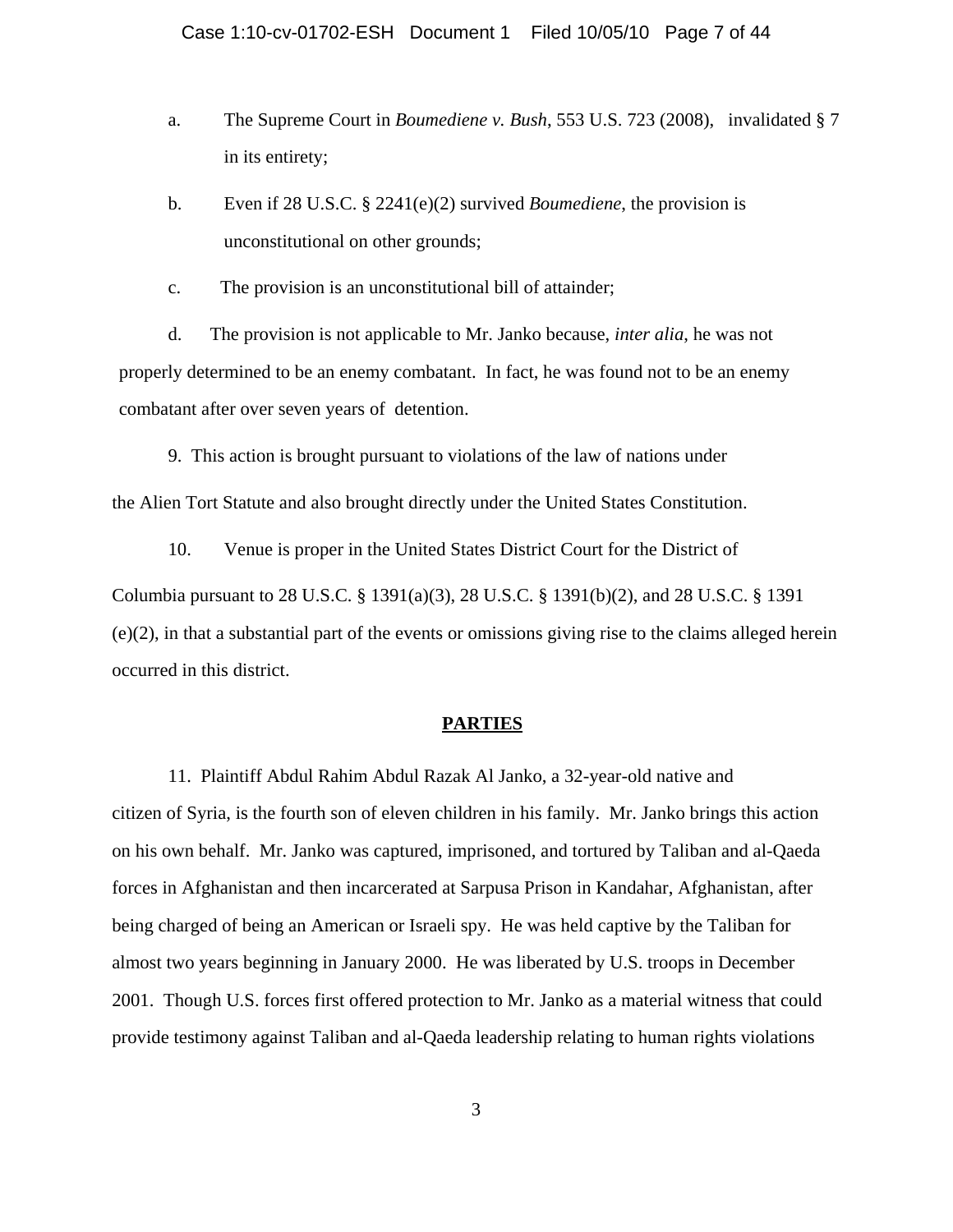a. The Supreme Court in *Boumediene v. Bush*, 553 U.S. 723 (2008), invalidated § 7 in its entirety;

b. Even if 28 U.S.C. § 2241(e)(2) survived *Boumediene*, the provision is unconstitutional on other grounds;

c. The provision is an unconstitutional bill of attainder;

d. The provision is not applicable to Mr. Janko because, *inter alia*, he was not properly determined to be an enemy combatant. In fact, he was found not to be an enemy combatant after over seven years of detention.

9. This action is brought pursuant to violations of the law of nations under the Alien Tort Statute and also brought directly under the United States Constitution.

10. Venue is proper in the United States District Court for the District of Columbia pursuant to 28 U.S.C. § 1391(a)(3), 28 U.S.C. § 1391(b)(2), and 28 U.S.C. § 1391 (e)(2), in that a substantial part of the events or omissions giving rise to the claims alleged herein occurred in this district.

## PARTIES

11. Plaintiff Abdul Rahim Abdul Razak Al Janko, a 32-year-old native and citizen of Syria, is the fourth son of eleven children in his family. Mr. Janko brings this action on his own behalf. Mr. Janko was captured, imprisoned, and tortured by Taliban and al-Qaeda forces in Afghanistan and then incarcerated at Sarpusa Prison in Kandahar, Afghanistan, after being charged of being an American or Israeli spy. He was held captive by the Taliban for almost two years beginning in January 2000. He was liberated by U.S. troops in December 2001. Though U.S. forces first offered protection to Mr. Janko as a material witness that could provide testimony against Taliban and al-Qaeda leadership relating to human rights violations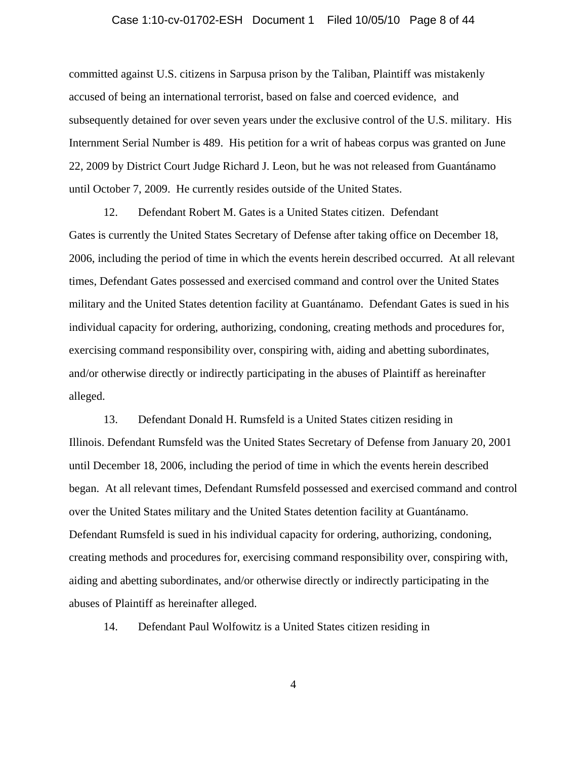committed against U.S. citizens in Sarpusa prison by the Taliban, Plaintiff was mistakenly accused of being an international terrorist, based on false and coerced evidence, and subsequently detained for over seven years under the exclusive control of the U.S. military. His Internment Serial Number is 489. His petition for a writ of habeas corpus was granted on June 22, 2009 by District Court Judge Richard J. Leon, but he was not released from Guantánamo until October 7, 2009. He currently resides outside of the United States.

12. Defendant Robert M. Gates is a United States citizen. Defendant Gates is currently the United States Secretary of Defense after taking office on December 18, 2006, including the period of time in which the events herein described occurred. At all relevant times, Defendant Gates possessed and exercised command and control over the United States military and the United States detention facility at Guantánamo. Defendant Gates is sued in his individual capacity for ordering, authorizing, condoning, creating methods and procedures for, exercising command responsibility over, conspiring with, aiding and abetting subordinates, and/or otherwise directly or indirectly participating in the abuses of Plaintiff as hereinafter alleged.

13. Defendant Donald H. Rumsfeld is a United States citizen residing in Illinois. Defendant Rumsfeld was the United States Secretary of Defense from January 20, 2001 until December 18, 2006, including the period of time in which the events herein described began. At all relevant times, Defendant Rumsfeld possessed and exercised command and control over the United States military and the United States detention facility at Guantánamo. Defendant Rumsfeld is sued in his individual capacity for ordering, authorizing, condoning, creating methods and procedures for, exercising command responsibility over, conspiring with, aiding and abetting subordinates, and/or otherwise directly or indirectly participating in the abuses of Plaintiff as hereinafter alleged.

14. Defendant Paul Wolfowitz is a United States citizen residing in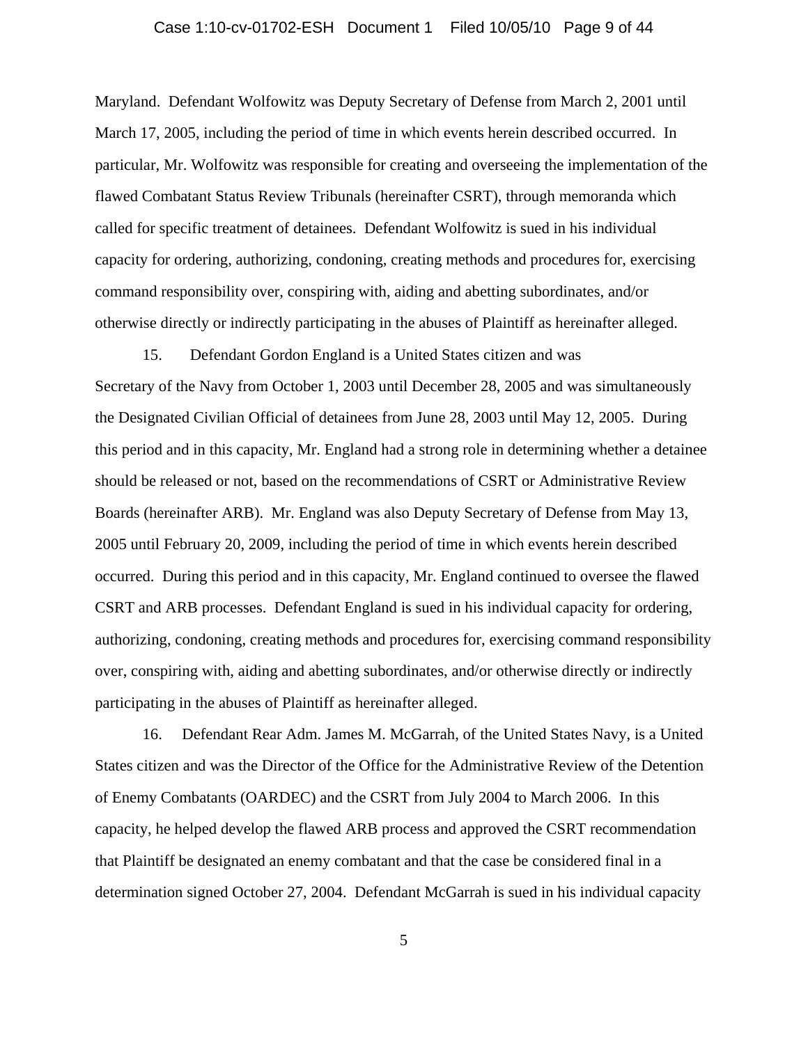Maryland. Defendant Wolfowitz was Deputy Secretary of Defense from March 2, 2001 until March 17, 2005, including the period of time in which events herein described occurred. In particular, Mr. Wolfowitz was responsible for creating and overseeing the implementation of the flawed Combatant Status Review Tribunals (hereinafter CSRT), through memoranda which called for specific treatment of detainees. Defendant Wolfowitz is sued in his individual capacity for ordering, authorizing, condoning, creating methods and procedures for, exercising command responsibility over, conspiring with, aiding and abetting subordinates, and/or otherwise directly or indirectly participating in the abuses of Plaintiff as hereinafter alleged.

15. Defendant Gordon England is a United States citizen and was Secretary of the Navy from October 1, 2003 until December 28, 2005 and was simultaneously the Designated Civilian Official of detainees from June 28, 2003 until May 12, 2005. During this period and in this capacity, Mr. England had a strong role in determining whether a detainee should be released or not, based on the recommendations of CSRT or Administrative Review Boards (hereinafter ARB). Mr. England was also Deputy Secretary of Defense from May 13, 2005 until February 20, 2009, including the period of time in which events herein described occurred. During this period and in this capacity, Mr. England continued to oversee the flawed CSRT and ARB processes. Defendant England is sued in his individual capacity for ordering, authorizing, condoning, creating methods and procedures for, exercising command responsibility over, conspiring with, aiding and abetting subordinates, and/or otherwise directly or indirectly participating in the abuses of Plaintiff as hereinafter alleged.

16. Defendant Rear Adm. James M. McGarrah, of the United States Navy, is a United States citizen and was the Director of the Office for the Administrative Review of the Detention of Enemy Combatants (OARDEC) and the CSRT from July 2004 to March 2006. In this capacity, he helped develop the flawed ARB process and approved the CSRT recommendation that Plaintiff be designated an enemy combatant and that the case be considered final in a determination signed October 27, 2004. Defendant McGarrah is sued in his individual capacity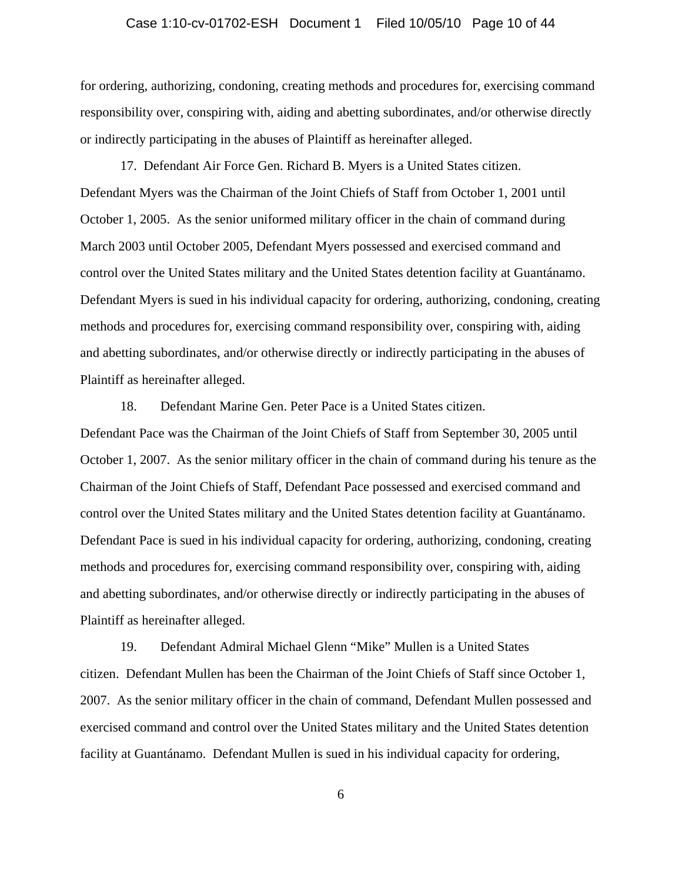for ordering, authorizing, condoning, creating methods and procedures for, exercising command responsibility over, conspiring with, aiding and abetting subordinates, and/or otherwise directly or indirectly participating in the abuses of Plaintiff as hereinafter alleged.

17. Defendant Air Force Gen. Richard B. Myers is a United States citizen. Defendant Myers was the Chairman of the Joint Chiefs of Staff from October 1, 2001 until October 1, 2005. As the senior uniformed military officer in the chain of command during March 2003 until October 2005, Defendant Myers possessed and exercised command and control over the United States military and the United States detention facility at Guantánamo. Defendant Myers is sued in his individual capacity for ordering, authorizing, condoning, creating methods and procedures for, exercising command responsibility over, conspiring with, aiding and abetting subordinates, and/or otherwise directly or indirectly participating in the abuses of Plaintiff as hereinafter alleged.

18. Defendant Marine Gen. Peter Pace is a United States citizen. Defendant Pace was the Chairman of the Joint Chiefs of Staff from September 30, 2005 until October 1, 2007. As the senior military officer in the chain of command during his tenure as the Chairman of the Joint Chiefs of Staff, Defendant Pace possessed and exercised command and control over the United States military and the United States detention facility at Guantánamo. Defendant Pace is sued in his individual capacity for ordering, authorizing, condoning, creating methods and procedures for, exercising command responsibility over, conspiring with, aiding and abetting subordinates, and/or otherwise directly or indirectly participating in the abuses of Plaintiff as hereinafter alleged.

19. Defendant Admiral Michael Glenn "Mike" Mullen is a United States citizen. Defendant Mullen has been the Chairman of the Joint Chiefs of Staff since October 1, 2007. As the senior military officer in the chain of command, Defendant Mullen possessed and exercised command and control over the United States military and the United States detention facility at Guantánamo. Defendant Mullen is sued in his individual capacity for ordering,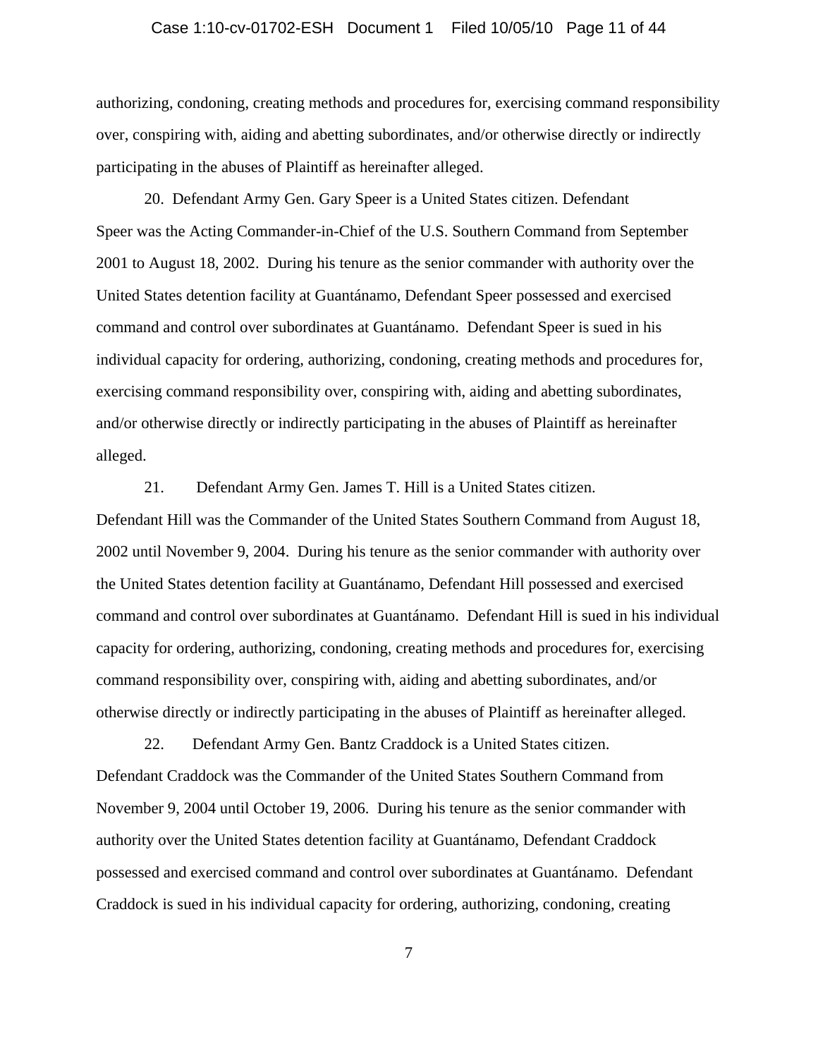authorizing, condoning, creating methods and procedures for, exercising command responsibility over, conspiring with, aiding and abetting subordinates, and/or otherwise directly or indirectly participating in the abuses of Plaintiff as hereinafter alleged.

20. Defendant Army Gen. Gary Speer is a United States citizen. Defendant Speer was the Acting Commander-in-Chief of the U.S. Southern Command from September 2001 to August 18, 2002. During his tenure as the senior commander with authority over the United States detention facility at Guantánamo, Defendant Speer possessed and exercised command and control over subordinates at Guantánamo. Defendant Speer is sued in his individual capacity for ordering, authorizing, condoning, creating methods and procedures for, exercising command responsibility over, conspiring with, aiding and abetting subordinates, and/or otherwise directly or indirectly participating in the abuses of Plaintiff as hereinafter alleged.

21. Defendant Army Gen. James T. Hill is a United States citizen. Defendant Hill was the Commander of the United States Southern Command from August 18, 2002 until November 9, 2004. During his tenure as the senior commander with authority over the United States detention facility at Guantánamo, Defendant Hill possessed and exercised command and control over subordinates at Guantánamo. Defendant Hill is sued in his individual capacity for ordering, authorizing, condoning, creating methods and procedures for, exercising command responsibility over, conspiring with, aiding and abetting subordinates, and/or otherwise directly or indirectly participating in the abuses of Plaintiff as hereinafter alleged.

22. Defendant Army Gen. Bantz Craddock is a United States citizen. Defendant Craddock was the Commander of the United States Southern Command from November 9, 2004 until October 19, 2006. During his tenure as the senior commander with authority over the United States detention facility at Guantánamo, Defendant Craddock possessed and exercised command and control over subordinates at Guantánamo. Defendant Craddock is sued in his individual capacity for ordering, authorizing, condoning, creating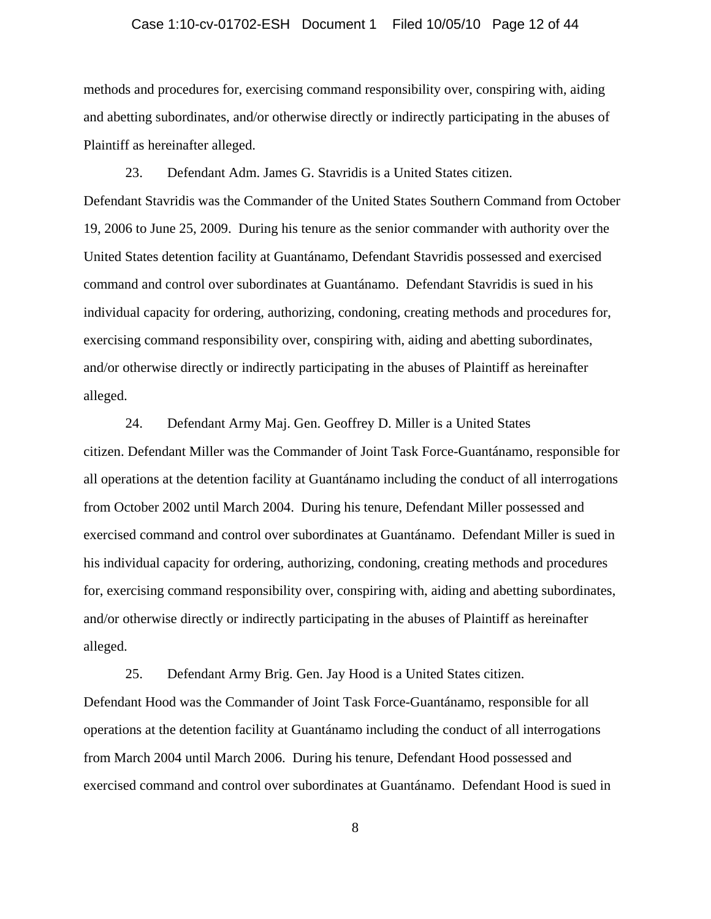methods and procedures for, exercising command responsibility over, conspiring with, aiding and abetting subordinates, and/or otherwise directly or indirectly participating in the abuses of Plaintiff as hereinafter alleged.

23. Defendant Adm. James G. Stavridis is a United States citizen. Defendant Stavridis was the Commander of the United States Southern Command from October 19, 2006 to June 25, 2009. During his tenure as the senior commander with authority over the United States detention facility at Guantánamo, Defendant Stavridis possessed and exercised command and control over subordinates at Guantánamo. Defendant Stavridis is sued in his individual capacity for ordering, authorizing, condoning, creating methods and procedures for, exercising command responsibility over, conspiring with, aiding and abetting subordinates, and/or otherwise directly or indirectly participating in the abuses of Plaintiff as hereinafter alleged.

24. Defendant Army Maj. Gen. Geoffrey D. Miller is a United States citizen. Defendant Miller was the Commander of Joint Task Force-Guantánamo, responsible for all operations at the detention facility at Guantánamo including the conduct of all interrogations from October 2002 until March 2004. During his tenure, Defendant Miller possessed and exercised command and control over subordinates at Guantánamo. Defendant Miller is sued in his individual capacity for ordering, authorizing, condoning, creating methods and procedures for, exercising command responsibility over, conspiring with, aiding and abetting subordinates, and/or otherwise directly or indirectly participating in the abuses of Plaintiff as hereinafter alleged.

25. Defendant Army Brig. Gen. Jay Hood is a United States citizen. Defendant Hood was the Commander of Joint Task Force-Guantánamo, responsible for all operations at the detention facility at Guantánamo including the conduct of all interrogations from March 2004 until March 2006. During his tenure, Defendant Hood possessed and exercised command and control over subordinates at Guantánamo. Defendant Hood is sued in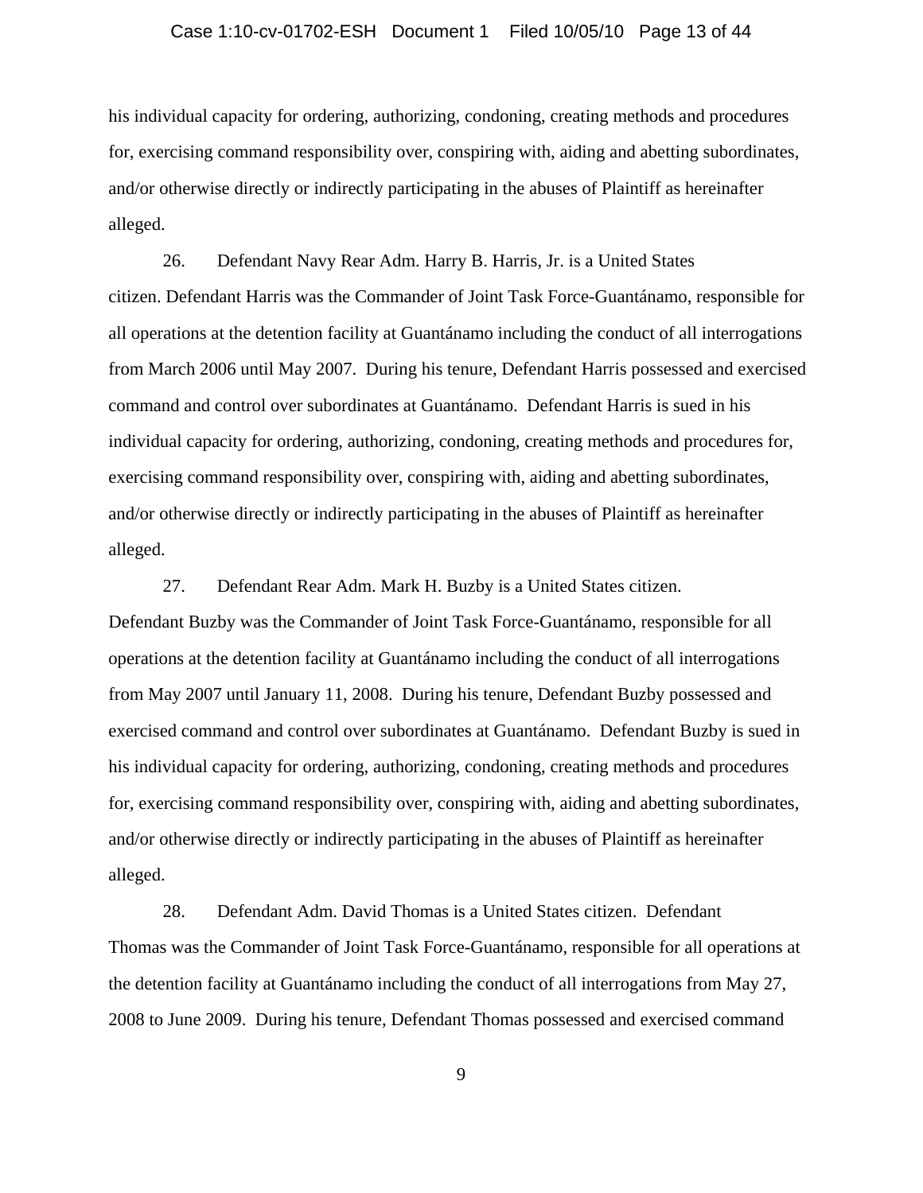his individual capacity for ordering, authorizing, condoning, creating methods and procedures for, exercising command responsibility over, conspiring with, aiding and abetting subordinates, and/or otherwise directly or indirectly participating in the abuses of Plaintiff as hereinafter alleged.

26. Defendant Navy Rear Adm. Harry B. Harris, Jr. is a United States citizen. Defendant Harris was the Commander of Joint Task Force-Guantánamo, responsible for all operations at the detention facility at Guantánamo including the conduct of all interrogations from March 2006 until May 2007. During his tenure, Defendant Harris possessed and exercised command and control over subordinates at Guantánamo. Defendant Harris is sued in his individual capacity for ordering, authorizing, condoning, creating methods and procedures for, exercising command responsibility over, conspiring with, aiding and abetting subordinates, and/or otherwise directly or indirectly participating in the abuses of Plaintiff as hereinafter alleged.

27. Defendant Rear Adm. Mark H. Buzby is a United States citizen. Defendant Buzby was the Commander of Joint Task Force-Guantánamo, responsible for all operations at the detention facility at Guantánamo including the conduct of all interrogations from May 2007 until January 11, 2008. During his tenure, Defendant Buzby possessed and exercised command and control over subordinates at Guantánamo. Defendant Buzby is sued in his individual capacity for ordering, authorizing, condoning, creating methods and procedures for, exercising command responsibility over, conspiring with, aiding and abetting subordinates, and/or otherwise directly or indirectly participating in the abuses of Plaintiff as hereinafter alleged.

28. Defendant Adm. David Thomas is a United States citizen. Defendant Thomas was the Commander of Joint Task Force-Guantánamo, responsible for all operations at the detention facility at Guantánamo including the conduct of all interrogations from May 27, 2008 to June 2009. During his tenure, Defendant Thomas possessed and exercised command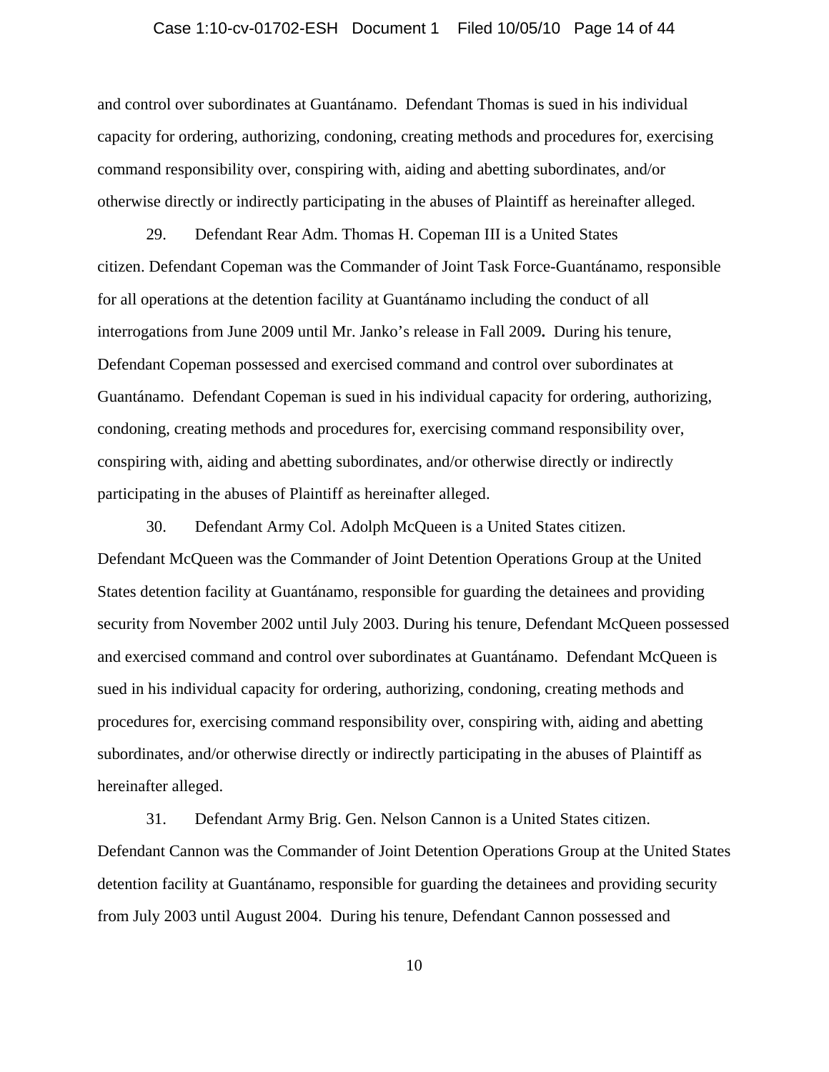and control over subordinates at Guantánamo. Defendant Thomas is sued in his individual capacity for ordering, authorizing, condoning, creating methods and procedures for, exercising command responsibility over, conspiring with, aiding and abetting subordinates, and/or otherwise directly or indirectly participating in the abuses of Plaintiff as hereinafter alleged.

29. Defendant Rear Adm. Thomas H. Copeman III is a United States citizen. Defendant Copeman was the Commander of Joint Task Force-Guantánamo, responsible for all operations at the detention facility at Guantánamo including the conduct of all interrogations from June 2009 until Mr. Janko's release in Fall 2009**.** During his tenure, Defendant Copeman possessed and exercised command and control over subordinates at Guantánamo. Defendant Copeman is sued in his individual capacity for ordering, authorizing, condoning, creating methods and procedures for, exercising command responsibility over, conspiring with, aiding and abetting subordinates, and/or otherwise directly or indirectly participating in the abuses of Plaintiff as hereinafter alleged.

30. Defendant Army Col. Adolph McQueen is a United States citizen. Defendant McQueen was the Commander of Joint Detention Operations Group at the United States detention facility at Guantánamo, responsible for guarding the detainees and providing security from November 2002 until July 2003. During his tenure, Defendant McQueen possessed and exercised command and control over subordinates at Guantánamo. Defendant McQueen is sued in his individual capacity for ordering, authorizing, condoning, creating methods and procedures for, exercising command responsibility over, conspiring with, aiding and abetting subordinates, and/or otherwise directly or indirectly participating in the abuses of Plaintiff as hereinafter alleged.

31. Defendant Army Brig. Gen. Nelson Cannon is a United States citizen. Defendant Cannon was the Commander of Joint Detention Operations Group at the United States detention facility at Guantánamo, responsible for guarding the detainees and providing security from July 2003 until August 2004. During his tenure, Defendant Cannon possessed and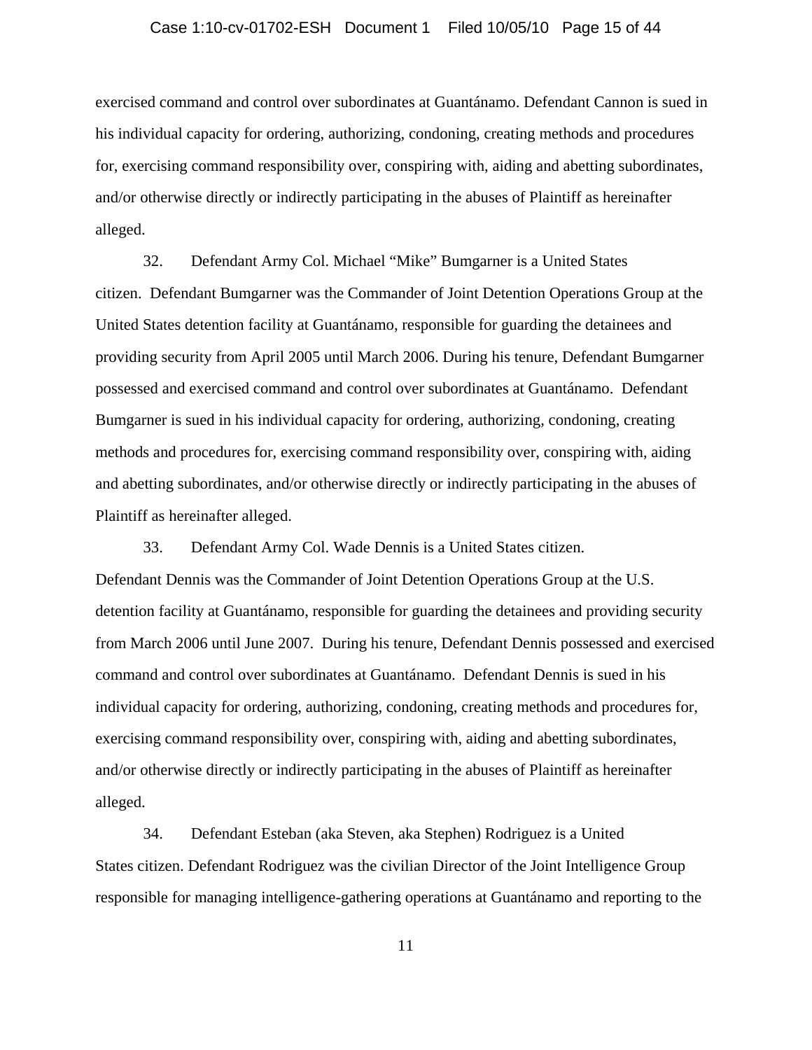exercised command and control over subordinates at Guantánamo. Defendant Cannon is sued in his individual capacity for ordering, authorizing, condoning, creating methods and procedures for, exercising command responsibility over, conspiring with, aiding and abetting subordinates, and/or otherwise directly or indirectly participating in the abuses of Plaintiff as hereinafter alleged.

32. Defendant Army Col. Michael "Mike" Bumgarner is a United States citizen. Defendant Bumgarner was the Commander of Joint Detention Operations Group at the United States detention facility at Guantánamo, responsible for guarding the detainees and providing security from April 2005 until March 2006. During his tenure, Defendant Bumgarner possessed and exercised command and control over subordinates at Guantánamo. Defendant Bumgarner is sued in his individual capacity for ordering, authorizing, condoning, creating methods and procedures for, exercising command responsibility over, conspiring with, aiding and abetting subordinates, and/or otherwise directly or indirectly participating in the abuses of Plaintiff as hereinafter alleged.

33. Defendant Army Col. Wade Dennis is a United States citizen. Defendant Dennis was the Commander of Joint Detention Operations Group at the U.S. detention facility at Guantánamo, responsible for guarding the detainees and providing security from March 2006 until June 2007. During his tenure, Defendant Dennis possessed and exercised command and control over subordinates at Guantánamo. Defendant Dennis is sued in his individual capacity for ordering, authorizing, condoning, creating methods and procedures for, exercising command responsibility over, conspiring with, aiding and abetting subordinates, and/or otherwise directly or indirectly participating in the abuses of Plaintiff as hereinafter alleged.

34. Defendant Esteban (aka Steven, aka Stephen) Rodriguez is a United States citizen. Defendant Rodriguez was the civilian Director of the Joint Intelligence Group responsible for managing intelligence-gathering operations at Guantánamo and reporting to the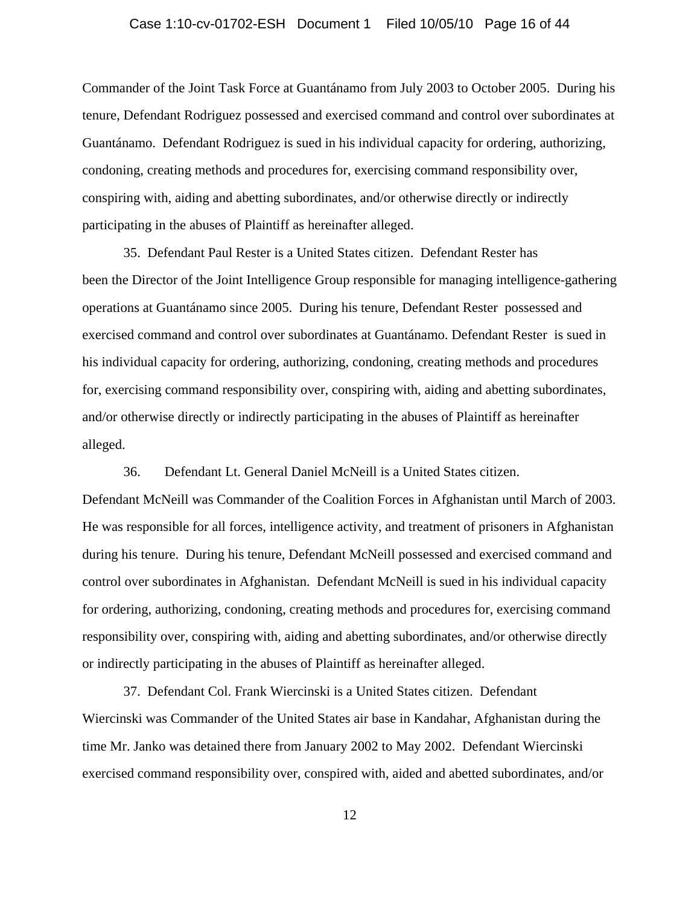Commander of the Joint Task Force at Guantánamo from July 2003 to October 2005. During his tenure, Defendant Rodriguez possessed and exercised command and control over subordinates at Guantánamo. Defendant Rodriguez is sued in his individual capacity for ordering, authorizing, condoning, creating methods and procedures for, exercising command responsibility over, conspiring with, aiding and abetting subordinates, and/or otherwise directly or indirectly participating in the abuses of Plaintiff as hereinafter alleged.

35. Defendant Paul Rester is a United States citizen. Defendant Rester has been the Director of the Joint Intelligence Group responsible for managing intelligence-gathering operations at Guantánamo since 2005. During his tenure, Defendant Rester possessed and exercised command and control over subordinates at Guantánamo. Defendant Rester is sued in his individual capacity for ordering, authorizing, condoning, creating methods and procedures for, exercising command responsibility over, conspiring with, aiding and abetting subordinates, and/or otherwise directly or indirectly participating in the abuses of Plaintiff as hereinafter alleged.

36. Defendant Lt. General Daniel McNeill is a United States citizen. Defendant McNeill was Commander of the Coalition Forces in Afghanistan until March of 2003. He was responsible for all forces, intelligence activity, and treatment of prisoners in Afghanistan during his tenure. During his tenure, Defendant McNeill possessed and exercised command and control over subordinates in Afghanistan. Defendant McNeill is sued in his individual capacity for ordering, authorizing, condoning, creating methods and procedures for, exercising command responsibility over, conspiring with, aiding and abetting subordinates, and/or otherwise directly or indirectly participating in the abuses of Plaintiff as hereinafter alleged.

37. Defendant Col. Frank Wiercinski is a United States citizen. Defendant Wiercinski was Commander of the United States air base in Kandahar, Afghanistan during the time Mr. Janko was detained there from January 2002 to May 2002. Defendant Wiercinski exercised command responsibility over, conspired with, aided and abetted subordinates, and/or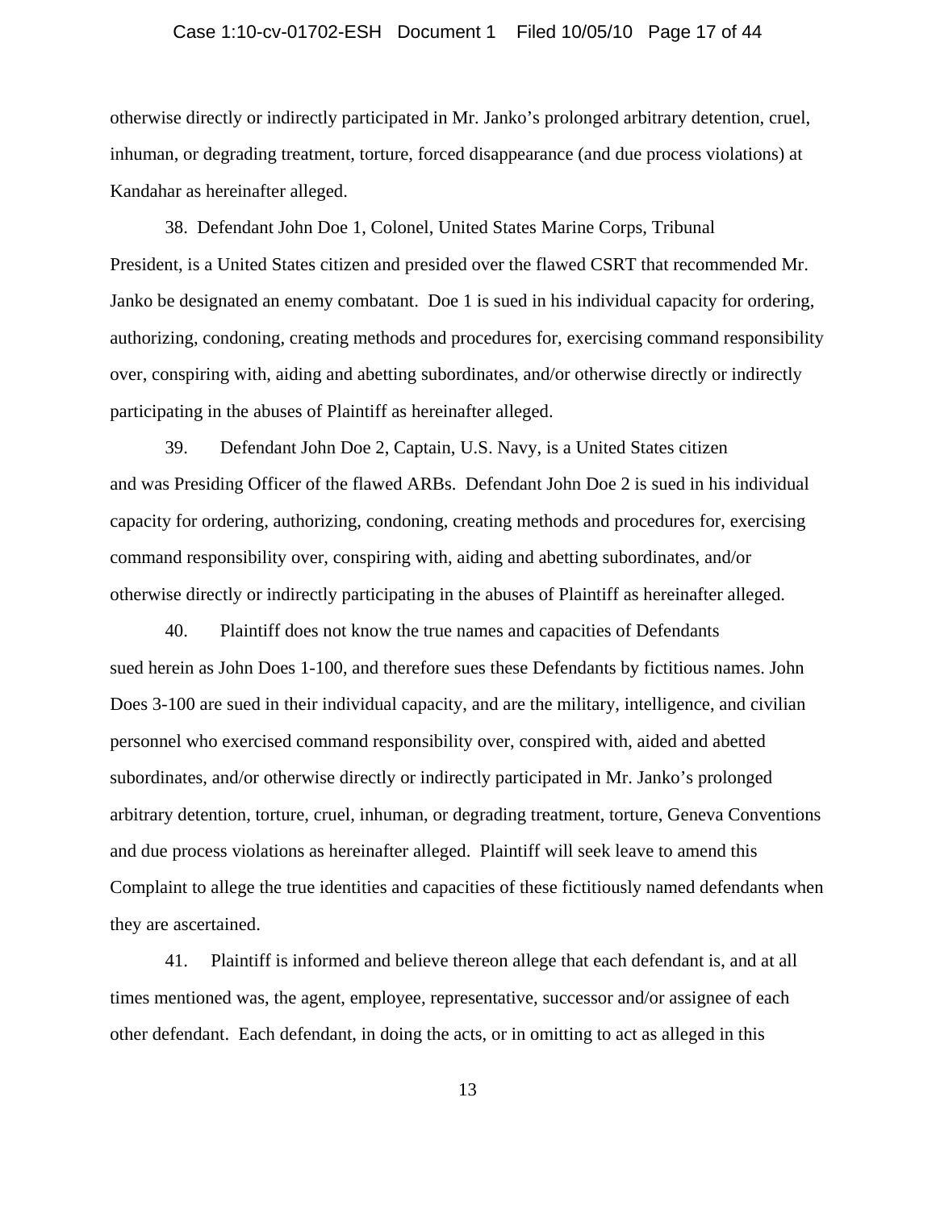otherwise directly or indirectly participated in Mr. Janko's prolonged arbitrary detention, cruel, inhuman, or degrading treatment, torture, forced disappearance (and due process violations) at Kandahar as hereinafter alleged.

38. Defendant John Doe 1, Colonel, United States Marine Corps, Tribunal President, is a United States citizen and presided over the flawed CSRT that recommended Mr. Janko be designated an enemy combatant. Doe 1 is sued in his individual capacity for ordering, authorizing, condoning, creating methods and procedures for, exercising command responsibility over, conspiring with, aiding and abetting subordinates, and/or otherwise directly or indirectly participating in the abuses of Plaintiff as hereinafter alleged.

39. Defendant John Doe 2, Captain, U.S. Navy, is a United States citizen and was Presiding Officer of the flawed ARBs. Defendant John Doe 2 is sued in his individual capacity for ordering, authorizing, condoning, creating methods and procedures for, exercising command responsibility over, conspiring with, aiding and abetting subordinates, and/or otherwise directly or indirectly participating in the abuses of Plaintiff as hereinafter alleged.

40. Plaintiff does not know the true names and capacities of Defendants sued herein as John Does 1-100, and therefore sues these Defendants by fictitious names. John Does 3-100 are sued in their individual capacity, and are the military, intelligence, and civilian personnel who exercised command responsibility over, conspired with, aided and abetted subordinates, and/or otherwise directly or indirectly participated in Mr. Janko's prolonged arbitrary detention, torture, cruel, inhuman, or degrading treatment, torture, Geneva Conventions and due process violations as hereinafter alleged. Plaintiff will seek leave to amend this Complaint to allege the true identities and capacities of these fictitiously named defendants when they are ascertained.

41. Plaintiff is informed and believe thereon allege that each defendant is, and at all times mentioned was, the agent, employee, representative, successor and/or assignee of each other defendant. Each defendant, in doing the acts, or in omitting to act as alleged in this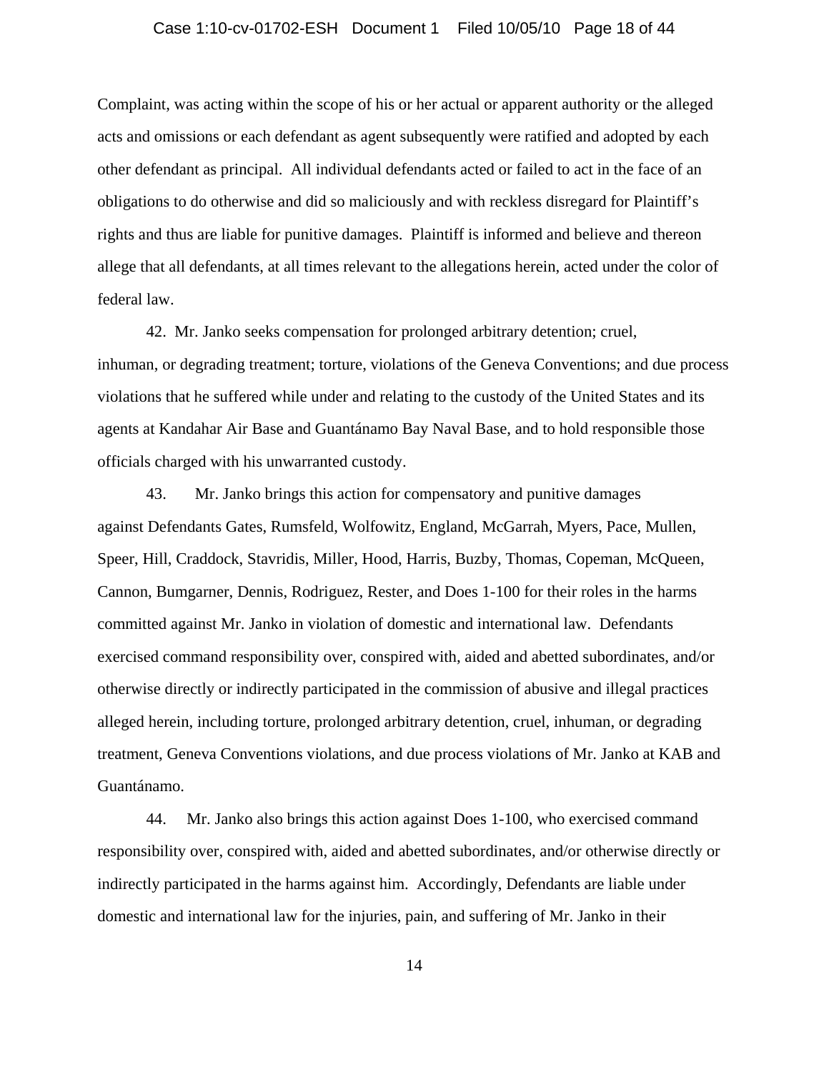Complaint, was acting within the scope of his or her actual or apparent authority or the alleged acts and omissions or each defendant as agent subsequently were ratified and adopted by each other defendant as principal. All individual defendants acted or failed to act in the face of an obligations to do otherwise and did so maliciously and with reckless disregard for Plaintiff's rights and thus are liable for punitive damages. Plaintiff is informed and believe and thereon allege that all defendants, at all times relevant to the allegations herein, acted under the color of federal law.

42. Mr. Janko seeks compensation for prolonged arbitrary detention; cruel, inhuman, or degrading treatment; torture, violations of the Geneva Conventions; and due process violations that he suffered while under and relating to the custody of the United States and its agents at Kandahar Air Base and Guantánamo Bay Naval Base, and to hold responsible those officials charged with his unwarranted custody.

43. Mr. Janko brings this action for compensatory and punitive damages against Defendants Gates, Rumsfeld, Wolfowitz, England, McGarrah, Myers, Pace, Mullen, Speer, Hill, Craddock, Stavridis, Miller, Hood, Harris, Buzby, Thomas, Copeman, McQueen, Cannon, Bumgarner, Dennis, Rodriguez, Rester, and Does 1-100 for their roles in the harms committed against Mr. Janko in violation of domestic and international law. Defendants exercised command responsibility over, conspired with, aided and abetted subordinates, and/or otherwise directly or indirectly participated in the commission of abusive and illegal practices alleged herein, including torture, prolonged arbitrary detention, cruel, inhuman, or degrading treatment, Geneva Conventions violations, and due process violations of Mr. Janko at KAB and Guantánamo.

44. Mr. Janko also brings this action against Does 1-100, who exercised command responsibility over, conspired with, aided and abetted subordinates, and/or otherwise directly or indirectly participated in the harms against him. Accordingly, Defendants are liable under domestic and international law for the injuries, pain, and suffering of Mr. Janko in their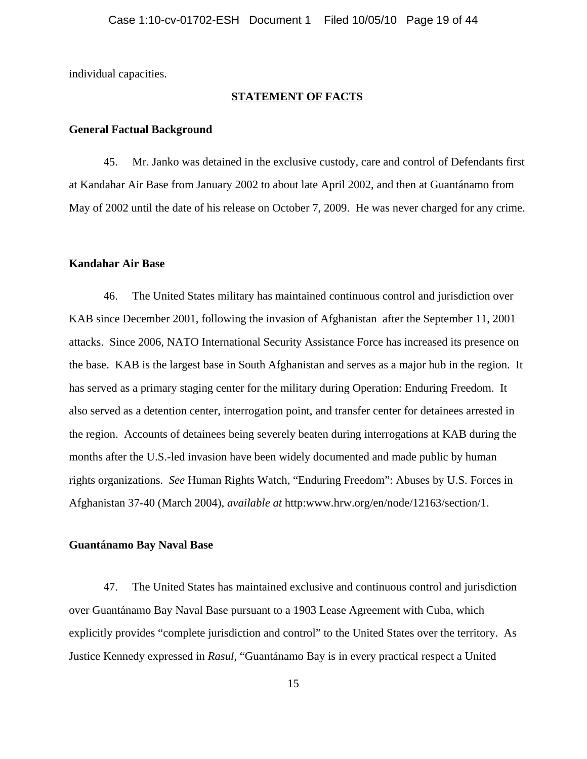individual capacities.

## STATEMENT OF FACTS

### General Factual Background

45. Mr. Janko was detained in the exclusive custody, care and control of Defendants first at Kandahar Air Base from January 2002 to about late April 2002, and then at Guantánamo from May of 2002 until the date of his release on October 7, 2009. He was never charged for any crime.

### Kandahar Air Base

46. The United States military has maintained continuous control and jurisdiction over KAB since December 2001, following the invasion of Afghanistan after the September 11, 2001 attacks. Since 2006, NATO International Security Assistance Force has increased its presence on the base. KAB is the largest base in South Afghanistan and serves as a major hub in the region. It has served as a primary staging center for the military during Operation: Enduring Freedom. It also served as a detention center, interrogation point, and transfer center for detainees arrested in the region. Accounts of detainees being severely beaten during interrogations at KAB during the months after the U.S.-led invasion have been widely documented and made public by human rights organizations. *See* Human Rights Watch, "Enduring Freedom": Abuses by U.S. Forces in Afghanistan 37-40 (March 2004), *available at* http:www.hrw.org/en/node/12163/section/1.

### Guantánamo Bay Naval Base

47. The United States has maintained exclusive and continuous control and jurisdiction over Guantánamo Bay Naval Base pursuant to a 1903 Lease Agreement with Cuba, which explicitly provides "complete jurisdiction and control" to the United States over the territory. As Justice Kennedy expressed in *Rasul*, "Guantánamo Bay is in every practical respect a United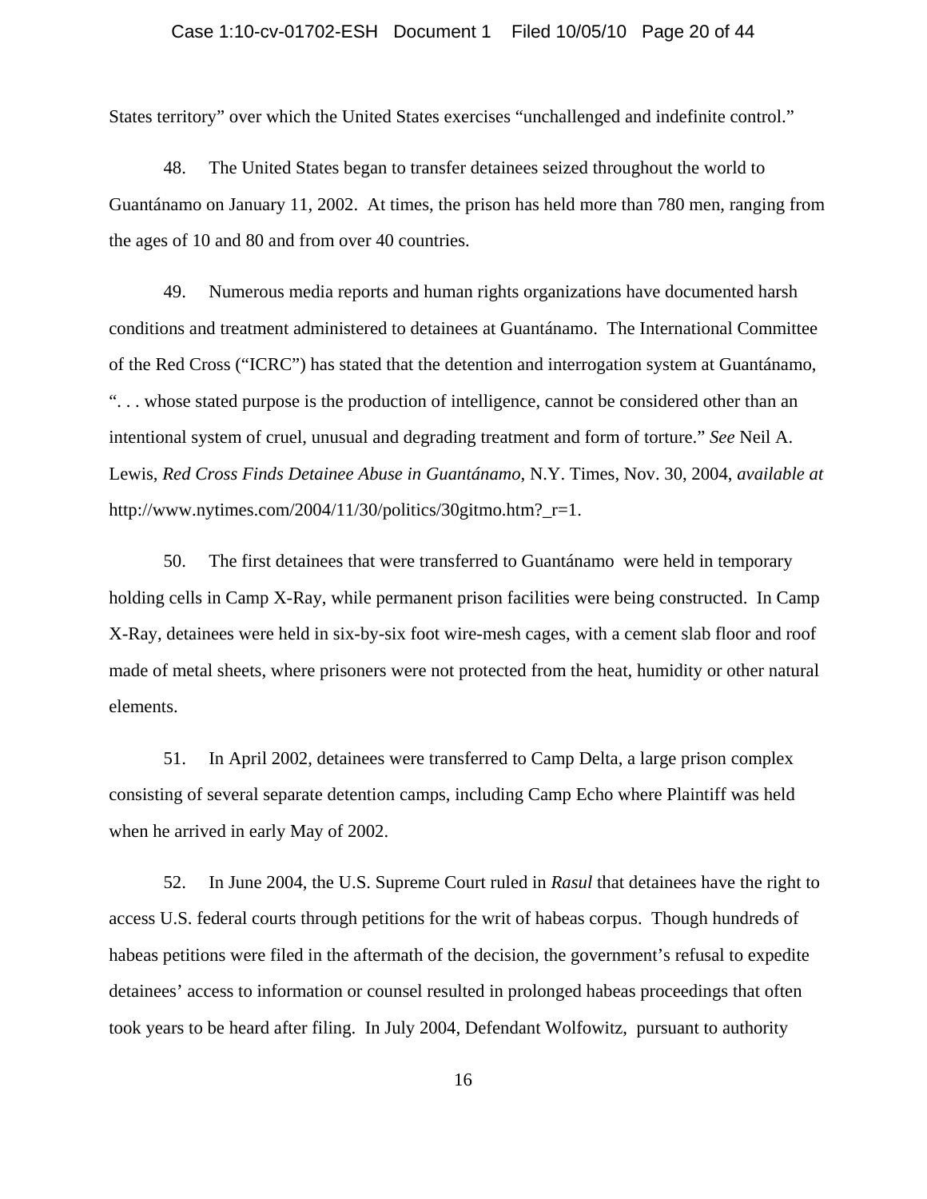States territory" over which the United States exercises "unchallenged and indefinite control."

48. The United States began to transfer detainees seized throughout the world to Guantánamo on January 11, 2002. At times, the prison has held more than 780 men, ranging from the ages of 10 and 80 and from over 40 countries.

49. Numerous media reports and human rights organizations have documented harsh conditions and treatment administered to detainees at Guantánamo. The International Committee of the Red Cross ("ICRC") has stated that the detention and interrogation system at Guantánamo, ". . . whose stated purpose is the production of intelligence, cannot be considered other than an intentional system of cruel, unusual and degrading treatment and form of torture." *See* Neil A. Lewis, *Red Cross Finds Detainee Abuse in Guantánamo*, N.Y. Times, Nov. 30, 2004, *available at* http://www.nytimes.com/2004/11/30/politics/30gitmo.htm?_r=1.

50. The first detainees that were transferred to Guantánamo were held in temporary holding cells in Camp X-Ray, while permanent prison facilities were being constructed. In Camp X-Ray, detainees were held in six-by-six foot wire-mesh cages, with a cement slab floor and roof made of metal sheets, where prisoners were not protected from the heat, humidity or other natural elements.

51. In April 2002, detainees were transferred to Camp Delta, a large prison complex consisting of several separate detention camps, including Camp Echo where Plaintiff was held when he arrived in early May of 2002.

52. In June 2004, the U.S. Supreme Court ruled in *Rasul* that detainees have the right to access U.S. federal courts through petitions for the writ of habeas corpus. Though hundreds of habeas petitions were filed in the aftermath of the decision, the government's refusal to expedite detainees' access to information or counsel resulted in prolonged habeas proceedings that often took years to be heard after filing. In July 2004, Defendant Wolfowitz, pursuant to authority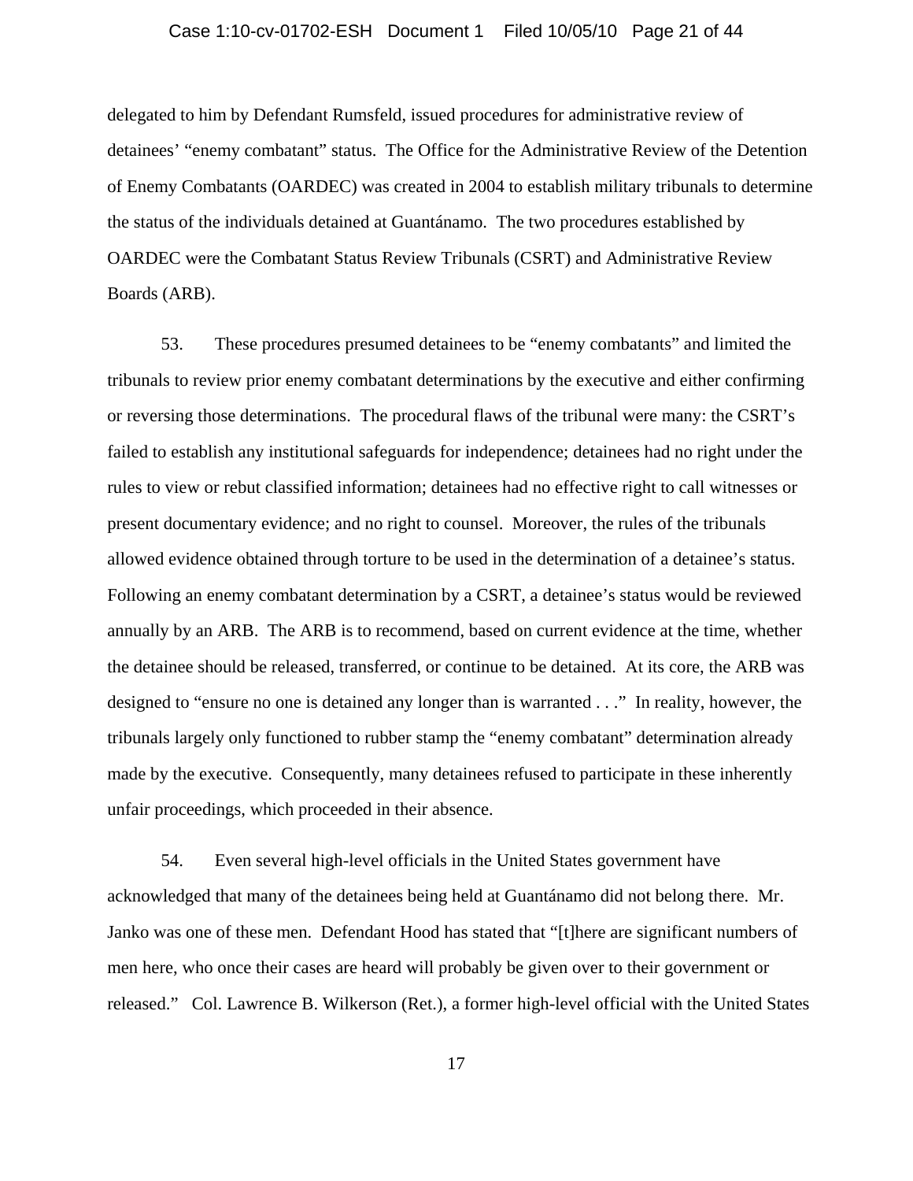delegated to him by Defendant Rumsfeld, issued procedures for administrative review of detainees' "enemy combatant" status. The Office for the Administrative Review of the Detention of Enemy Combatants (OARDEC) was created in 2004 to establish military tribunals to determine the status of the individuals detained at Guantánamo. The two procedures established by OARDEC were the Combatant Status Review Tribunals (CSRT) and Administrative Review Boards (ARB).

53. These procedures presumed detainees to be "enemy combatants" and limited the tribunals to review prior enemy combatant determinations by the executive and either confirming or reversing those determinations. The procedural flaws of the tribunal were many: the CSRT's failed to establish any institutional safeguards for independence; detainees had no right under the rules to view or rebut classified information; detainees had no effective right to call witnesses or present documentary evidence; and no right to counsel. Moreover, the rules of the tribunals allowed evidence obtained through torture to be used in the determination of a detainee's status. Following an enemy combatant determination by a CSRT, a detainee's status would be reviewed annually by an ARB. The ARB is to recommend, based on current evidence at the time, whether the detainee should be released, transferred, or continue to be detained. At its core, the ARB was designed to "ensure no one is detained any longer than is warranted . . ." In reality, however, the tribunals largely only functioned to rubber stamp the "enemy combatant" determination already made by the executive. Consequently, many detainees refused to participate in these inherently unfair proceedings, which proceeded in their absence.

54. Even several high-level officials in the United States government have acknowledged that many of the detainees being held at Guantánamo did not belong there. Mr. Janko was one of these men. Defendant Hood has stated that "[t]here are significant numbers of men here, who once their cases are heard will probably be given over to their government or released." Col. Lawrence B. Wilkerson (Ret.), a former high-level official with the United States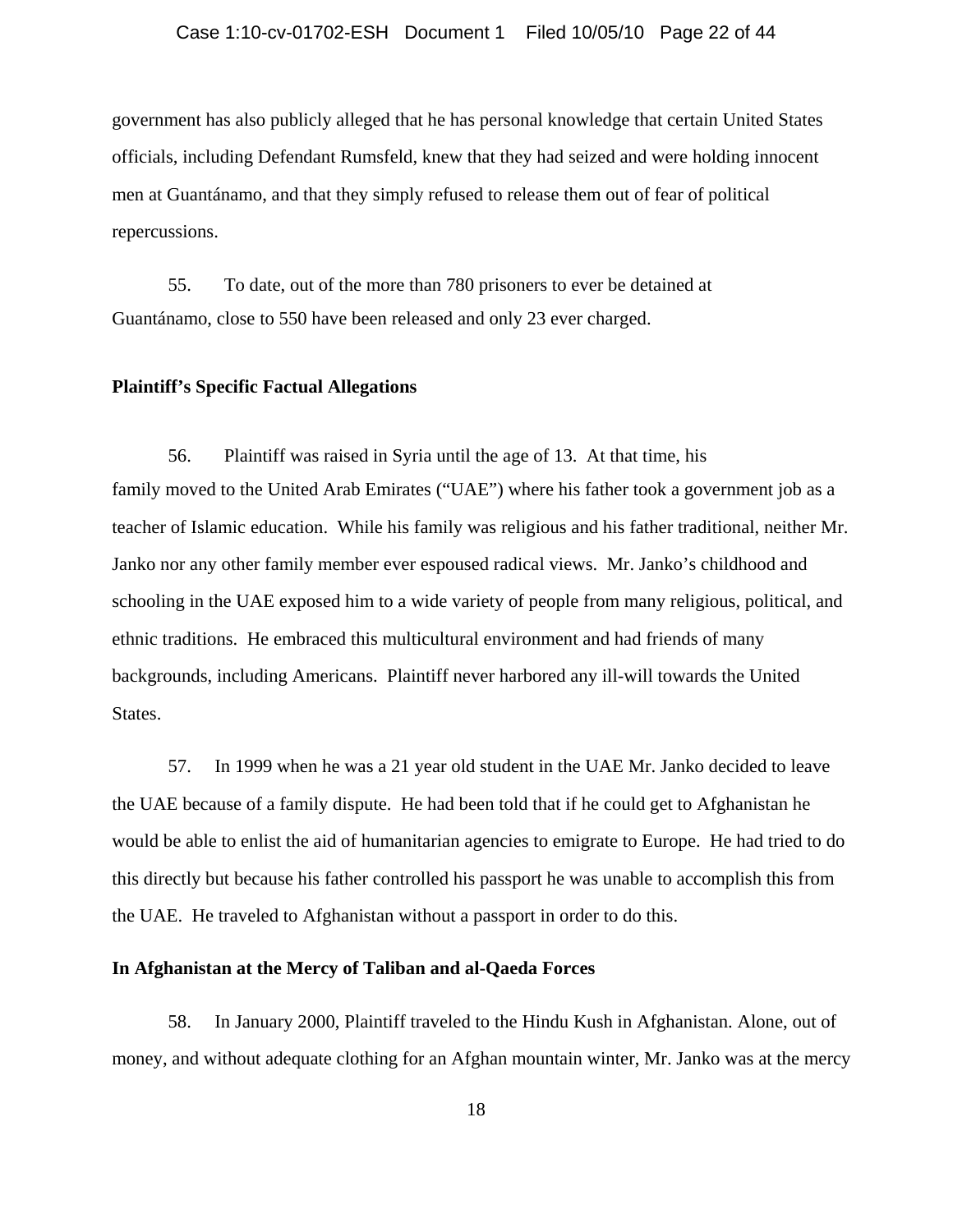government has also publicly alleged that he has personal knowledge that certain United States officials, including Defendant Rumsfeld, knew that they had seized and were holding innocent men at Guantánamo, and that they simply refused to release them out of fear of political repercussions.

55. To date, out of the more than 780 prisoners to ever be detained at Guantánamo, close to 550 have been released and only 23 ever charged.

**Plaintiff's Specific Factual Allegations**

56. Plaintiff was raised in Syria until the age of 13. At that time, his family moved to the United Arab Emirates ("UAE") where his father took a government job as a teacher of Islamic education. While his family was religious and his father traditional, neither Mr. Janko nor any other family member ever espoused radical views. Mr. Janko's childhood and schooling in the UAE exposed him to a wide variety of people from many religious, political, and ethnic traditions. He embraced this multicultural environment and had friends of many backgrounds, including Americans. Plaintiff never harbored any ill-will towards the United States.

57. In 1999 when he was a 21 year old student in the UAE Mr. Janko decided to leave the UAE because of a family dispute. He had been told that if he could get to Afghanistan he would be able to enlist the aid of humanitarian agencies to emigrate to Europe. He had tried to do this directly but because his father controlled his passport he was unable to accomplish this from the UAE. He traveled to Afghanistan without a passport in order to do this.

**In Afghanistan at the Mercy of Taliban and al-Qaeda Forces**

58. In January 2000, Plaintiff traveled to the Hindu Kush in Afghanistan. Alone, out of money, and without adequate clothing for an Afghan mountain winter, Mr. Janko was at the mercy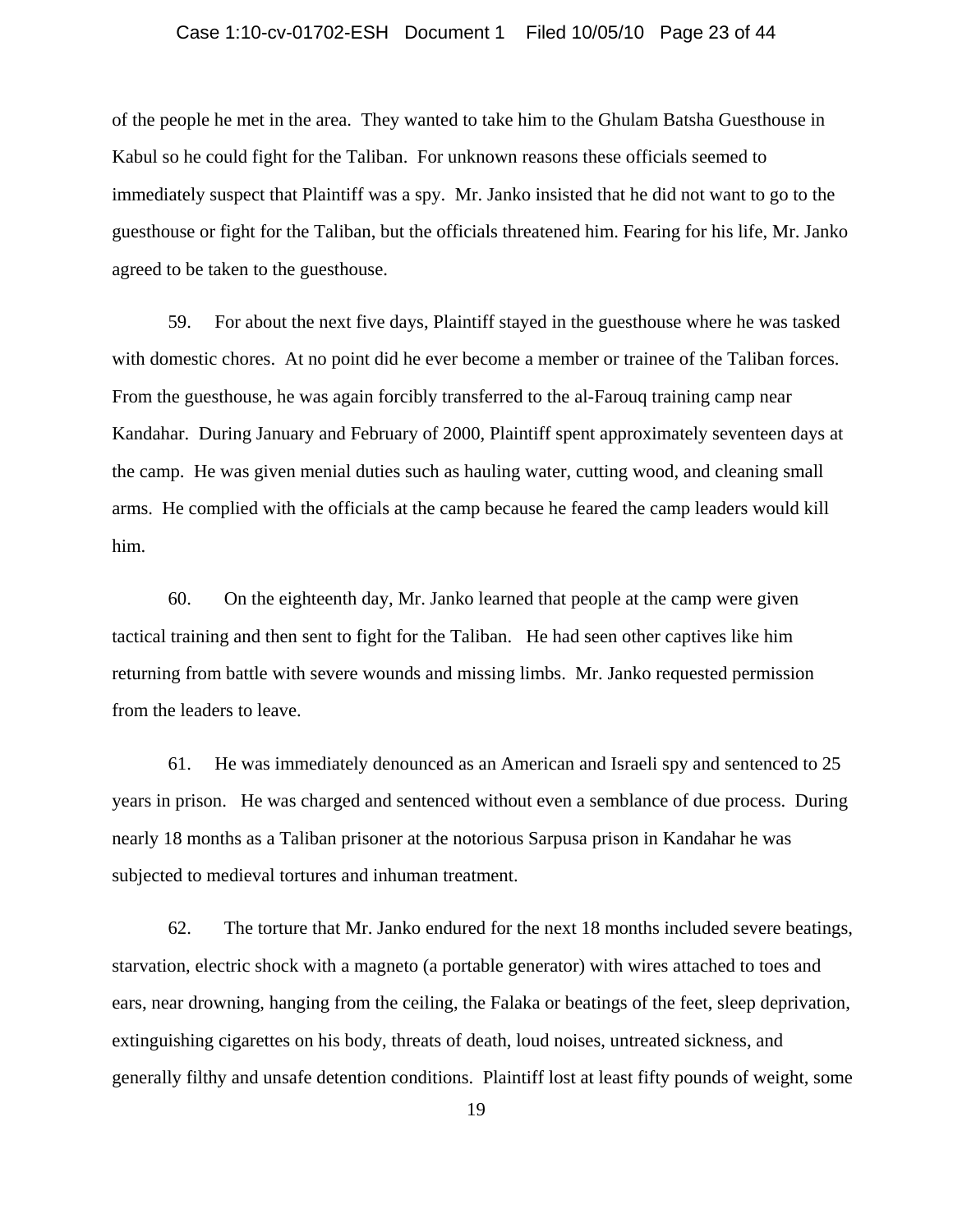of the people he met in the area. They wanted to take him to the Ghulam Batsha Guesthouse in Kabul so he could fight for the Taliban. For unknown reasons these officials seemed to immediately suspect that Plaintiff was a spy. Mr. Janko insisted that he did not want to go to the guesthouse or fight for the Taliban, but the officials threatened him. Fearing for his life, Mr. Janko agreed to be taken to the guesthouse.

59. For about the next five days, Plaintiff stayed in the guesthouse where he was tasked with domestic chores. At no point did he ever become a member or trainee of the Taliban forces. From the guesthouse, he was again forcibly transferred to the al-Farouq training camp near Kandahar. During January and February of 2000, Plaintiff spent approximately seventeen days at the camp. He was given menial duties such as hauling water, cutting wood, and cleaning small arms. He complied with the officials at the camp because he feared the camp leaders would kill him.

60. On the eighteenth day, Mr. Janko learned that people at the camp were given tactical training and then sent to fight for the Taliban. He had seen other captives like him returning from battle with severe wounds and missing limbs. Mr. Janko requested permission from the leaders to leave.

61. He was immediately denounced as an American and Israeli spy and sentenced to 25 years in prison. He was charged and sentenced without even a semblance of due process. During nearly 18 months as a Taliban prisoner at the notorious Sarpusa prison in Kandahar he was subjected to medieval tortures and inhuman treatment.

62. The torture that Mr. Janko endured for the next 18 months included severe beatings, starvation, electric shock with a magneto (a portable generator) with wires attached to toes and ears, near drowning, hanging from the ceiling, the Falaka or beatings of the feet, sleep deprivation, extinguishing cigarettes on his body, threats of death, loud noises, untreated sickness, and generally filthy and unsafe detention conditions. Plaintiff lost at least fifty pounds of weight, some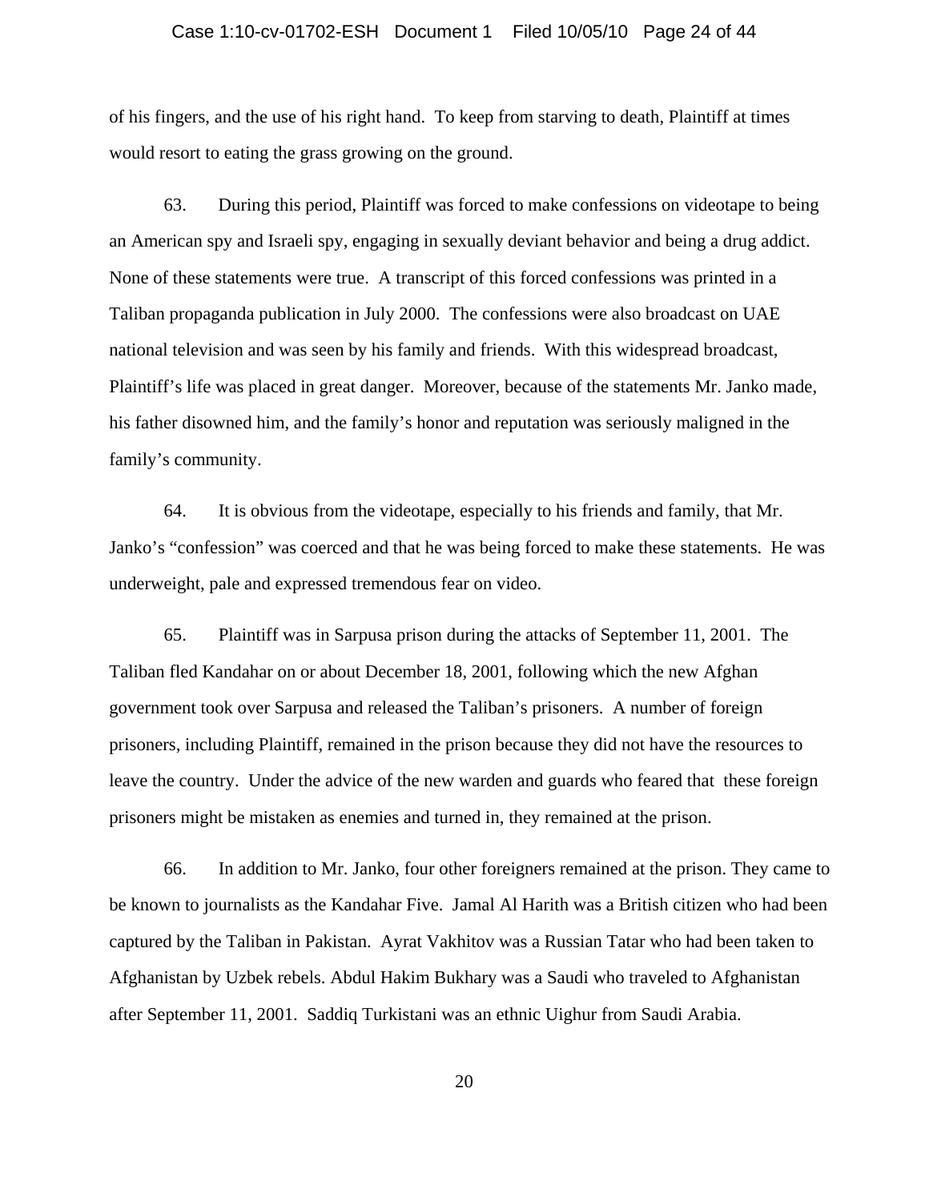of his fingers, and the use of his right hand. To keep from starving to death, Plaintiff at times would resort to eating the grass growing on the ground.

63. During this period, Plaintiff was forced to make confessions on videotape to being an American spy and Israeli spy, engaging in sexually deviant behavior and being a drug addict. None of these statements were true. A transcript of this forced confessions was printed in a Taliban propaganda publication in July 2000. The confessions were also broadcast on UAE national television and was seen by his family and friends. With this widespread broadcast, Plaintiff's life was placed in great danger. Moreover, because of the statements Mr. Janko made, his father disowned him, and the family's honor and reputation was seriously maligned in the family's community.

64. It is obvious from the videotape, especially to his friends and family, that Mr. Janko's "confession" was coerced and that he was being forced to make these statements. He was underweight, pale and expressed tremendous fear on video.

65. Plaintiff was in Sarpusa prison during the attacks of September 11, 2001. The Taliban fled Kandahar on or about December 18, 2001, following which the new Afghan government took over Sarpusa and released the Taliban's prisoners. A number of foreign prisoners, including Plaintiff, remained in the prison because they did not have the resources to leave the country. Under the advice of the new warden and guards who feared that these foreign prisoners might be mistaken as enemies and turned in, they remained at the prison.

66. In addition to Mr. Janko, four other foreigners remained at the prison. They came to be known to journalists as the Kandahar Five. Jamal Al Harith was a British citizen who had been captured by the Taliban in Pakistan. Ayrat Vakhitov was a Russian Tatar who had been taken to Afghanistan by Uzbek rebels. Abdul Hakim Bukhary was a Saudi who traveled to Afghanistan after September 11, 2001. Saddiq Turkistani was an ethnic Uighur from Saudi Arabia.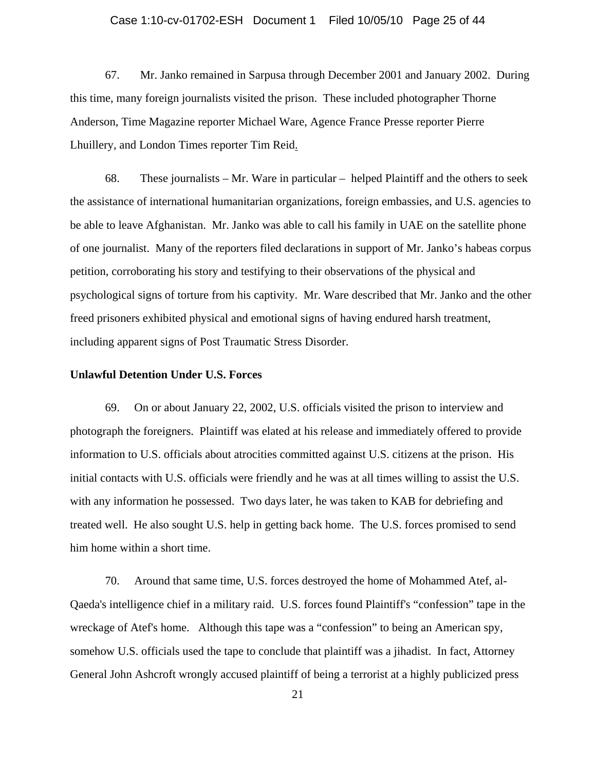67. Mr. Janko remained in Sarpusa through December 2001 and January 2002. During this time, many foreign journalists visited the prison. These included photographer Thorne Anderson, Time Magazine reporter Michael Ware, Agence France Presse reporter Pierre Lhuillery, and London Times reporter Tim Reid.

68. These journalists – Mr. Ware in particular – helped Plaintiff and the others to seek the assistance of international humanitarian organizations, foreign embassies, and U.S. agencies to be able to leave Afghanistan. Mr. Janko was able to call his family in UAE on the satellite phone of one journalist. Many of the reporters filed declarations in support of Mr. Janko's habeas corpus petition, corroborating his story and testifying to their observations of the physical and psychological signs of torture from his captivity. Mr. Ware described that Mr. Janko and the other freed prisoners exhibited physical and emotional signs of having endured harsh treatment, including apparent signs of Post Traumatic Stress Disorder.

**Unlawful Detention Under U.S. Forces**

69. On or about January 22, 2002, U.S. officials visited the prison to interview and photograph the foreigners. Plaintiff was elated at his release and immediately offered to provide information to U.S. officials about atrocities committed against U.S. citizens at the prison. His initial contacts with U.S. officials were friendly and he was at all times willing to assist the U.S. with any information he possessed. Two days later, he was taken to KAB for debriefing and treated well. He also sought U.S. help in getting back home. The U.S. forces promised to send him home within a short time.

70. Around that same time, U.S. forces destroyed the home of Mohammed Atef, al-Qaeda's intelligence chief in a military raid. U.S. forces found Plaintiff's "confession" tape in the wreckage of Atef's home. Although this tape was a "confession" to being an American spy, somehow U.S. officials used the tape to conclude that plaintiff was a jihadist. In fact, Attorney General John Ashcroft wrongly accused plaintiff of being a terrorist at a highly publicized press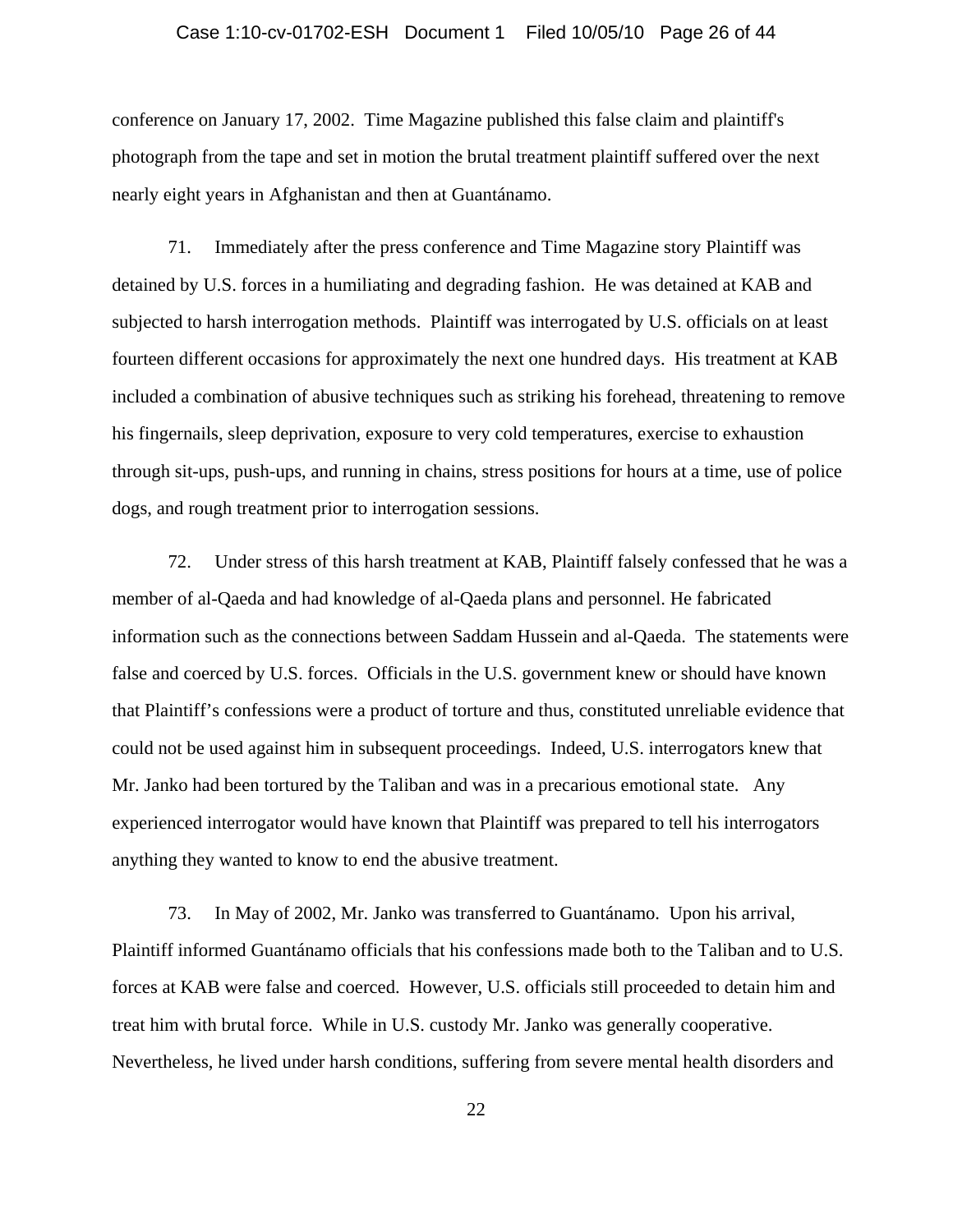conference on January 17, 2002. Time Magazine published this false claim and plaintiff's photograph from the tape and set in motion the brutal treatment plaintiff suffered over the next nearly eight years in Afghanistan and then at Guantánamo.

71. Immediately after the press conference and Time Magazine story Plaintiff was detained by U.S. forces in a humiliating and degrading fashion. He was detained at KAB and subjected to harsh interrogation methods. Plaintiff was interrogated by U.S. officials on at least fourteen different occasions for approximately the next one hundred days. His treatment at KAB included a combination of abusive techniques such as striking his forehead, threatening to remove his fingernails, sleep deprivation, exposure to very cold temperatures, exercise to exhaustion through sit-ups, push-ups, and running in chains, stress positions for hours at a time, use of police dogs, and rough treatment prior to interrogation sessions.

72. Under stress of this harsh treatment at KAB, Plaintiff falsely confessed that he was a member of al-Qaeda and had knowledge of al-Qaeda plans and personnel. He fabricated information such as the connections between Saddam Hussein and al-Qaeda. The statements were false and coerced by U.S. forces. Officials in the U.S. government knew or should have known that Plaintiff's confessions were a product of torture and thus, constituted unreliable evidence that could not be used against him in subsequent proceedings. Indeed, U.S. interrogators knew that Mr. Janko had been tortured by the Taliban and was in a precarious emotional state. Any experienced interrogator would have known that Plaintiff was prepared to tell his interrogators anything they wanted to know to end the abusive treatment.

73. In May of 2002, Mr. Janko was transferred to Guantánamo. Upon his arrival, Plaintiff informed Guantánamo officials that his confessions made both to the Taliban and to U.S. forces at KAB were false and coerced. However, U.S. officials still proceeded to detain him and treat him with brutal force. While in U.S. custody Mr. Janko was generally cooperative. Nevertheless, he lived under harsh conditions, suffering from severe mental health disorders and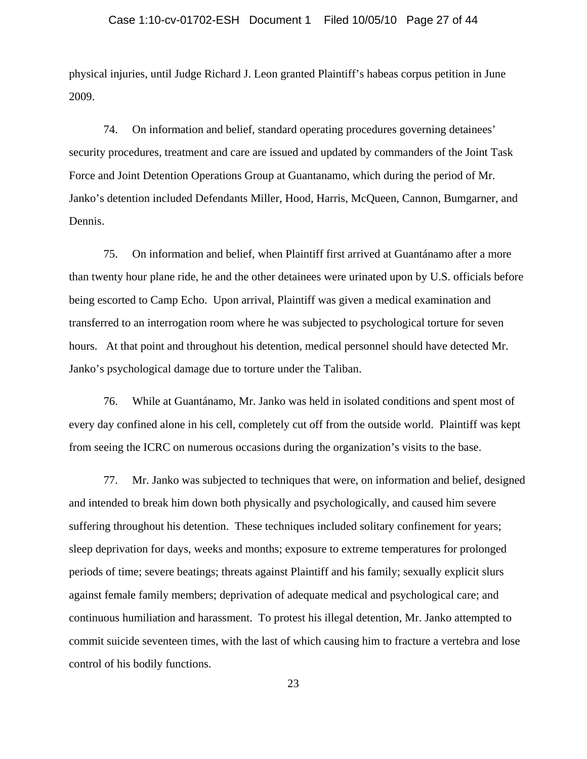physical injuries, until Judge Richard J. Leon granted Plaintiff's habeas corpus petition in June 2009.

74. On information and belief, standard operating procedures governing detainees' security procedures, treatment and care are issued and updated by commanders of the Joint Task Force and Joint Detention Operations Group at Guantanamo, which during the period of Mr. Janko's detention included Defendants Miller, Hood, Harris, McQueen, Cannon, Bumgarner, and Dennis.

75. On information and belief, when Plaintiff first arrived at Guantánamo after a more than twenty hour plane ride, he and the other detainees were urinated upon by U.S. officials before being escorted to Camp Echo. Upon arrival, Plaintiff was given a medical examination and transferred to an interrogation room where he was subjected to psychological torture for seven hours. At that point and throughout his detention, medical personnel should have detected Mr. Janko's psychological damage due to torture under the Taliban.

76. While at Guantánamo, Mr. Janko was held in isolated conditions and spent most of every day confined alone in his cell, completely cut off from the outside world. Plaintiff was kept from seeing the ICRC on numerous occasions during the organization's visits to the base.

77. Mr. Janko was subjected to techniques that were, on information and belief, designed and intended to break him down both physically and psychologically, and caused him severe suffering throughout his detention. These techniques included solitary confinement for years; sleep deprivation for days, weeks and months; exposure to extreme temperatures for prolonged periods of time; severe beatings; threats against Plaintiff and his family; sexually explicit slurs against female family members; deprivation of adequate medical and psychological care; and continuous humiliation and harassment. To protest his illegal detention, Mr. Janko attempted to commit suicide seventeen times, with the last of which causing him to fracture a vertebra and lose control of his bodily functions.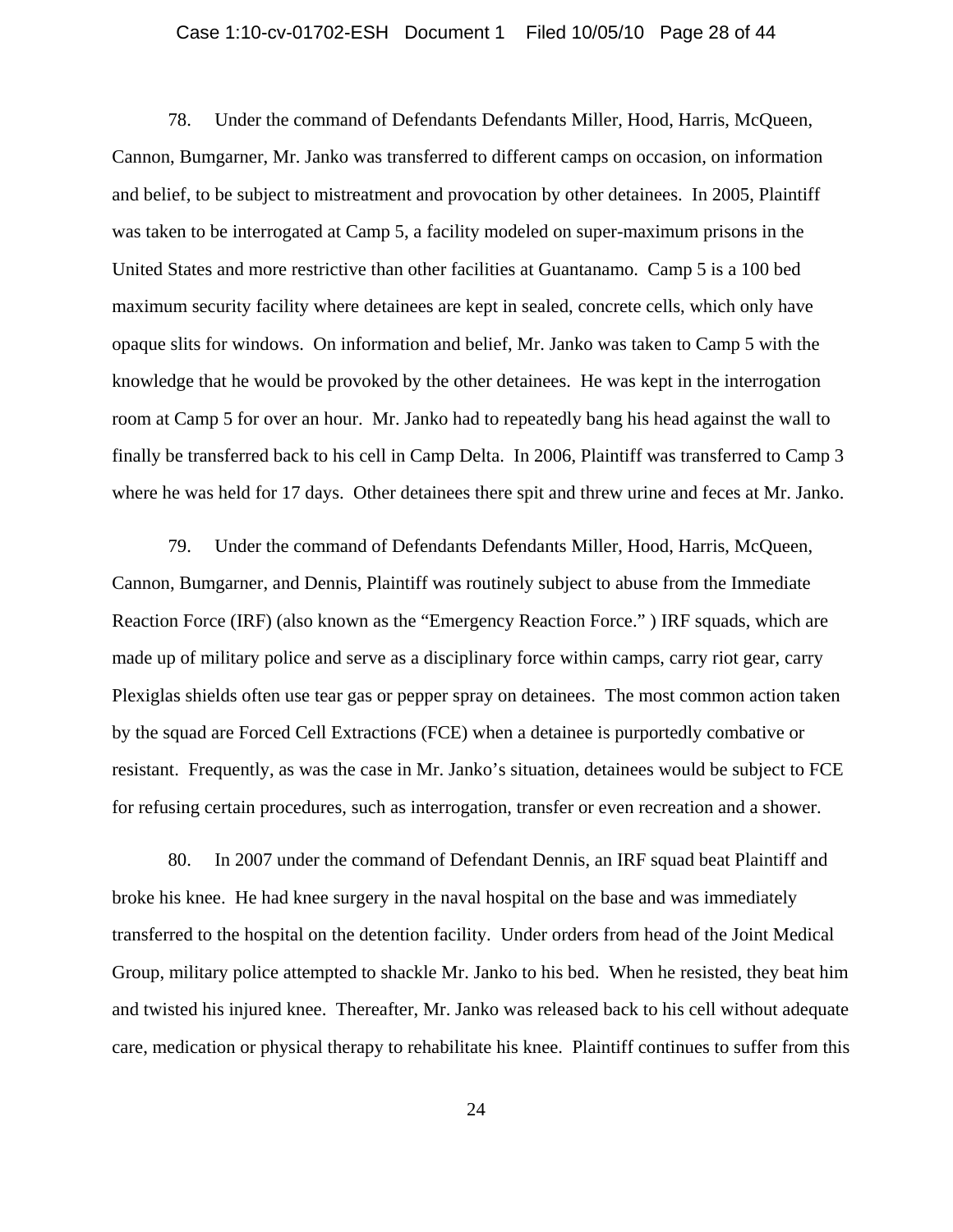78. Under the command of Defendants Defendants Miller, Hood, Harris, McQueen, Cannon, Bumgarner, Mr. Janko was transferred to different camps on occasion, on information and belief, to be subject to mistreatment and provocation by other detainees. In 2005, Plaintiff was taken to be interrogated at Camp 5, a facility modeled on super-maximum prisons in the United States and more restrictive than other facilities at Guantanamo. Camp 5 is a 100 bed maximum security facility where detainees are kept in sealed, concrete cells, which only have opaque slits for windows. On information and belief, Mr. Janko was taken to Camp 5 with the knowledge that he would be provoked by the other detainees. He was kept in the interrogation room at Camp 5 for over an hour. Mr. Janko had to repeatedly bang his head against the wall to finally be transferred back to his cell in Camp Delta. In 2006, Plaintiff was transferred to Camp 3 where he was held for 17 days. Other detainees there spit and threw urine and feces at Mr. Janko.

79. Under the command of Defendants Defendants Miller, Hood, Harris, McQueen, Cannon, Bumgarner, and Dennis, Plaintiff was routinely subject to abuse from the Immediate Reaction Force (IRF) (also known as the "Emergency Reaction Force." ) IRF squads, which are made up of military police and serve as a disciplinary force within camps, carry riot gear, carry Plexiglas shields often use tear gas or pepper spray on detainees. The most common action taken by the squad are Forced Cell Extractions (FCE) when a detainee is purportedly combative or resistant. Frequently, as was the case in Mr. Janko's situation, detainees would be subject to FCE for refusing certain procedures, such as interrogation, transfer or even recreation and a shower.

80. In 2007 under the command of Defendant Dennis, an IRF squad beat Plaintiff and broke his knee. He had knee surgery in the naval hospital on the base and was immediately transferred to the hospital on the detention facility. Under orders from head of the Joint Medical Group, military police attempted to shackle Mr. Janko to his bed. When he resisted, they beat him and twisted his injured knee. Thereafter, Mr. Janko was released back to his cell without adequate care, medication or physical therapy to rehabilitate his knee. Plaintiff continues to suffer from this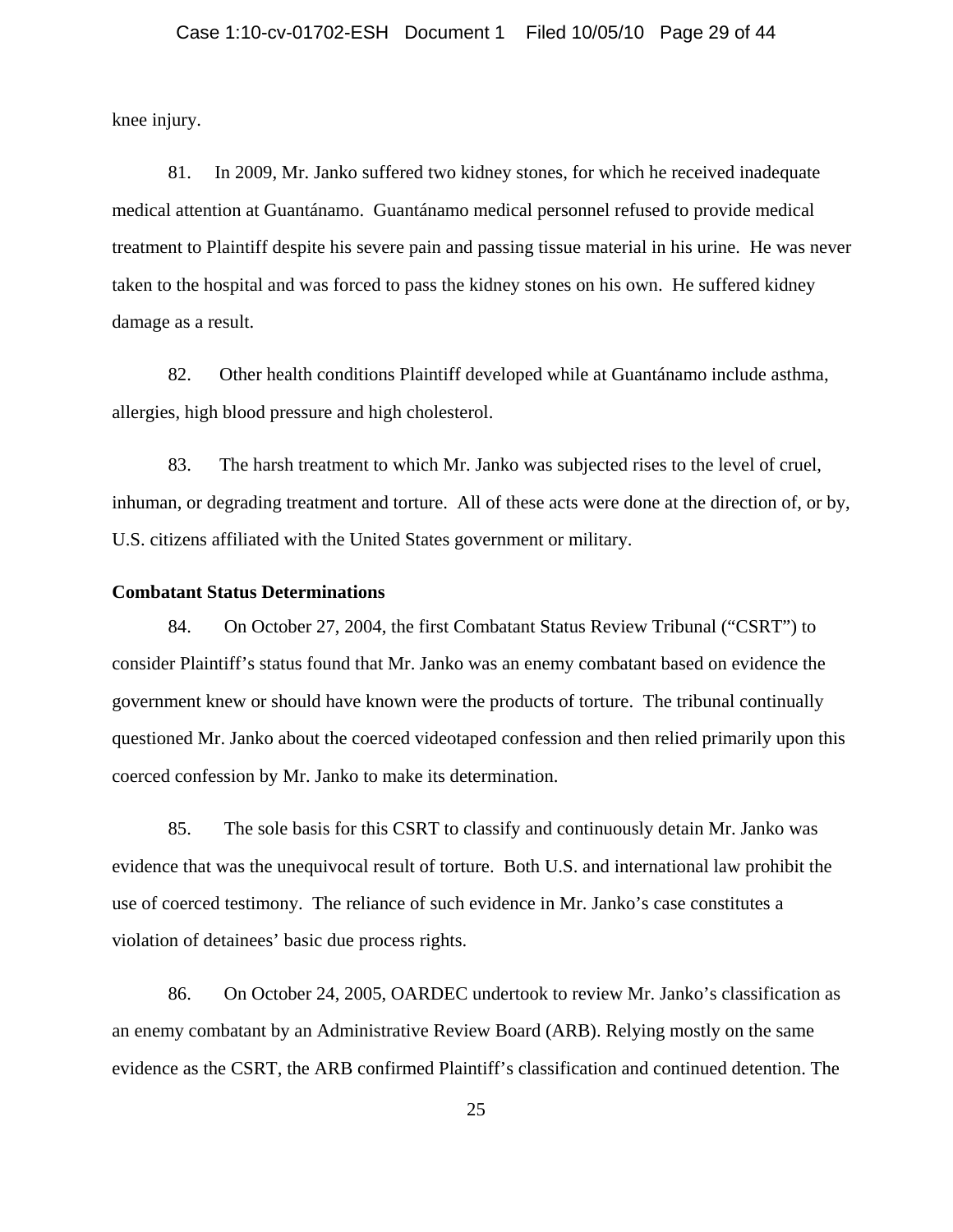knee injury.

81. In 2009, Mr. Janko suffered two kidney stones, for which he received inadequate medical attention at Guantánamo. Guantánamo medical personnel refused to provide medical treatment to Plaintiff despite his severe pain and passing tissue material in his urine. He was never taken to the hospital and was forced to pass the kidney stones on his own. He suffered kidney damage as a result.

82. Other health conditions Plaintiff developed while at Guantánamo include asthma, allergies, high blood pressure and high cholesterol.

83. The harsh treatment to which Mr. Janko was subjected rises to the level of cruel, inhuman, or degrading treatment and torture. All of these acts were done at the direction of, or by, U.S. citizens affiliated with the United States government or military.

**Combatant Status Determinations**

84. On October 27, 2004, the first Combatant Status Review Tribunal ("CSRT") to consider Plaintiff's status found that Mr. Janko was an enemy combatant based on evidence the government knew or should have known were the products of torture. The tribunal continually questioned Mr. Janko about the coerced videotaped confession and then relied primarily upon this coerced confession by Mr. Janko to make its determination.

85. The sole basis for this CSRT to classify and continuously detain Mr. Janko was evidence that was the unequivocal result of torture. Both U.S. and international law prohibit the use of coerced testimony. The reliance of such evidence in Mr. Janko's case constitutes a violation of detainees' basic due process rights.

86. On October 24, 2005, OARDEC undertook to review Mr. Janko's classification as an enemy combatant by an Administrative Review Board (ARB). Relying mostly on the same evidence as the CSRT, the ARB confirmed Plaintiff's classification and continued detention. The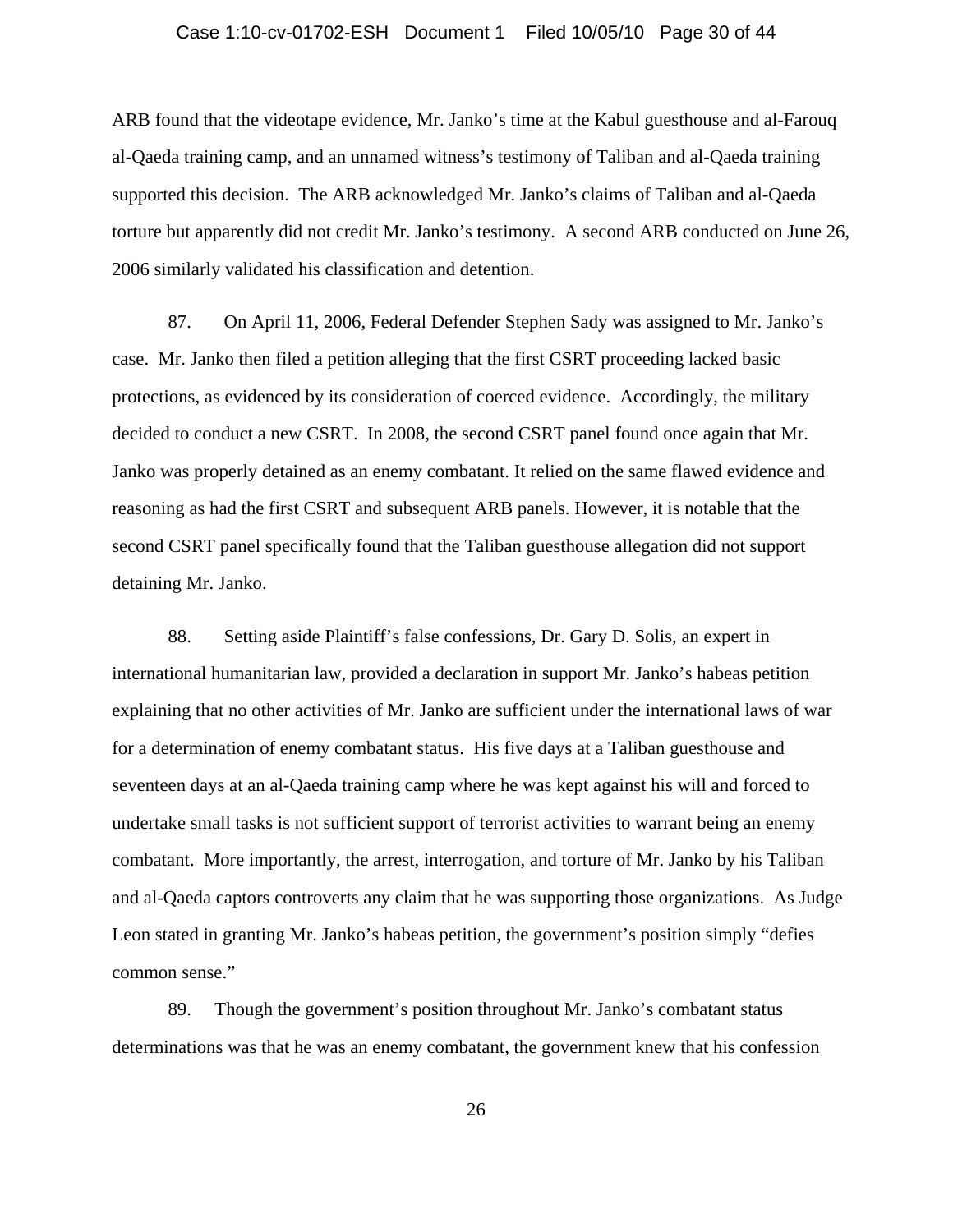ARB found that the videotape evidence, Mr. Janko's time at the Kabul guesthouse and al-Farouq al-Qaeda training camp, and an unnamed witness's testimony of Taliban and al-Qaeda training supported this decision. The ARB acknowledged Mr. Janko's claims of Taliban and al-Qaeda torture but apparently did not credit Mr. Janko's testimony. A second ARB conducted on June 26, 2006 similarly validated his classification and detention.

87. On April 11, 2006, Federal Defender Stephen Sady was assigned to Mr. Janko's case. Mr. Janko then filed a petition alleging that the first CSRT proceeding lacked basic protections, as evidenced by its consideration of coerced evidence. Accordingly, the military decided to conduct a new CSRT. In 2008, the second CSRT panel found once again that Mr. Janko was properly detained as an enemy combatant. It relied on the same flawed evidence and reasoning as had the first CSRT and subsequent ARB panels. However, it is notable that the second CSRT panel specifically found that the Taliban guesthouse allegation did not support detaining Mr. Janko.

88. Setting aside Plaintiff's false confessions, Dr. Gary D. Solis, an expert in international humanitarian law, provided a declaration in support Mr. Janko's habeas petition explaining that no other activities of Mr. Janko are sufficient under the international laws of war for a determination of enemy combatant status. His five days at a Taliban guesthouse and seventeen days at an al-Qaeda training camp where he was kept against his will and forced to undertake small tasks is not sufficient support of terrorist activities to warrant being an enemy combatant. More importantly, the arrest, interrogation, and torture of Mr. Janko by his Taliban and al-Qaeda captors controverts any claim that he was supporting those organizations. As Judge Leon stated in granting Mr. Janko's habeas petition, the government's position simply "defies common sense."

89. Though the government's position throughout Mr. Janko's combatant status determinations was that he was an enemy combatant, the government knew that his confession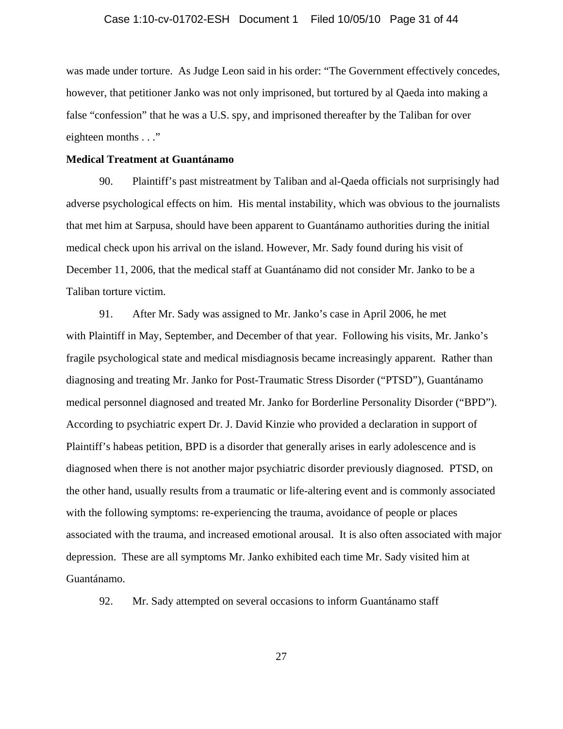was made under torture. As Judge Leon said in his order: "The Government effectively concedes, however, that petitioner Janko was not only imprisoned, but tortured by al Qaeda into making a false "confession" that he was a U.S. spy, and imprisoned thereafter by the Taliban for over eighteen months . . ."

**Medical Treatment at Guantánamo**

90. Plaintiff's past mistreatment by Taliban and al-Qaeda officials not surprisingly had adverse psychological effects on him. His mental instability, which was obvious to the journalists that met him at Sarpusa, should have been apparent to Guantánamo authorities during the initial medical check upon his arrival on the island. However, Mr. Sady found during his visit of December 11, 2006, that the medical staff at Guantánamo did not consider Mr. Janko to be a Taliban torture victim.

91. After Mr. Sady was assigned to Mr. Janko's case in April 2006, he met with Plaintiff in May, September, and December of that year. Following his visits, Mr. Janko's fragile psychological state and medical misdiagnosis became increasingly apparent. Rather than diagnosing and treating Mr. Janko for Post-Traumatic Stress Disorder ("PTSD"), Guantánamo medical personnel diagnosed and treated Mr. Janko for Borderline Personality Disorder ("BPD"). According to psychiatric expert Dr. J. David Kinzie who provided a declaration in support of Plaintiff's habeas petition, BPD is a disorder that generally arises in early adolescence and is diagnosed when there is not another major psychiatric disorder previously diagnosed. PTSD, on the other hand, usually results from a traumatic or life-altering event and is commonly associated with the following symptoms: re-experiencing the trauma, avoidance of people or places associated with the trauma, and increased emotional arousal. It is also often associated with major depression. These are all symptoms Mr. Janko exhibited each time Mr. Sady visited him at Guantánamo.

92. Mr. Sady attempted on several occasions to inform Guantánamo staff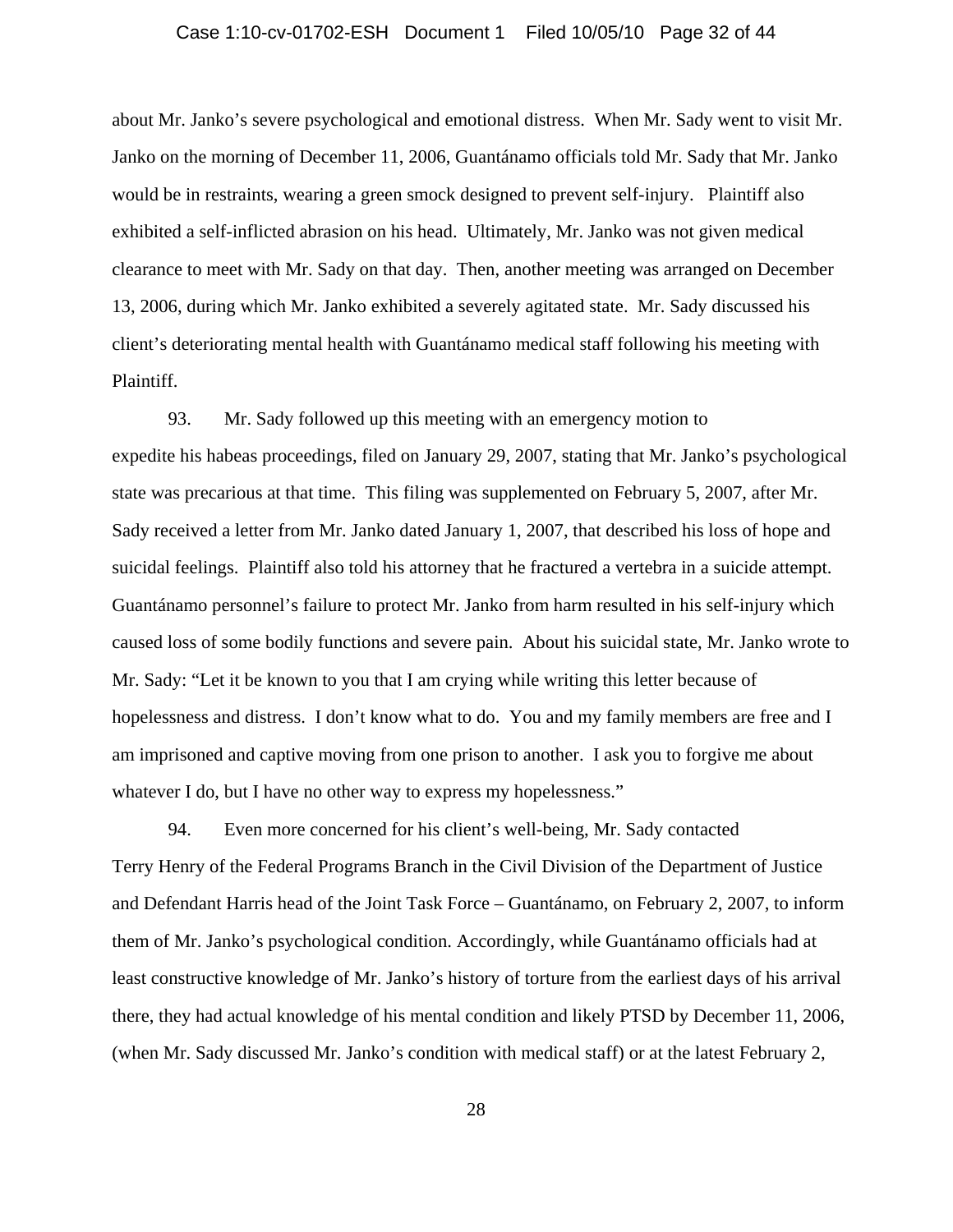about Mr. Janko's severe psychological and emotional distress. When Mr. Sady went to visit Mr. Janko on the morning of December 11, 2006, Guantánamo officials told Mr. Sady that Mr. Janko would be in restraints, wearing a green smock designed to prevent self-injury. Plaintiff also exhibited a self-inflicted abrasion on his head. Ultimately, Mr. Janko was not given medical clearance to meet with Mr. Sady on that day. Then, another meeting was arranged on December 13, 2006, during which Mr. Janko exhibited a severely agitated state. Mr. Sady discussed his client's deteriorating mental health with Guantánamo medical staff following his meeting with Plaintiff.

93. Mr. Sady followed up this meeting with an emergency motion to expedite his habeas proceedings, filed on January 29, 2007, stating that Mr. Janko's psychological state was precarious at that time. This filing was supplemented on February 5, 2007, after Mr. Sady received a letter from Mr. Janko dated January 1, 2007, that described his loss of hope and suicidal feelings. Plaintiff also told his attorney that he fractured a vertebra in a suicide attempt. Guantánamo personnel's failure to protect Mr. Janko from harm resulted in his self-injury which caused loss of some bodily functions and severe pain. About his suicidal state, Mr. Janko wrote to Mr. Sady: "Let it be known to you that I am crying while writing this letter because of hopelessness and distress. I don't know what to do. You and my family members are free and I am imprisoned and captive moving from one prison to another. I ask you to forgive me about whatever I do, but I have no other way to express my hopelessness."

94. Even more concerned for his client's well-being, Mr. Sady contacted Terry Henry of the Federal Programs Branch in the Civil Division of the Department of Justice and Defendant Harris head of the Joint Task Force – Guantánamo, on February 2, 2007, to inform them of Mr. Janko's psychological condition. Accordingly, while Guantánamo officials had at least constructive knowledge of Mr. Janko's history of torture from the earliest days of his arrival there, they had actual knowledge of his mental condition and likely PTSD by December 11, 2006, (when Mr. Sady discussed Mr. Janko's condition with medical staff) or at the latest February 2,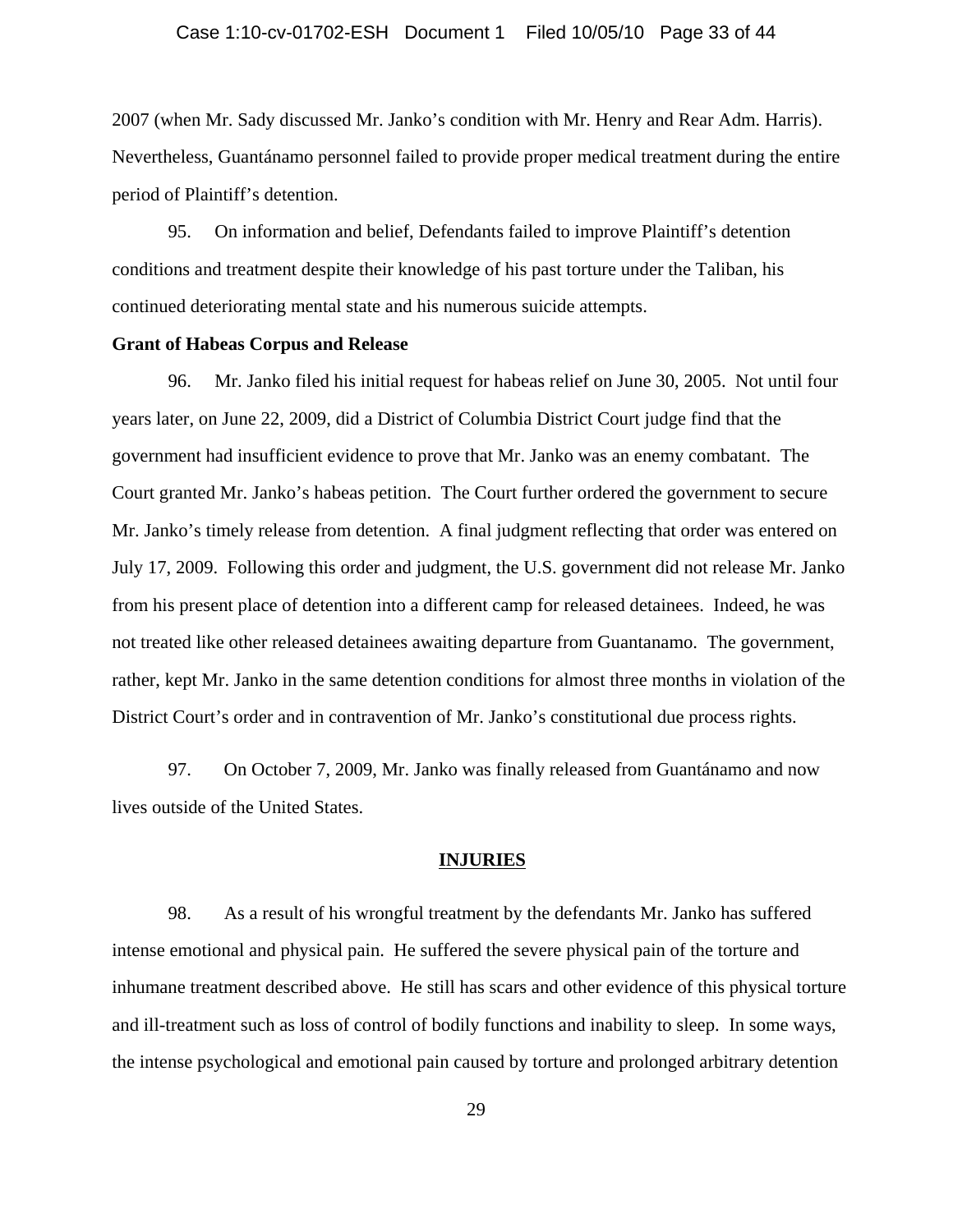2007 (when Mr. Sady discussed Mr. Janko's condition with Mr. Henry and Rear Adm. Harris). Nevertheless, Guantánamo personnel failed to provide proper medical treatment during the entire period of Plaintiff's detention.

95. On information and belief, Defendants failed to improve Plaintiff's detention conditions and treatment despite their knowledge of his past torture under the Taliban, his continued deteriorating mental state and his numerous suicide attempts.

**Grant of Habeas Corpus and Release**

96. Mr. Janko filed his initial request for habeas relief on June 30, 2005. Not until four years later, on June 22, 2009, did a District of Columbia District Court judge find that the government had insufficient evidence to prove that Mr. Janko was an enemy combatant. The Court granted Mr. Janko's habeas petition. The Court further ordered the government to secure Mr. Janko's timely release from detention. A final judgment reflecting that order was entered on July 17, 2009. Following this order and judgment, the U.S. government did not release Mr. Janko from his present place of detention into a different camp for released detainees. Indeed, he was not treated like other released detainees awaiting departure from Guantanamo. The government, rather, kept Mr. Janko in the same detention conditions for almost three months in violation of the District Court's order and in contravention of Mr. Janko's constitutional due process rights.

97. On October 7, 2009, Mr. Janko was finally released from Guantánamo and now lives outside of the United States.

## INJURIES

98. As a result of his wrongful treatment by the defendants Mr. Janko has suffered intense emotional and physical pain. He suffered the severe physical pain of the torture and inhumane treatment described above. He still has scars and other evidence of this physical torture and ill-treatment such as loss of control of bodily functions and inability to sleep. In some ways, the intense psychological and emotional pain caused by torture and prolonged arbitrary detention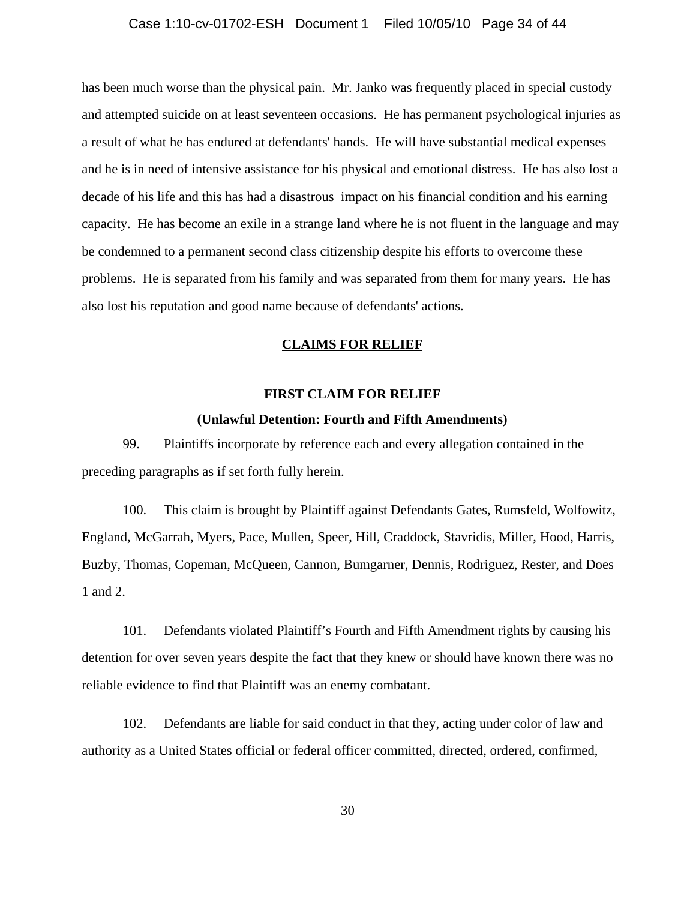has been much worse than the physical pain. Mr. Janko was frequently placed in special custody and attempted suicide on at least seventeen occasions. He has permanent psychological injuries as a result of what he has endured at defendants' hands. He will have substantial medical expenses and he is in need of intensive assistance for his physical and emotional distress. He has also lost a decade of his life and this has had a disastrous impact on his financial condition and his earning capacity. He has become an exile in a strange land where he is not fluent in the language and may be condemned to a permanent second class citizenship despite his efforts to overcome these problems. He is separated from his family and was separated from them for many years. He has also lost his reputation and good name because of defendants' actions.

## CLAIMS FOR RELIEF

### FIRST CLAIM FOR RELIEF

### (Unlawful Detention: Fourth and Fifth Amendments)

99. Plaintiffs incorporate by reference each and every allegation contained in the preceding paragraphs as if set forth fully herein.

100. This claim is brought by Plaintiff against Defendants Gates, Rumsfeld, Wolfowitz, England, McGarrah, Myers, Pace, Mullen, Speer, Hill, Craddock, Stavridis, Miller, Hood, Harris, Buzby, Thomas, Copeman, McQueen, Cannon, Bumgarner, Dennis, Rodriguez, Rester, and Does 1 and 2.

101. Defendants violated Plaintiff's Fourth and Fifth Amendment rights by causing his detention for over seven years despite the fact that they knew or should have known there was no reliable evidence to find that Plaintiff was an enemy combatant.

102. Defendants are liable for said conduct in that they, acting under color of law and authority as a United States official or federal officer committed, directed, ordered, confirmed,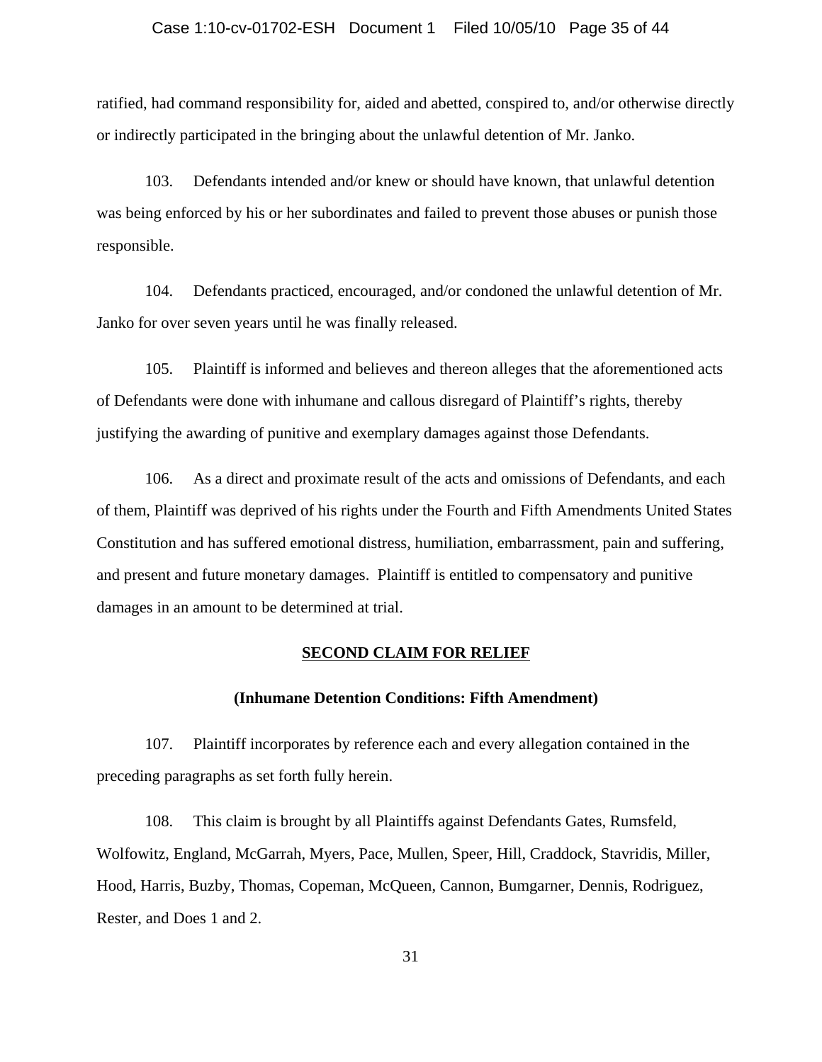ratified, had command responsibility for, aided and abetted, conspired to, and/or otherwise directly or indirectly participated in the bringing about the unlawful detention of Mr. Janko.

103. Defendants intended and/or knew or should have known, that unlawful detention was being enforced by his or her subordinates and failed to prevent those abuses or punish those responsible.

104. Defendants practiced, encouraged, and/or condoned the unlawful detention of Mr. Janko for over seven years until he was finally released.

105. Plaintiff is informed and believes and thereon alleges that the aforementioned acts of Defendants were done with inhumane and callous disregard of Plaintiff's rights, thereby justifying the awarding of punitive and exemplary damages against those Defendants.

106. As a direct and proximate result of the acts and omissions of Defendants, and each of them, Plaintiff was deprived of his rights under the Fourth and Fifth Amendments United States Constitution and has suffered emotional distress, humiliation, embarrassment, pain and suffering, and present and future monetary damages. Plaintiff is entitled to compensatory and punitive damages in an amount to be determined at trial.

## SECOND CLAIM FOR RELIEF

### (Inhumane Detention Conditions: Fifth Amendment)

107. Plaintiff incorporates by reference each and every allegation contained in the preceding paragraphs as set forth fully herein.

108. This claim is brought by all Plaintiffs against Defendants Gates, Rumsfeld, Wolfowitz, England, McGarrah, Myers, Pace, Mullen, Speer, Hill, Craddock, Stavridis, Miller, Hood, Harris, Buzby, Thomas, Copeman, McQueen, Cannon, Bumgarner, Dennis, Rodriguez, Rester, and Does 1 and 2.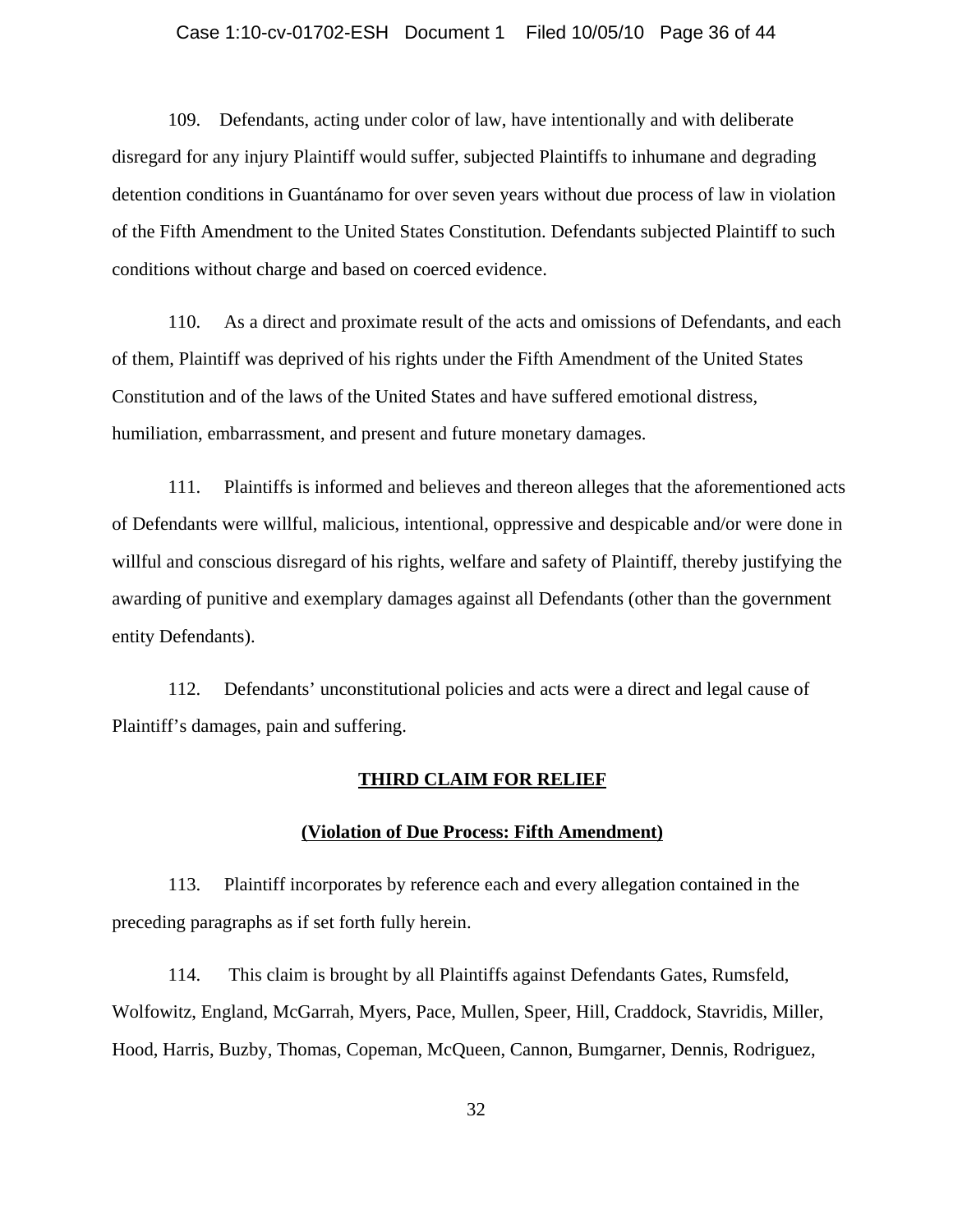109. Defendants, acting under color of law, have intentionally and with deliberate disregard for any injury Plaintiff would suffer, subjected Plaintiffs to inhumane and degrading detention conditions in Guantánamo for over seven years without due process of law in violation of the Fifth Amendment to the United States Constitution. Defendants subjected Plaintiff to such conditions without charge and based on coerced evidence.

110. As a direct and proximate result of the acts and omissions of Defendants, and each of them, Plaintiff was deprived of his rights under the Fifth Amendment of the United States Constitution and of the laws of the United States and have suffered emotional distress, humiliation, embarrassment, and present and future monetary damages.

111. Plaintiffs is informed and believes and thereon alleges that the aforementioned acts of Defendants were willful, malicious, intentional, oppressive and despicable and/or were done in willful and conscious disregard of his rights, welfare and safety of Plaintiff, thereby justifying the awarding of punitive and exemplary damages against all Defendants (other than the government entity Defendants).

112. Defendants' unconstitutional policies and acts were a direct and legal cause of Plaintiff's damages, pain and suffering.

## THIRD CLAIM FOR RELIEF

### (Violation of Due Process: Fifth Amendment)

113. Plaintiff incorporates by reference each and every allegation contained in the preceding paragraphs as if set forth fully herein.

114. This claim is brought by all Plaintiffs against Defendants Gates, Rumsfeld, Wolfowitz, England, McGarrah, Myers, Pace, Mullen, Speer, Hill, Craddock, Stavridis, Miller, Hood, Harris, Buzby, Thomas, Copeman, McQueen, Cannon, Bumgarner, Dennis, Rodriguez,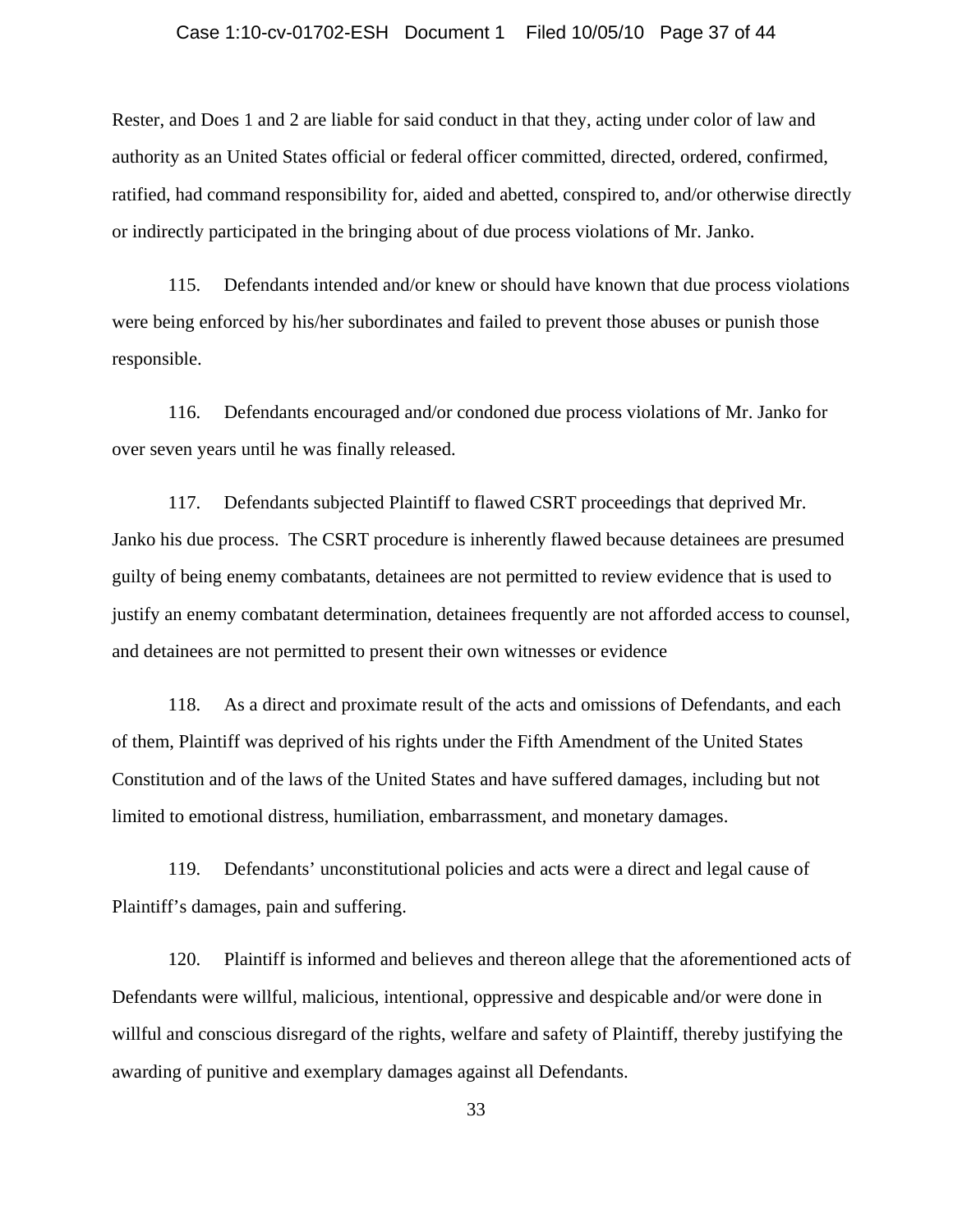Rester, and Does 1 and 2 are liable for said conduct in that they, acting under color of law and authority as an United States official or federal officer committed, directed, ordered, confirmed, ratified, had command responsibility for, aided and abetted, conspired to, and/or otherwise directly or indirectly participated in the bringing about of due process violations of Mr. Janko.

115. Defendants intended and/or knew or should have known that due process violations were being enforced by his/her subordinates and failed to prevent those abuses or punish those responsible.

116. Defendants encouraged and/or condoned due process violations of Mr. Janko for over seven years until he was finally released.

117. Defendants subjected Plaintiff to flawed CSRT proceedings that deprived Mr. Janko his due process. The CSRT procedure is inherently flawed because detainees are presumed guilty of being enemy combatants, detainees are not permitted to review evidence that is used to justify an enemy combatant determination, detainees frequently are not afforded access to counsel, and detainees are not permitted to present their own witnesses or evidence

118. As a direct and proximate result of the acts and omissions of Defendants, and each of them, Plaintiff was deprived of his rights under the Fifth Amendment of the United States Constitution and of the laws of the United States and have suffered damages, including but not limited to emotional distress, humiliation, embarrassment, and monetary damages.

119. Defendants' unconstitutional policies and acts were a direct and legal cause of Plaintiff's damages, pain and suffering.

120. Plaintiff is informed and believes and thereon allege that the aforementioned acts of Defendants were willful, malicious, intentional, oppressive and despicable and/or were done in willful and conscious disregard of the rights, welfare and safety of Plaintiff, thereby justifying the awarding of punitive and exemplary damages against all Defendants.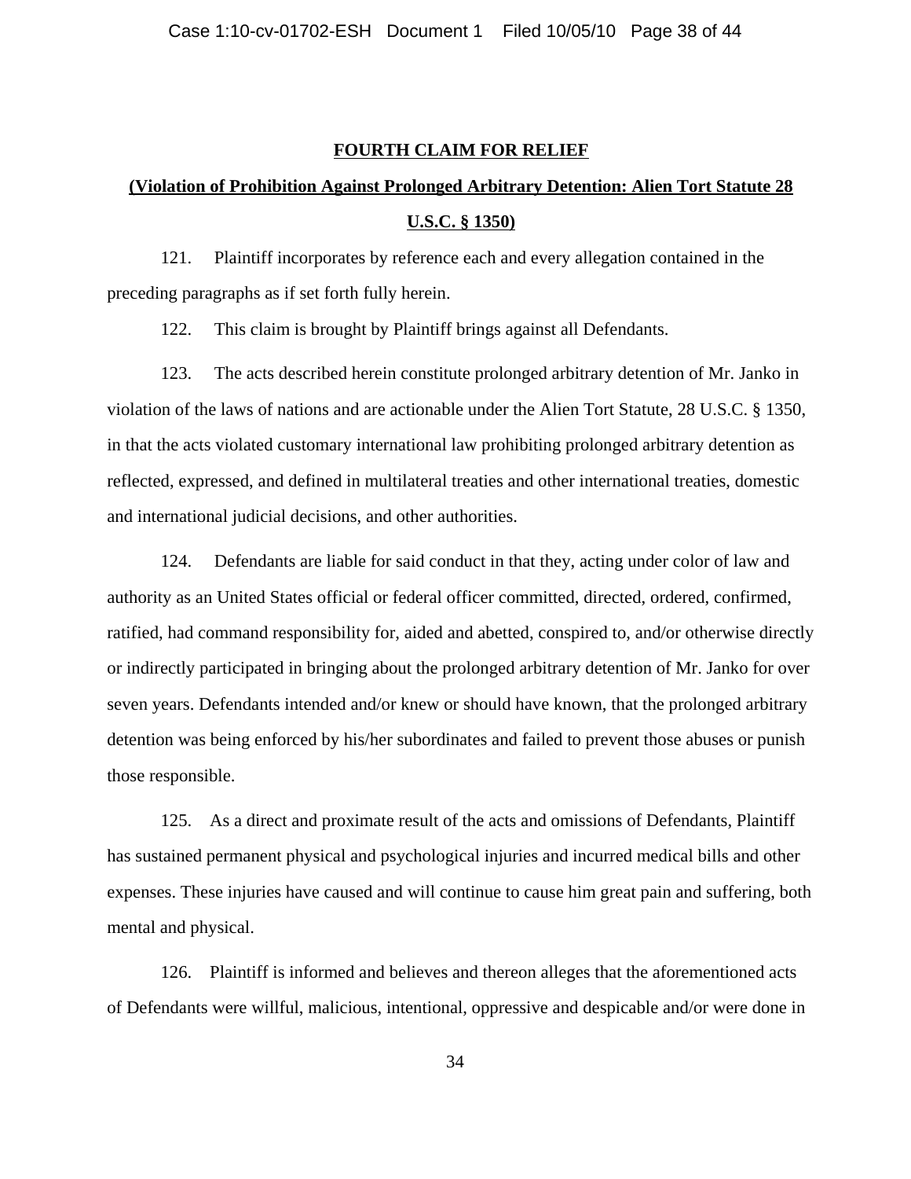**FOURTH CLAIM FOR RELIEF**

**(Violation of Prohibition Against Prolonged Arbitrary Detention: Alien Tort Statute 28 U.S.C. § 1350)**

121. Plaintiff incorporates by reference each and every allegation contained in the preceding paragraphs as if set forth fully herein.

122. This claim is brought by Plaintiff brings against all Defendants.

123. The acts described herein constitute prolonged arbitrary detention of Mr. Janko in violation of the laws of nations and are actionable under the Alien Tort Statute, 28 U.S.C. § 1350, in that the acts violated customary international law prohibiting prolonged arbitrary detention as reflected, expressed, and defined in multilateral treaties and other international treaties, domestic and international judicial decisions, and other authorities.

124. Defendants are liable for said conduct in that they, acting under color of law and authority as an United States official or federal officer committed, directed, ordered, confirmed, ratified, had command responsibility for, aided and abetted, conspired to, and/or otherwise directly or indirectly participated in bringing about the prolonged arbitrary detention of Mr. Janko for over seven years. Defendants intended and/or knew or should have known, that the prolonged arbitrary detention was being enforced by his/her subordinates and failed to prevent those abuses or punish those responsible.

125. As a direct and proximate result of the acts and omissions of Defendants, Plaintiff has sustained permanent physical and psychological injuries and incurred medical bills and other expenses. These injuries have caused and will continue to cause him great pain and suffering, both mental and physical.

126. Plaintiff is informed and believes and thereon alleges that the aforementioned acts of Defendants were willful, malicious, intentional, oppressive and despicable and/or were done in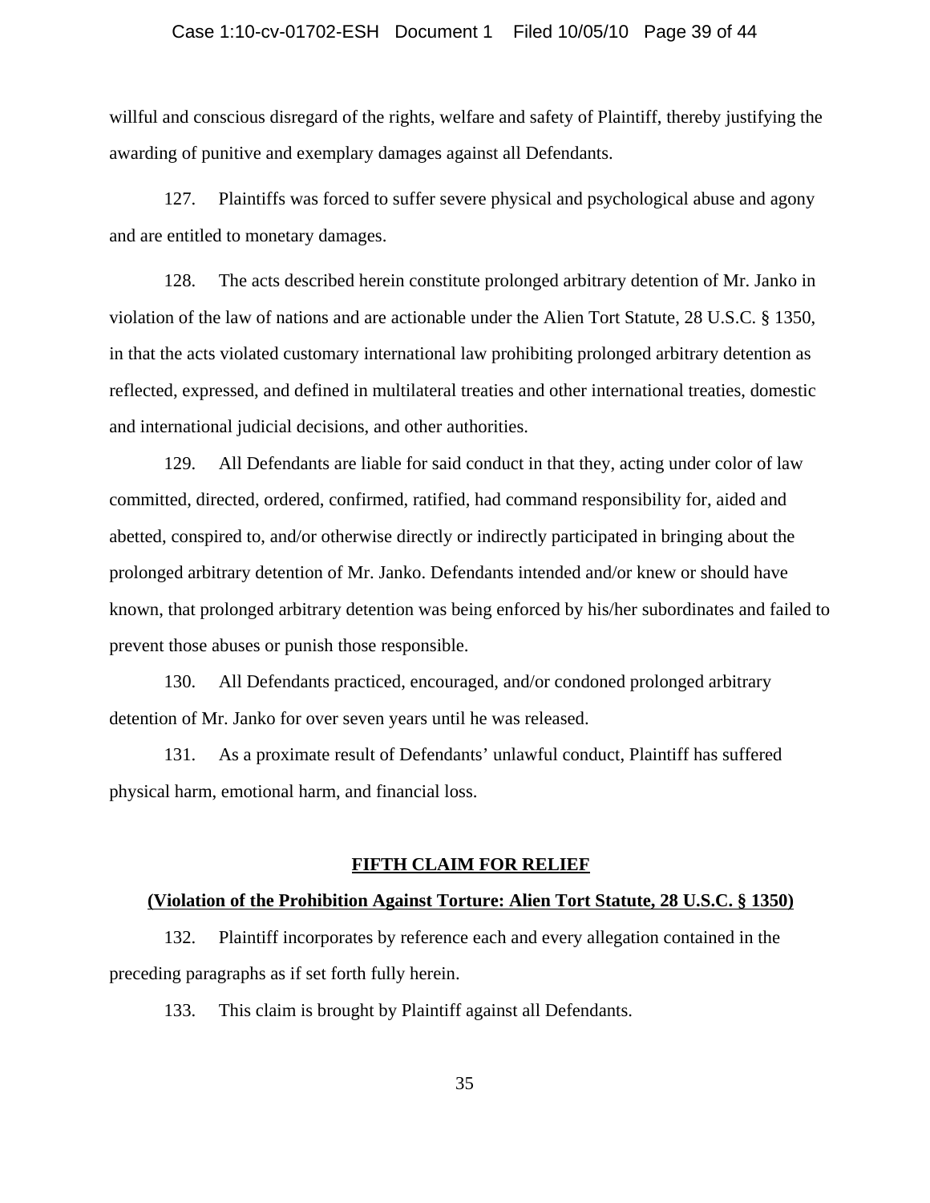willful and conscious disregard of the rights, welfare and safety of Plaintiff, thereby justifying the awarding of punitive and exemplary damages against all Defendants.

127. Plaintiffs was forced to suffer severe physical and psychological abuse and agony and are entitled to monetary damages.

128. The acts described herein constitute prolonged arbitrary detention of Mr. Janko in violation of the law of nations and are actionable under the Alien Tort Statute, 28 U.S.C. § 1350, in that the acts violated customary international law prohibiting prolonged arbitrary detention as reflected, expressed, and defined in multilateral treaties and other international treaties, domestic and international judicial decisions, and other authorities.

129. All Defendants are liable for said conduct in that they, acting under color of law committed, directed, ordered, confirmed, ratified, had command responsibility for, aided and abetted, conspired to, and/or otherwise directly or indirectly participated in bringing about the prolonged arbitrary detention of Mr. Janko. Defendants intended and/or knew or should have known, that prolonged arbitrary detention was being enforced by his/her subordinates and failed to prevent those abuses or punish those responsible.

130. All Defendants practiced, encouraged, and/or condoned prolonged arbitrary detention of Mr. Janko for over seven years until he was released.

131. As a proximate result of Defendants' unlawful conduct, Plaintiff has suffered physical harm, emotional harm, and financial loss.

## **FIFTH CLAIM FOR RELIEF**

### **(Violation of the Prohibition Against Torture: Alien Tort Statute, 28 U.S.C. § 1350)**

132. Plaintiff incorporates by reference each and every allegation contained in the preceding paragraphs as if set forth fully herein.

133. This claim is brought by Plaintiff against all Defendants.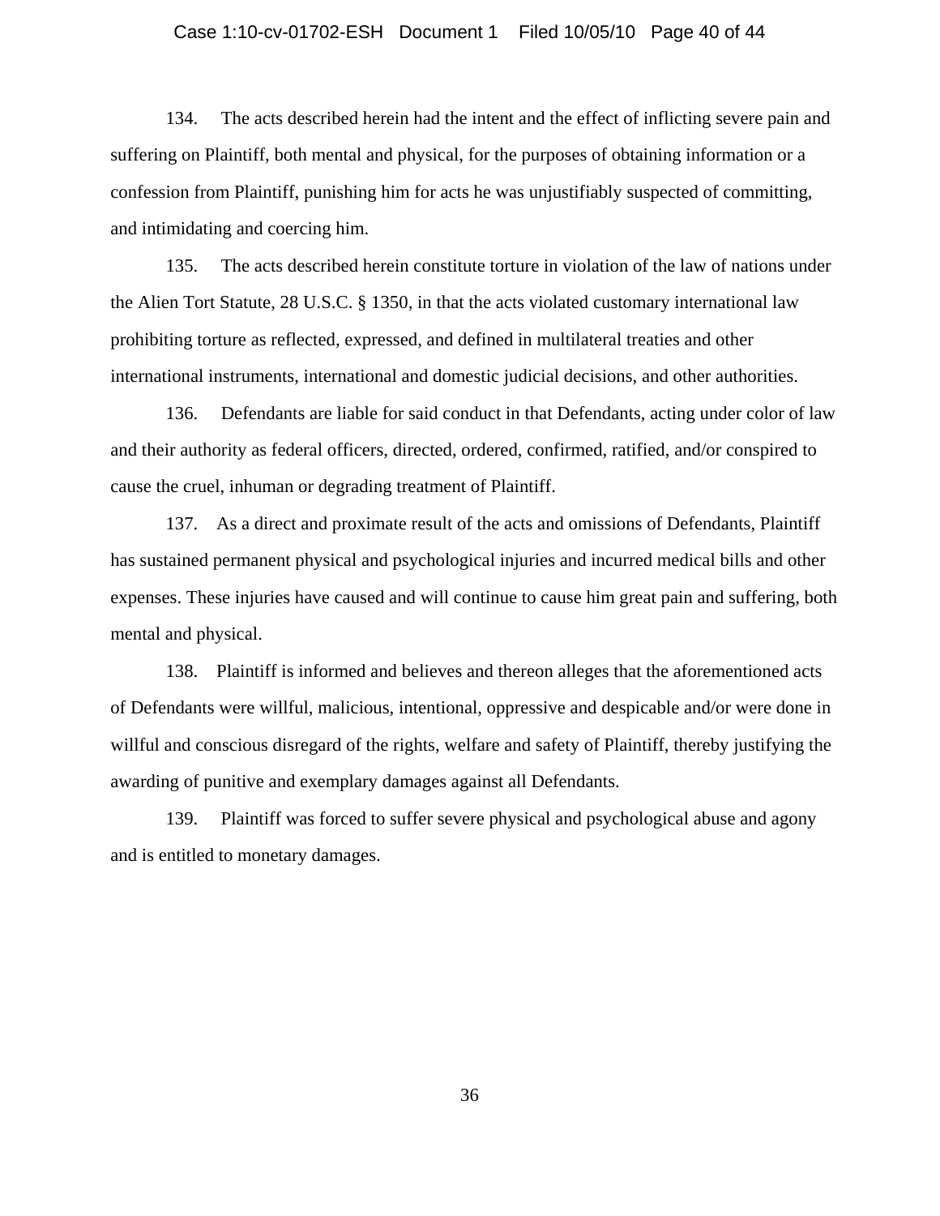134. The acts described herein had the intent and the effect of inflicting severe pain and suffering on Plaintiff, both mental and physical, for the purposes of obtaining information or a confession from Plaintiff, punishing him for acts he was unjustifiably suspected of committing, and intimidating and coercing him.

135. The acts described herein constitute torture in violation of the law of nations under the Alien Tort Statute, 28 U.S.C. § 1350, in that the acts violated customary international law prohibiting torture as reflected, expressed, and defined in multilateral treaties and other international instruments, international and domestic judicial decisions, and other authorities.

136. Defendants are liable for said conduct in that Defendants, acting under color of law and their authority as federal officers, directed, ordered, confirmed, ratified, and/or conspired to cause the cruel, inhuman or degrading treatment of Plaintiff.

137. As a direct and proximate result of the acts and omissions of Defendants, Plaintiff has sustained permanent physical and psychological injuries and incurred medical bills and other expenses. These injuries have caused and will continue to cause him great pain and suffering, both mental and physical.

138. Plaintiff is informed and believes and thereon alleges that the aforementioned acts of Defendants were willful, malicious, intentional, oppressive and despicable and/or were done in willful and conscious disregard of the rights, welfare and safety of Plaintiff, thereby justifying the awarding of punitive and exemplary damages against all Defendants.

139. Plaintiff was forced to suffer severe physical and psychological abuse and agony and is entitled to monetary damages.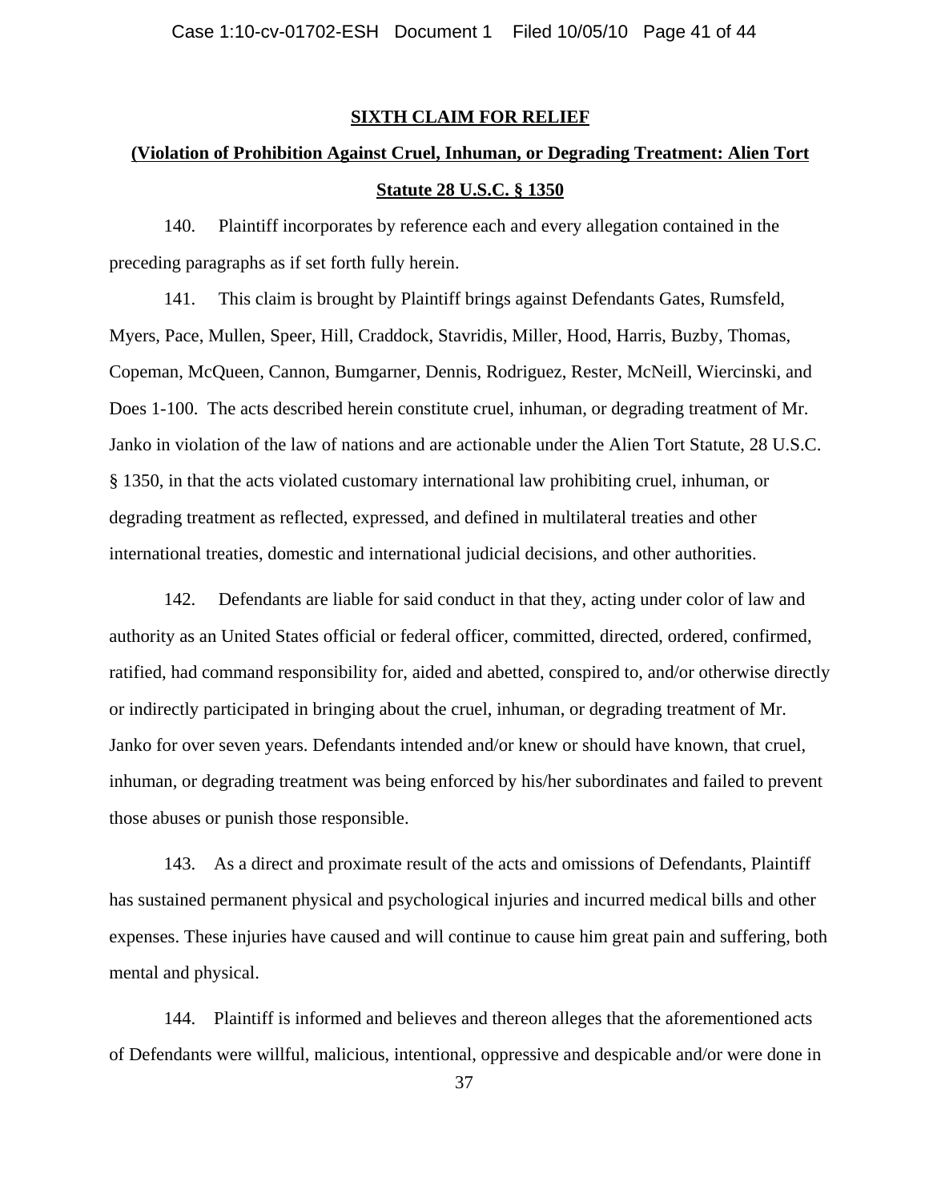**SIXTH CLAIM FOR RELIEF**

**(Violation of Prohibition Against Cruel, Inhuman, or Degrading Treatment: Alien Tort Statute 28 U.S.C. § 1350**

140. Plaintiff incorporates by reference each and every allegation contained in the preceding paragraphs as if set forth fully herein.

141. This claim is brought by Plaintiff brings against Defendants Gates, Rumsfeld, Myers, Pace, Mullen, Speer, Hill, Craddock, Stavridis, Miller, Hood, Harris, Buzby, Thomas, Copeman, McQueen, Cannon, Bumgarner, Dennis, Rodriguez, Rester, McNeill, Wiercinski, and Does 1-100. The acts described herein constitute cruel, inhuman, or degrading treatment of Mr. Janko in violation of the law of nations and are actionable under the Alien Tort Statute, 28 U.S.C. § 1350, in that the acts violated customary international law prohibiting cruel, inhuman, or degrading treatment as reflected, expressed, and defined in multilateral treaties and other international treaties, domestic and international judicial decisions, and other authorities.

142. Defendants are liable for said conduct in that they, acting under color of law and authority as an United States official or federal officer, committed, directed, ordered, confirmed, ratified, had command responsibility for, aided and abetted, conspired to, and/or otherwise directly or indirectly participated in bringing about the cruel, inhuman, or degrading treatment of Mr. Janko for over seven years. Defendants intended and/or knew or should have known, that cruel, inhuman, or degrading treatment was being enforced by his/her subordinates and failed to prevent those abuses or punish those responsible.

143. As a direct and proximate result of the acts and omissions of Defendants, Plaintiff has sustained permanent physical and psychological injuries and incurred medical bills and other expenses. These injuries have caused and will continue to cause him great pain and suffering, both mental and physical.

144. Plaintiff is informed and believes and thereon alleges that the aforementioned acts of Defendants were willful, malicious, intentional, oppressive and despicable and/or were done in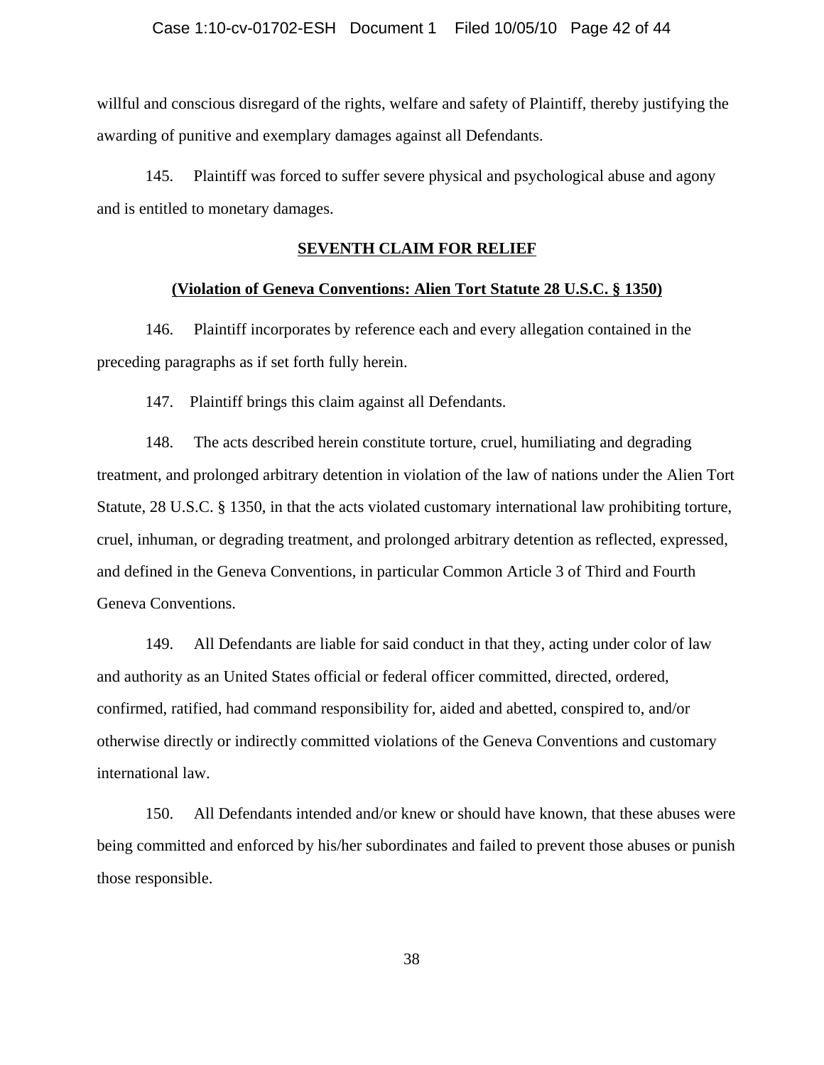willful and conscious disregard of the rights, welfare and safety of Plaintiff, thereby justifying the awarding of punitive and exemplary damages against all Defendants.

145. Plaintiff was forced to suffer severe physical and psychological abuse and agony and is entitled to monetary damages.

## SEVENTH CLAIM FOR RELIEF

### (Violation of Geneva Conventions: Alien Tort Statute 28 U.S.C. § 1350)

146. Plaintiff incorporates by reference each and every allegation contained in the preceding paragraphs as if set forth fully herein.

147. Plaintiff brings this claim against all Defendants.

148. The acts described herein constitute torture, cruel, humiliating and degrading treatment, and prolonged arbitrary detention in violation of the law of nations under the Alien Tort Statute, 28 U.S.C. § 1350, in that the acts violated customary international law prohibiting torture, cruel, inhuman, or degrading treatment, and prolonged arbitrary detention as reflected, expressed, and defined in the Geneva Conventions, in particular Common Article 3 of Third and Fourth Geneva Conventions.

149. All Defendants are liable for said conduct in that they, acting under color of law and authority as an United States official or federal officer committed, directed, ordered, confirmed, ratified, had command responsibility for, aided and abetted, conspired to, and/or otherwise directly or indirectly committed violations of the Geneva Conventions and customary international law.

150. All Defendants intended and/or knew or should have known, that these abuses were being committed and enforced by his/her subordinates and failed to prevent those abuses or punish those responsible.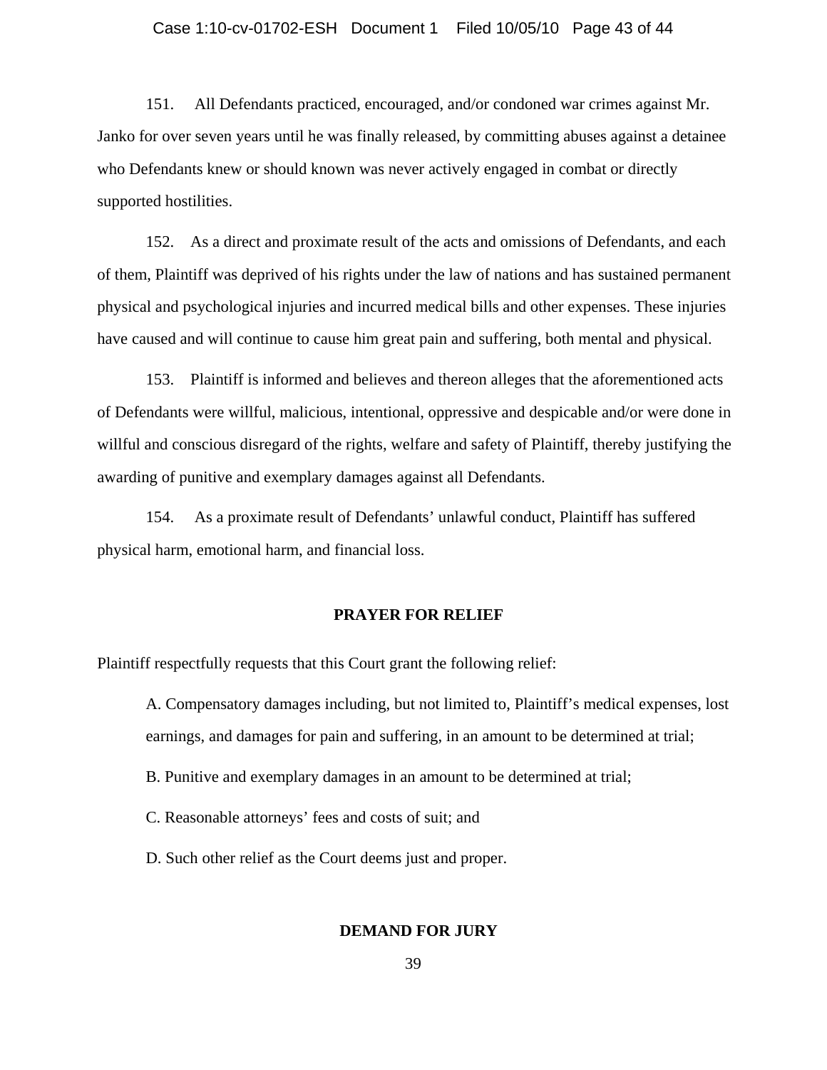151. All Defendants practiced, encouraged, and/or condoned war crimes against Mr. Janko for over seven years until he was finally released, by committing abuses against a detainee who Defendants knew or should known was never actively engaged in combat or directly supported hostilities.

152. As a direct and proximate result of the acts and omissions of Defendants, and each of them, Plaintiff was deprived of his rights under the law of nations and has sustained permanent physical and psychological injuries and incurred medical bills and other expenses. These injuries have caused and will continue to cause him great pain and suffering, both mental and physical.

153. Plaintiff is informed and believes and thereon alleges that the aforementioned acts of Defendants were willful, malicious, intentional, oppressive and despicable and/or were done in willful and conscious disregard of the rights, welfare and safety of Plaintiff, thereby justifying the awarding of punitive and exemplary damages against all Defendants.

154. As a proximate result of Defendants' unlawful conduct, Plaintiff has suffered physical harm, emotional harm, and financial loss.

## PRAYER FOR RELIEF

Plaintiff respectfully requests that this Court grant the following relief:

A. Compensatory damages including, but not limited to, Plaintiff's medical expenses, lost earnings, and damages for pain and suffering, in an amount to be determined at trial;

B. Punitive and exemplary damages in an amount to be determined at trial;

C. Reasonable attorneys' fees and costs of suit; and

D. Such other relief as the Court deems just and proper.

## DEMAND FOR JURY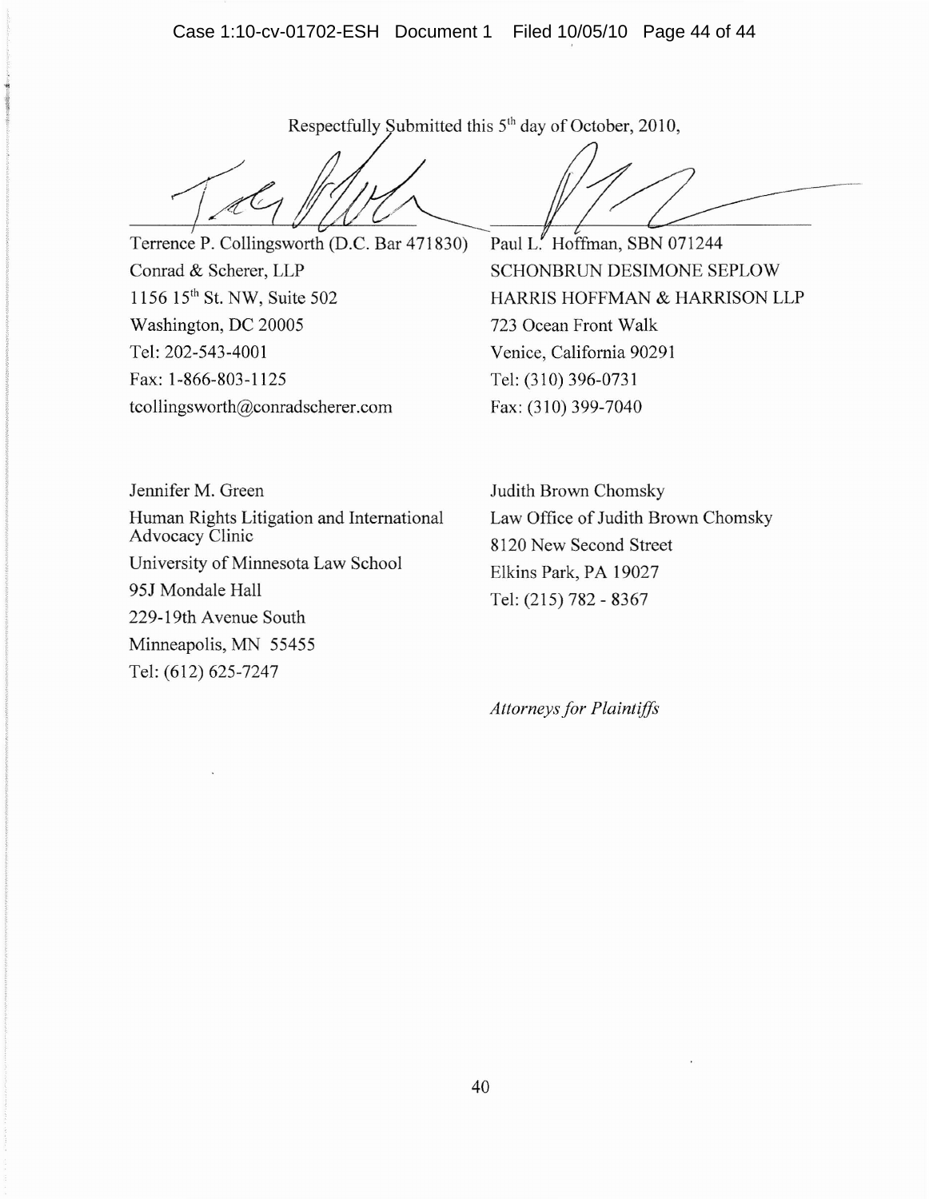Respectfully Submitted this 5th day of October, 2010,

Terrence P. Collingsworth (D.C. Bar 471830)
Conrad & Scherer, LLP
1156 15th St. NW, Suite 502
Washington, DC 20005
Tel: 202-543-4001
Fax: 1-866-803-1125
tcollingsworth@conradscherer.com

Paul L. Hoffman, SBN 071244
SCHONBRUN DESIMONE SEPLOW
HARRIS HOFFMAN & HARRISON LLP
723 Ocean Front Walk
Venice, California 90291
Tel: (310) 396-0731
Fax: (310) 399-7040

Jennifer M. Green
Human Rights Litigation and International Advocacy Clinic
University of Minnesota Law School
95J Mondale Hall
229-19th Avenue South
Minneapolis, MN 55455
Tel: (612) 625-7247

Judith Brown Chomsky
Law Office of Judith Brown Chomsky
8120 New Second Street
Elkins Park, PA 19027
Tel: (215) 782 - 8367

*Attorneys for Plaintiffs*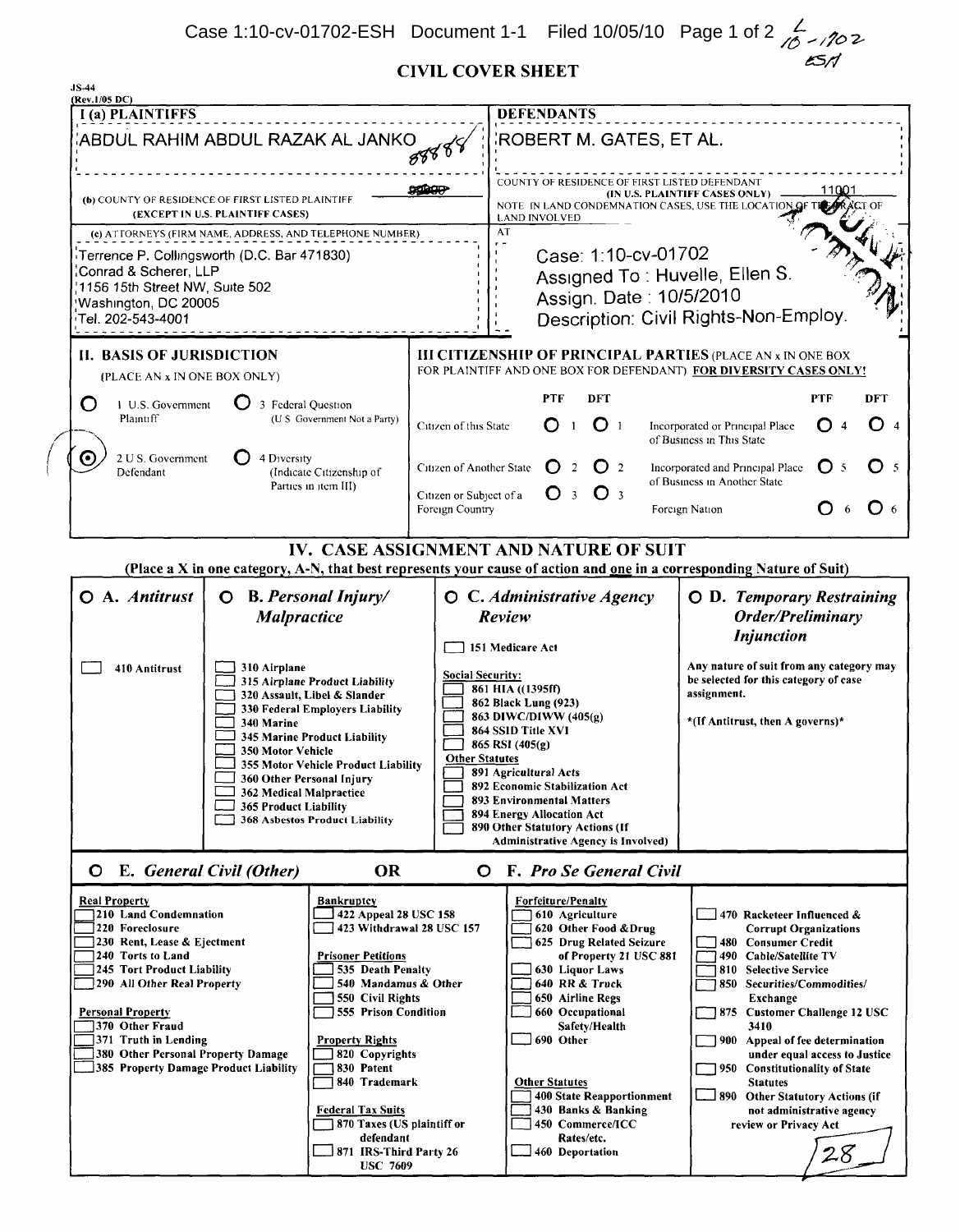Case 1:10-cv-01702-ESH Document 1-1 Filed 10/05/10 Page 1 of 2

# CIVIL COVER SHEET

JS-44 (Rev.1/05 DC)

| I (a) PLAINTIFFS | DEFENDANTS |
|---|---|
| ABDUL RAHIM ABDUL RAZAK AL JANKO | ROBERT M. GATES, ET AL. |
| (b) COUNTY OF RESIDENCE OF FIRST LISTED PLAINTIFF 88888 (EXCEPT IN U.S. PLAINTIFF CASES) | COUNTY OF RESIDENCE OF FIRST LISTED DEFENDANT 11001 (IN U.S. PLAINTIFF CASES ONLY) NOTE: IN LAND CONDEMNATION CASES, USE THE LOCATION OF THE TRACT OF LAND INVOLVED |
| (c) ATTORNEYS (FIRM NAME, ADDRESS, AND TELEPHONE NUMBER) Terrence P. Collingsworth (D.C. Bar 471830) Conrad & Scherer, LLP 1156 15th Street NW, Suite 502 Washington, DC 20005 Tel. 202-543-4001 | ATTORNEYS (IF KNOWN) Case: 1:10-cv-01702 Assigned To : Huvelle, Ellen S. Assign. Date : 10/5/2010 Description: Civil Rights-Non-Employ. |

## II. BASIS OF JURISDICTION (PLACE AN x IN ONE BOX ONLY)

- ○ 1 U.S. Government Plaintiff
- ○ 3 Federal Question (U.S. Government Not a Party)
- ⦿ 2 U.S. Government Defendant
- ○ 4 Diversity (Indicate Citizenship of Parties in item III)

## III CITIZENSHIP OF PRINCIPAL PARTIES (PLACE AN x IN ONE BOX FOR PLAINTIFF AND ONE BOX FOR DEFENDANT) FOR DIVERSITY CASES ONLY!

| | PTF | DFT | | PTF | DFT |
|---|---|---|---|---|---|
| Citizen of this State | ○ 1 | ○ 1 | Incorporated or Principal Place of Business in This State | ○ 4 | ○ 4 |
| Citizen of Another State | ○ 2 | ○ 2 | Incorporated and Principal Place of Business in Another State | ○ 5 | ○ 5 |
| Citizen or Subject of a Foreign Country | ○ 3 | ○ 3 | Foreign Nation | ○ 6 | ○ 6 |

## IV. CASE ASSIGNMENT AND NATURE OF SUIT

(Place a X in one category, A-N, that best represents your cause of action and one in a corresponding Nature of Suit)

**○ A. Antitrust**

- ☐ 410 Antitrust

**○ B. Personal Injury/ Malpractice**

- ☐ 310 Airplane
- ☐ 315 Airplane Product Liability
- ☐ 320 Assault, Libel & Slander
- ☐ 330 Federal Employers Liability
- ☐ 340 Marine
- ☐ 345 Marine Product Liability
- ☐ 350 Motor Vehicle
- ☐ 355 Motor Vehicle Product Liability
- ☐ 360 Other Personal Injury
- ☐ 362 Medical Malpractice
- ☐ 365 Product Liability
- ☐ 368 Asbestos Product Liability

**○ C. Administrative Agency Review**

- ☐ 151 Medicare Act

Social Security:
- ☐ 861 HIA ((1395ff)
- ☐ 862 Black Lung (923)
- ☐ 863 DIWC/DIWW (405(g)
- ☐ 864 SSID Title XVI
- ☐ 865 RSI (405(g)

Other Statutes
- ☐ 891 Agricultural Acts
- ☐ 892 Economic Stabilization Act
- ☐ 893 Environmental Matters
- ☐ 894 Energy Allocation Act
- ☐ 890 Other Statutory Actions (If Administrative Agency is Involved)

**○ D. Temporary Restraining Order/Preliminary Injunction**

Any nature of suit from any category may be selected for this category of case assignment.

\*(If Antitrust, then A governs)\*

**○ E. General Civil (Other) OR ○ F. Pro Se General Civil**

Real Property
- ☐ 210 Land Condemnation
- ☐ 220 Foreclosure
- ☐ 230 Rent, Lease & Ejectment
- ☐ 240 Torts to Land
- ☐ 245 Tort Product Liability
- ☐ 290 All Other Real Property

Personal Property
- ☐ 370 Other Fraud
- ☐ 371 Truth in Lending
- ☐ 380 Other Personal Property Damage
- ☐ 385 Property Damage Product Liability

Bankruptcy
- ☐ 422 Appeal 28 USC 158
- ☐ 423 Withdrawal 28 USC 157

Prisoner Petitions
- ☐ 535 Death Penalty
- ☐ 540 Mandamus & Other
- ☐ 550 Civil Rights
- ☐ 555 Prison Condition

Property Rights
- ☐ 820 Copyrights
- ☐ 830 Patent
- ☐ 840 Trademark

Federal Tax Suits
- ☐ 870 Taxes (US plaintiff or defendant
- ☐ 871 IRS-Third Party 26 USC 7609

Forfeiture/Penalty
- ☐ 610 Agriculture
- ☐ 620 Other Food &Drug
- ☐ 625 Drug Related Seizure of Property 21 USC 881
- ☐ 630 Liquor Laws
- ☐ 640 RR & Truck
- ☐ 650 Airline Regs
- ☐ 660 Occupational Safety/Health
- ☐ 690 Other

Other Statutes
- ☐ 400 State Reapportionment
- ☐ 430 Banks & Banking
- ☐ 450 Commerce/ICC Rates/etc.
- ☐ 460 Deportation

- ☐ 470 Racketeer Influenced & Corrupt Organizations
- ☐ 480 Consumer Credit
- ☐ 490 Cable/Satellite TV
- ☐ 810 Selective Service
- ☐ 850 Securities/Commodities/ Exchange
- ☐ 875 Customer Challenge 12 USC 3410
- ☐ 900 Appeal of fee determination under equal access to Justice
- ☐ 950 Constitutionality of State Statutes
- ☐ 890 Other Statutory Actions (if not administrative agency review or Privacy Act

28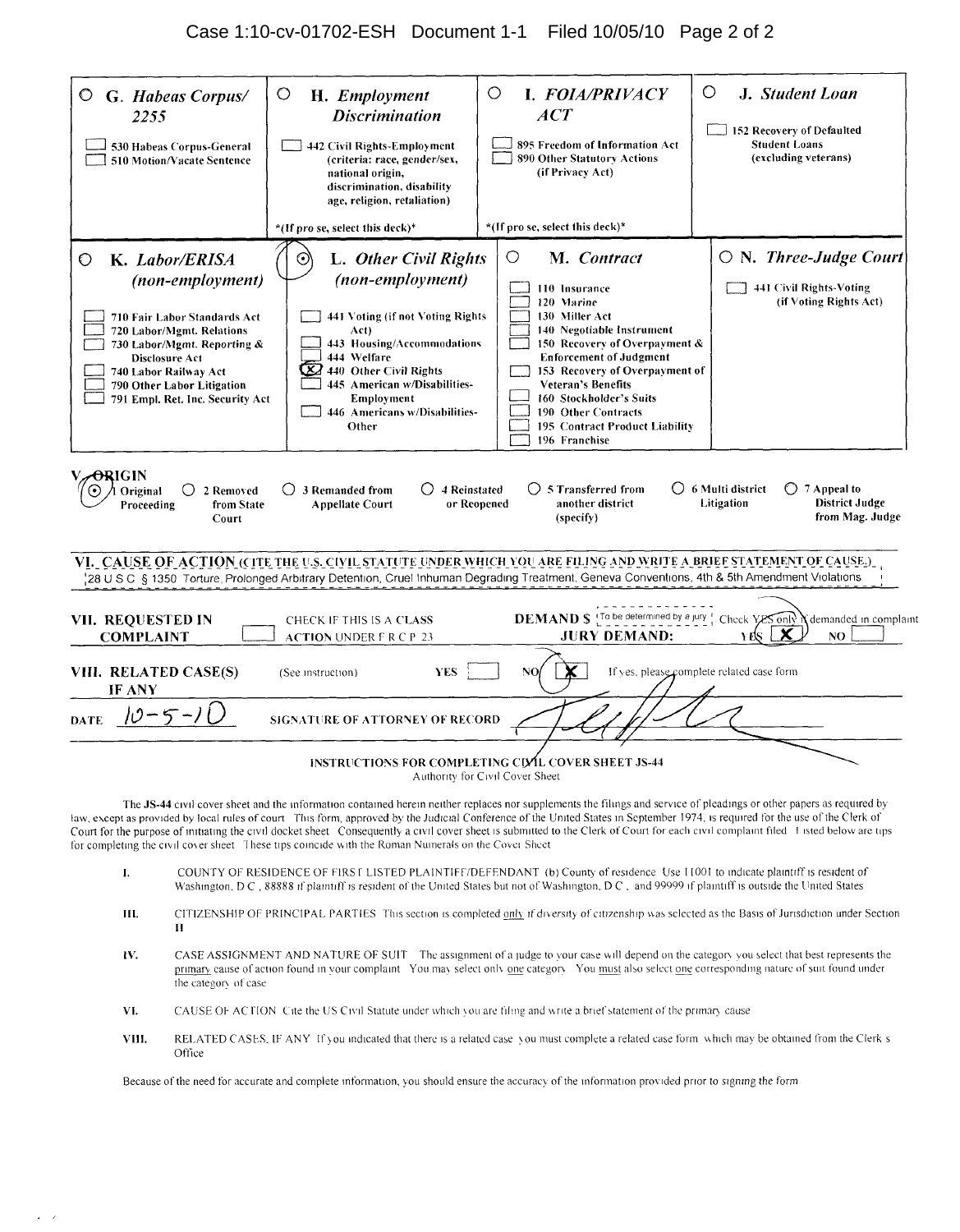| | | | |
|---|---|---|---|
| ○ **G. *Habeas Corpus/ 2255***<br><br>☐ 530 Habeas Corpus-General<br>☐ 510 Motion/Vacate Sentence | ○ **H. *Employment Discrimination***<br><br>☐ 442 Civil Rights-Employment (criteria: race, gender/sex, national origin, discrimination, disability age, religion, retaliation)<br><br>*(If pro se, select this deck)* | ○ **I. *FOIA/PRIVACY ACT***<br><br>☐ 895 Freedom of Information Act<br>☐ 890 Other Statutory Actions (if Privacy Act)<br><br>*(If pro se, select this deck)* | ○ **J. *Student Loan***<br><br>☐ 152 Recovery of Defaulted Student Loans (excluding veterans) |
| ○ **K. *Labor/ERISA (non-employment)***<br><br>☐ 710 Fair Labor Standards Act<br>☐ 720 Labor/Mgmt. Relations<br>☐ 730 Labor/Mgmt. Reporting & Disclosure Act<br>☐ 740 Labor Railway Act<br>☐ 790 Other Labor Litigation<br>☐ 791 Empl. Ret. Inc. Security Act | ⦿ **L. *Other Civil Rights (non-employment)***<br><br>☐ 441 Voting (if not Voting Rights Act)<br>☐ 443 Housing/Accommodations<br>☐ 444 Welfare<br>☒ 440 Other Civil Rights<br>☐ 445 American w/Disabilities-Employment<br>☐ 446 Americans w/Disabilities-Other | ○ **M. *Contract***<br><br>☐ 110 Insurance<br>☐ 120 Marine<br>☐ 130 Miller Act<br>☐ 140 Negotiable Instrument<br>☐ 150 Recovery of Overpayment & Enforcement of Judgment<br>☐ 153 Recovery of Overpayment of Veteran's Benefits<br>☐ 160 Stockholder's Suits<br>☐ 190 Other Contracts<br>☐ 195 Contract Product Liability<br>☐ 196 Franchise | ○ **N. *Three-Judge Court***<br><br>☐ 441 Civil Rights-Voting (if Voting Rights Act) |

**V. ORIGIN**

⦿ 1 Original Proceeding ○ 2 Removed from State Court ○ 3 Remanded from Appellate Court ○ 4 Reinstated or Reopened ○ 5 Transferred from another district (specify) ○ 6 Multi district Litigation ○ 7 Appeal to District Judge from Mag. Judge

**VI. CAUSE OF ACTION** (CITE THE U.S. CIVIL STATUTE UNDER WHICH YOU ARE FILING AND WRITE A BRIEF STATEMENT OF CAUSE.)

28 U S C § 1350 Torture, Prolonged Arbitrary Detention, Cruel Inhuman Degrading Treatment, Geneva Conventions, 4th & 5th Amendment Violations

**VII. REQUESTED IN COMPLAINT** ☐ CHECK IF THIS IS A CLASS ACTION UNDER F R C P 23 **DEMAND $** To be determined by a jury Check YES only if demanded in complaint **JURY DEMAND:** YES ☒ NO ☐

**VIII. RELATED CASE(S) IF ANY** (See instruction) YES ☐ NO ☒ If yes, please complete related case form

DATE 10-5-10 SIGNATURE OF ATTORNEY OF RECORD [signature]

**INSTRUCTIONS FOR COMPLETING CIVIL COVER SHEET JS-44**
Authority for Civil Cover Sheet

The **JS-44** civil cover sheet and the information contained herein neither replaces nor supplements the filings and service of pleadings or other papers as required by law, except as provided by local rules of court This form, approved by the Judicial Conference of the United States in September 1974, is required for the use of the Clerk of Court for the purpose of initiating the civil docket sheet Consequently a civil cover sheet is submitted to the Clerk of Court for each civil complaint filed Listed below are tips for completing the civil cover sheet These tips coincide with the Roman Numerals on the Cover Sheet

- **I.** COUNTY OF RESIDENCE OF FIRST LISTED PLAINTIFF/DEFENDANT (b) County of residence Use 11001 to indicate plaintiff is resident of Washington, D C , 88888 if plaintiff is resident of the United States but not of Washington, D C , and 99999 if plaintiff is outside the United States
- **III.** CITIZENSHIP OF PRINCIPAL PARTIES This section is completed only if diversity of citizenship was selected as the Basis of Jurisdiction under Section II
- **IV.** CASE ASSIGNMENT AND NATURE OF SUIT The assignment of a judge to your case will depend on the category you select that best represents the primary cause of action found in your complaint You may select only one category You must also select one corresponding nature of suit found under the category of case
- **VI.** CAUSE OF ACTION Cite the US Civil Statute under which you are filing and write a brief statement of the primary cause
- **VIII.** RELATED CASES, IF ANY If you indicated that there is a related case you must complete a related case form which may be obtained from the Clerk s Office

Because of the need for accurate and complete information, you should ensure the accuracy of the information provided prior to signing the form